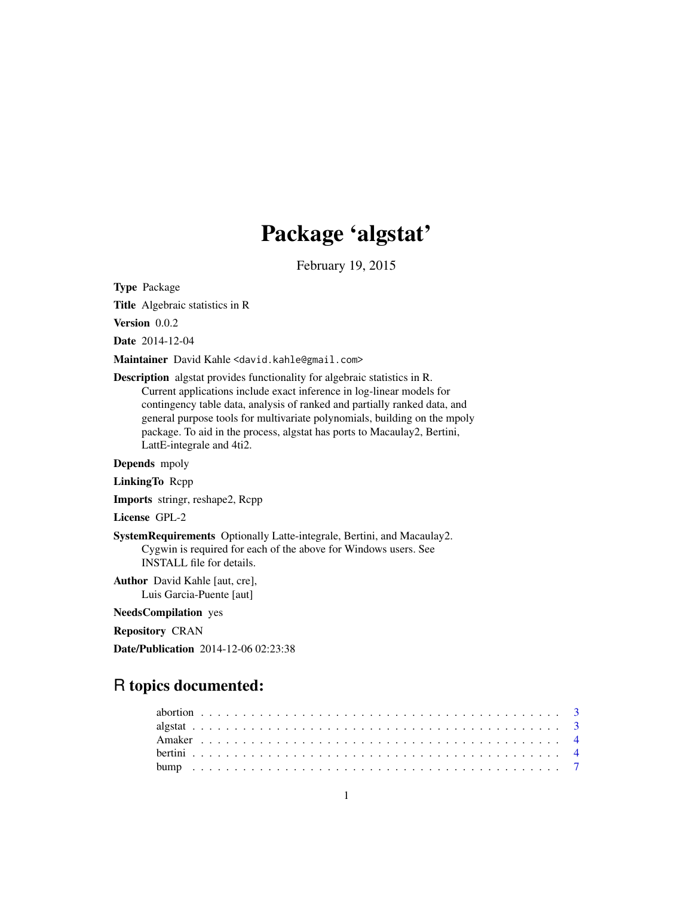# Package 'algstat'

February 19, 2015

**Type** Package

**Title** Algebraic statistics in R

**Version** 0.0.2

**Date** 2014-12-04

**Maintainer** David Kahle <david.kahle@gmail.com>

**Description** algstat provides functionality for algebraic statistics in R. Current applications include exact inference in log-linear models for contingency table data, analysis of ranked and partially ranked data, and general purpose tools for multivariate polynomials, building on the mpoly package. To aid in the process, algstat has ports to Macaulay2, Bertini, LattE-integrale and 4ti2.

**Depends** mpoly

**LinkingTo** Rcpp

**Imports** stringr, reshape2, Rcpp

**License** GPL-2

**SystemRequirements** Optionally Latte-integrale, Bertini, and Macaulay2. Cygwin is required for each of the above for Windows users. See INSTALL file for details.

**Author** David Kahle [aut, cre], Luis Garcia-Puente [aut]

**NeedsCompilation** yes

**Repository** CRAN

**Date/Publication** 2014-12-06 02:23:38

## R topics documented:

| | |
|---|---|
| abortion | 3 |
| algstat | 3 |
| Amaker | 4 |
| bertini | 4 |
| bump | 7 |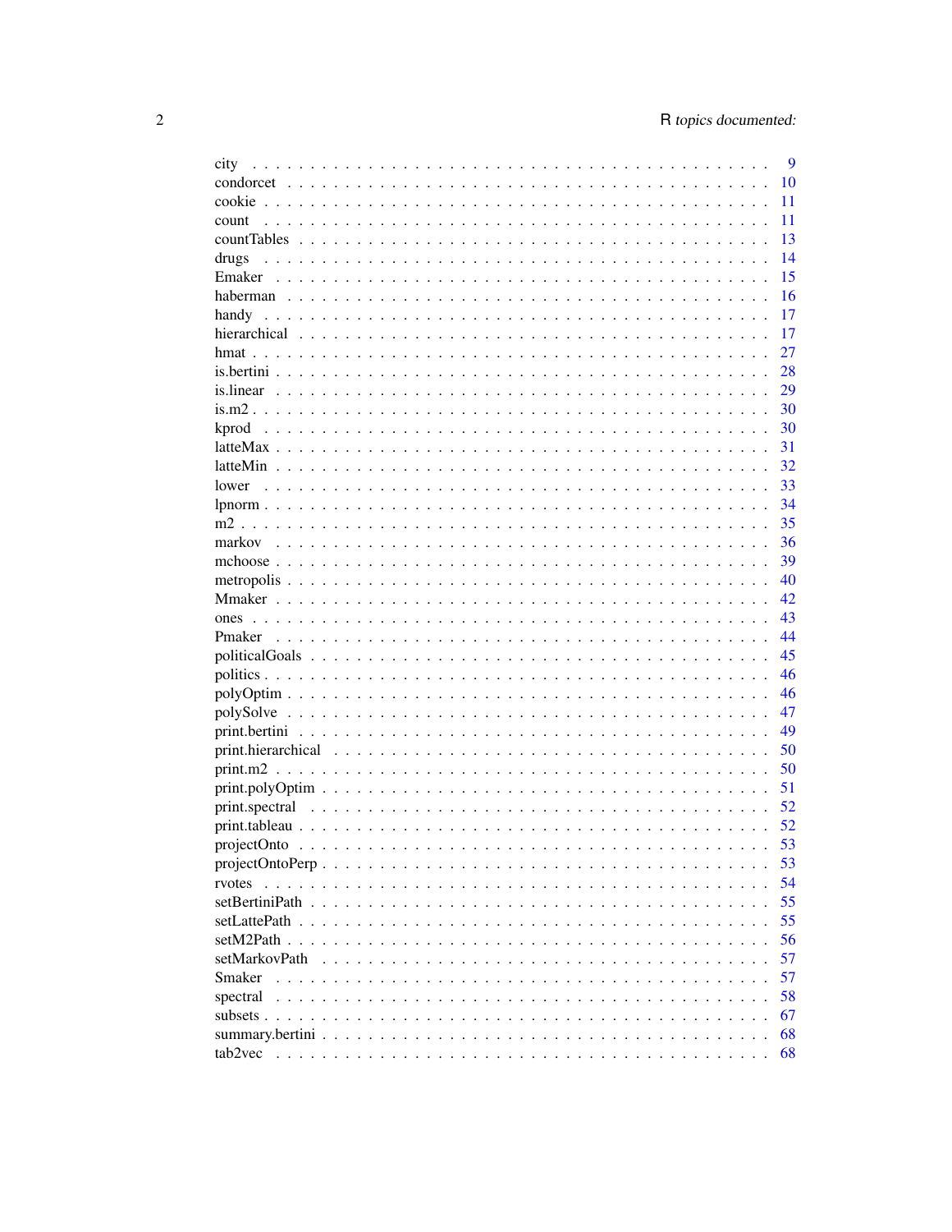| | |
|---|---|
| city | 9 |
| condorcet | 10 |
| cookie | 11 |
| count | 11 |
| countTables | 13 |
| drugs | 14 |
| Emaker | 15 |
| haberman | 16 |
| handy | 17 |
| hierarchical | 17 |
| hmat | 27 |
| is.bertini | 28 |
| is.linear | 29 |
| is.m2 | 30 |
| kprod | 30 |
| latteMax | 31 |
| latteMin | 32 |
| lower | 33 |
| lpnorm | 34 |
| m2 | 35 |
| markov | 36 |
| mchoose | 39 |
| metropolis | 40 |
| Mmaker | 42 |
| ones | 43 |
| Pmaker | 44 |
| politicalGoals | 45 |
| politics | 46 |
| polyOptim | 46 |
| polySolve | 47 |
| print.bertini | 49 |
| print.hierarchical | 50 |
| print.m2 | 50 |
| print.polyOptim | 51 |
| print.spectral | 52 |
| print.tableau | 52 |
| projectOnto | 53 |
| projectOntoPerp | 53 |
| rvotes | 54 |
| setBertiniPath | 55 |
| setLattePath | 55 |
| setM2Path | 56 |
| setMarkovPath | 57 |
| Smaker | 57 |
| spectral | 58 |
| subsets | 67 |
| summary.bertini | 68 |
| tab2vec | 68 |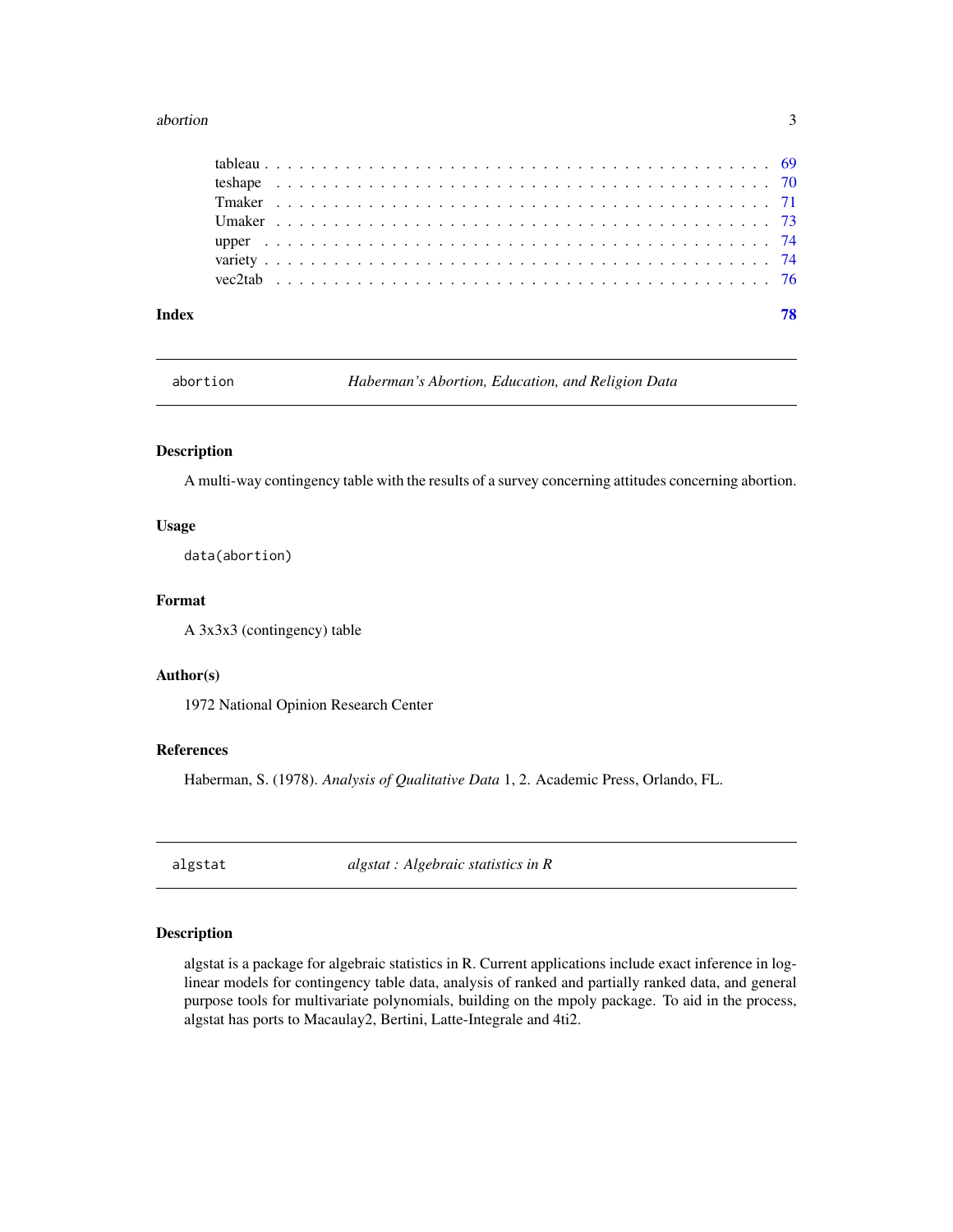| | |
|---|---|
| tableau | 69 |
| teshape | 70 |
| Tmaker | 71 |
| Umaker | 73 |
| upper | 74 |
| variety | 74 |
| vec2tab | 76 |

**Index** **78**

---

## abortion — *Haberman's Abortion, Education, and Religion Data*

### Description

A multi-way contingency table with the results of a survey concerning attitudes concerning abortion.

### Usage

```
data(abortion)
```

### Format

A 3x3x3 (contingency) table

### Author(s)

1972 National Opinion Research Center

### References

Haberman, S. (1978). *Analysis of Qualitative Data* 1, 2. Academic Press, Orlando, FL.

---

## algstat — *algstat : Algebraic statistics in R*

### Description

algstat is a package for algebraic statistics in R. Current applications include exact inference in log-linear models for contingency table data, analysis of ranked and partially ranked data, and general purpose tools for multivariate polynomials, building on the mpoly package. To aid in the process, algstat has ports to Macaulay2, Bertini, Latte-Integrale and 4ti2.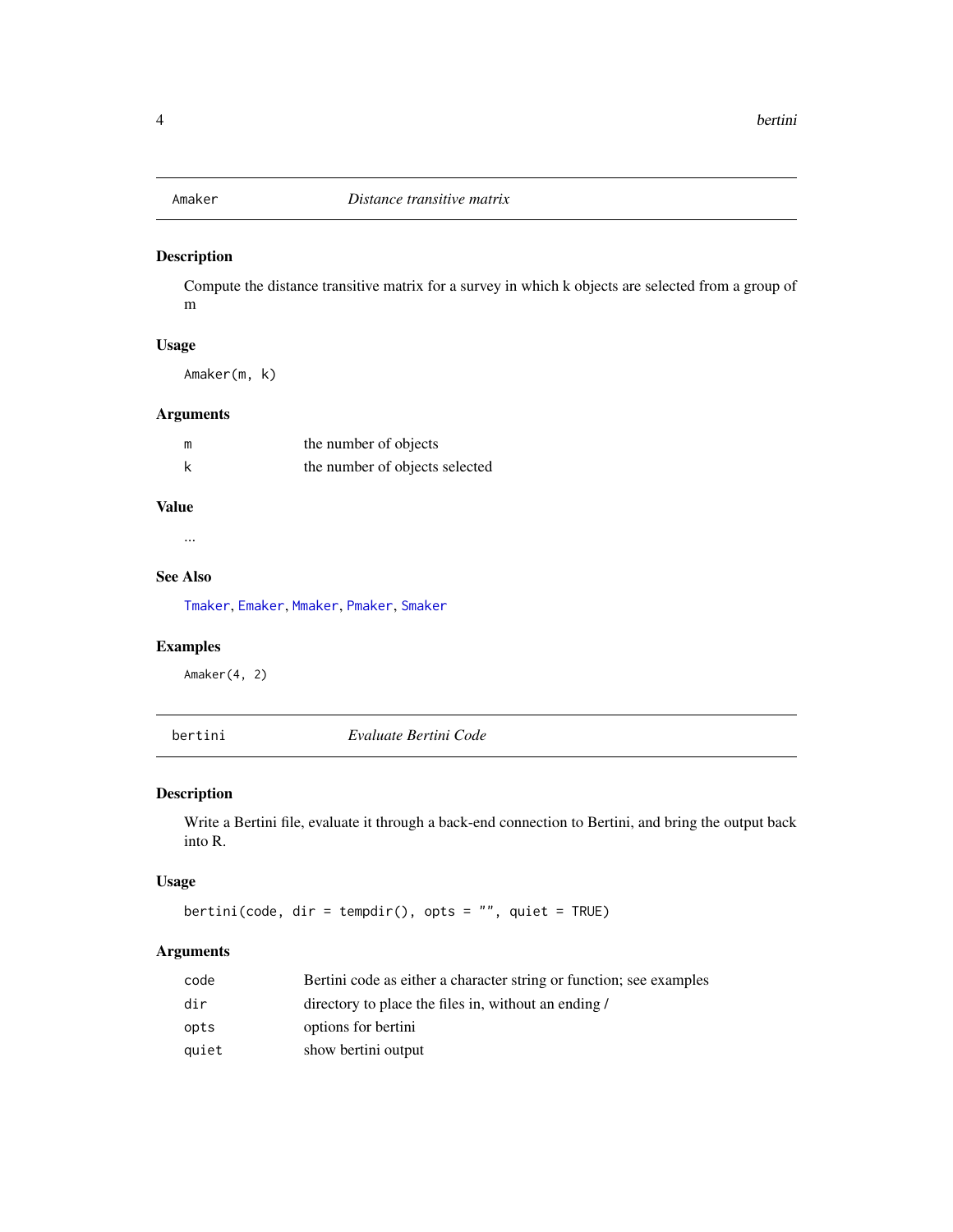## Amaker — *Distance transitive matrix*

### Description

Compute the distance transitive matrix for a survey in which k objects are selected from a group of m

### Usage

```
Amaker(m, k)
```

### Arguments

| | |
|---|---|
| m | the number of objects |
| k | the number of objects selected |

### Value

...

### See Also

Tmaker, Emaker, Mmaker, Pmaker, Smaker

### Examples

```
Amaker(4, 2)
```

## bertini — *Evaluate Bertini Code*

### Description

Write a Bertini file, evaluate it through a back-end connection to Bertini, and bring the output back into R.

### Usage

```
bertini(code, dir = tempdir(), opts = "", quiet = TRUE)
```

### Arguments

| | |
|---|---|
| code | Bertini code as either a character string or function; see examples |
| dir | directory to place the files in, without an ending / |
| opts | options for bertini |
| quiet | show bertini output |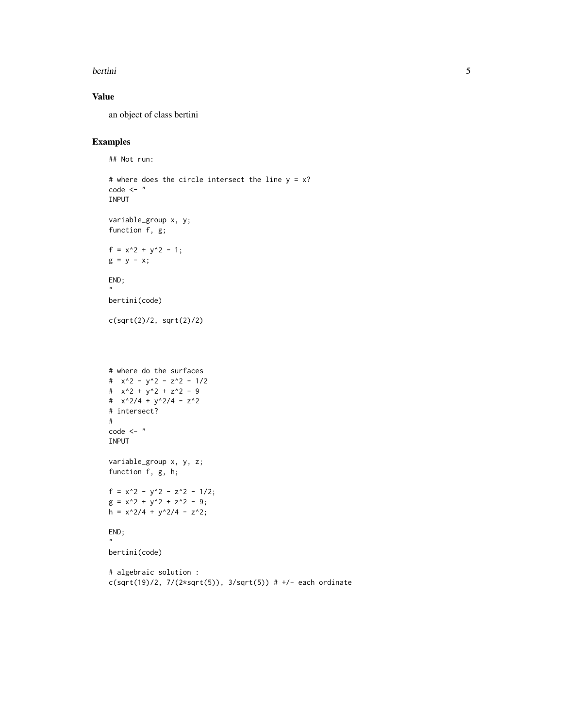## Value

an object of class bertini

## Examples

```
## Not run:

# where does the circle intersect the line y = x?
code <- "
INPUT

variable_group x, y;
function f, g;

f = x^2 + y^2 - 1;
g = y - x;

END;
"
bertini(code)

c(sqrt(2)/2, sqrt(2)/2)




# where do the surfaces
#  x^2 - y^2 - z^2 - 1/2
#  x^2 + y^2 + z^2 - 9
#  x^2/4 + y^2/4 - z^2
# intersect?
#
code <- "
INPUT

variable_group x, y, z;
function f, g, h;

f = x^2 - y^2 - z^2 - 1/2;
g = x^2 + y^2 + z^2 - 9;
h = x^2/4 + y^2/4 - z^2;

END;
"
bertini(code)

# algebraic solution :
c(sqrt(19)/2, 7/(2*sqrt(5)), 3/sqrt(5)) # +/- each ordinate
```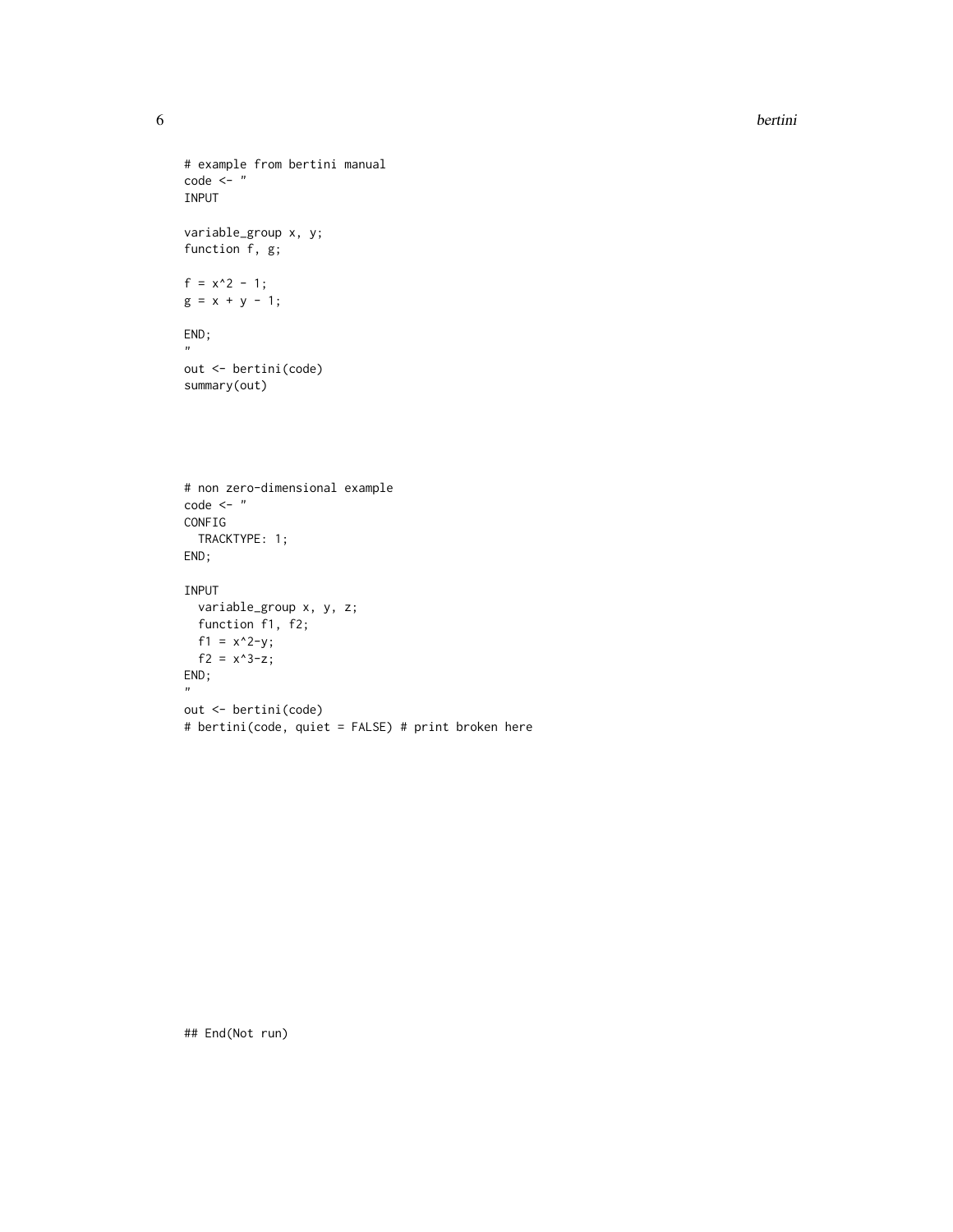```
# example from bertini manual
code <- "
INPUT

variable_group x, y;
function f, g;

f = x^2 - 1;
g = x + y - 1;

END;
"
out <- bertini(code)
summary(out)




# non zero-dimensional example
code <- "
CONFIG
  TRACKTYPE: 1;
END;

INPUT
  variable_group x, y, z;
  function f1, f2;
  f1 = x^2-y;
  f2 = x^3-z;
END;
"
out <- bertini(code)
# bertini(code, quiet = FALSE) # print broken here
```

```
## End(Not run)
```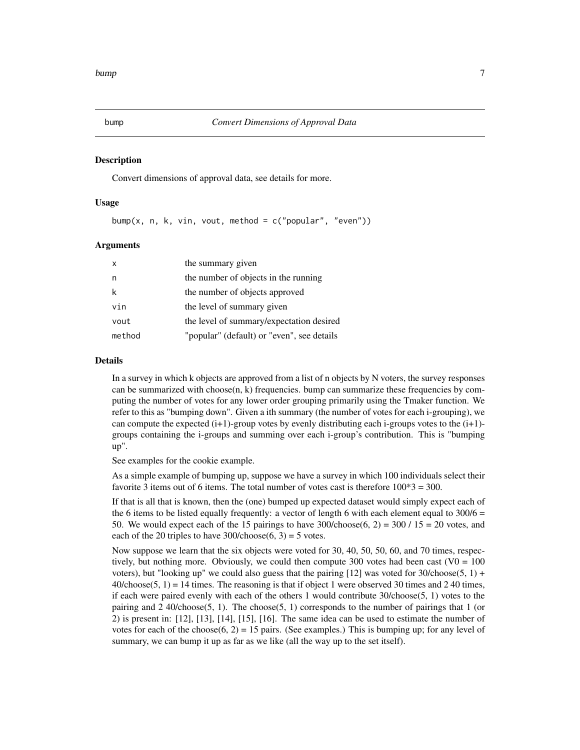bump *Convert Dimensions of Approval Data*

## Description

Convert dimensions of approval data, see details for more.

## Usage

```
bump(x, n, k, vin, vout, method = c("popular", "even"))
```

## Arguments

| | |
|---|---|
| x | the summary given |
| n | the number of objects in the running |
| k | the number of objects approved |
| vin | the level of summary given |
| vout | the level of summary/expectation desired |
| method | "popular" (default) or "even", see details |

## Details

In a survey in which k objects are approved from a list of n objects by N voters, the survey responses can be summarized with choose(n, k) frequencies. bump can summarize these frequencies by computing the number of votes for any lower order grouping primarily using the Tmaker function. We refer to this as "bumping down". Given a ith summary (the number of votes for each i-grouping), we can compute the expected (i+1)-group votes by evenly distributing each i-groups votes to the (i+1)-groups containing the i-groups and summing over each i-group's contribution. This is "bumping up".

See examples for the cookie example.

As a simple example of bumping up, suppose we have a survey in which 100 individuals select their favorite 3 items out of 6 items. The total number of votes cast is therefore 100*3 = 300.

If that is all that is known, then the (one) bumped up expected dataset would simply expect each of the 6 items to be listed equally frequently: a vector of length 6 with each element equal to 300/6 = 50. We would expect each of the 15 pairings to have 300/choose(6, 2) = 300 / 15 = 20 votes, and each of the 20 triples to have 300/choose(6, 3) = 5 votes.

Now suppose we learn that the six objects were voted for 30, 40, 50, 50, 60, and 70 times, respectively, but nothing more. Obviously, we could then compute 300 votes had been cast (V0 = 100 voters), but "looking up" we could also guess that the pairing [12] was voted for 30/choose(5, 1) + 40/choose(5, 1) = 14 times. The reasoning is that if object 1 were observed 30 times and 2 40 times, if each were paired evenly with each of the others 1 would contribute 30/choose(5, 1) votes to the pairing and 2 40/choose(5, 1). The choose(5, 1) corresponds to the number of pairings that 1 (or 2) is present in: [12], [13], [14], [15], [16]. The same idea can be used to estimate the number of votes for each of the choose(6, 2) = 15 pairs. (See examples.) This is bumping up; for any level of summary, we can bump it up as far as we like (all the way up to the set itself).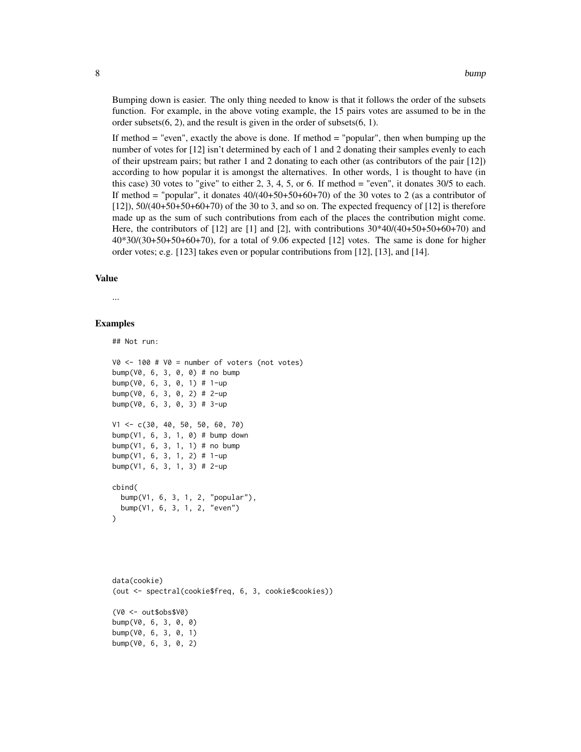Bumping down is easier. The only thing needed to know is that it follows the order of the subsets function. For example, in the above voting example, the 15 pairs votes are assumed to be in the order subsets(6, 2), and the result is given in the order of subsets(6, 1).

If method = "even", exactly the above is done. If method = "popular", then when bumping up the number of votes for [12] isn't determined by each of 1 and 2 donating their samples evenly to each of their upstream pairs; but rather 1 and 2 donating to each other (as contributors of the pair [12]) according to how popular it is amongst the alternatives. In other words, 1 is thought to have (in this case) 30 votes to "give" to either 2, 3, 4, 5, or 6. If method = "even", it donates 30/5 to each. If method = "popular", it donates 40/(40+50+50+60+70) of the 30 votes to 2 (as a contributor of [12]), 50/(40+50+50+60+70) of the 30 to 3, and so on. The expected frequency of [12] is therefore made up as the sum of such contributions from each of the places the contribution might come. Here, the contributors of [12] are [1] and [2], with contributions 30*40/(40+50+50+60+70) and 40*30/(30+50+50+60+70), for a total of 9.06 expected [12] votes. The same is done for higher order votes; e.g. [123] takes even or popular contributions from [12], [13], and [14].

### Value

...

### Examples

```
## Not run:

V0 <- 100 # V0 = number of voters (not votes)
bump(V0, 6, 3, 0, 0) # no bump
bump(V0, 6, 3, 0, 1) # 1-up
bump(V0, 6, 3, 0, 2) # 2-up
bump(V0, 6, 3, 0, 3) # 3-up

V1 <- c(30, 40, 50, 50, 60, 70)
bump(V1, 6, 3, 1, 0) # bump down
bump(V1, 6, 3, 1, 1) # no bump
bump(V1, 6, 3, 1, 2) # 1-up
bump(V1, 6, 3, 1, 3) # 2-up

cbind(
  bump(V1, 6, 3, 1, 2, "popular"),
  bump(V1, 6, 3, 1, 2, "even")
)




data(cookie)
(out <- spectral(cookie$freq, 6, 3, cookie$cookies))

(V0 <- out$obs$V0)
bump(V0, 6, 3, 0, 0)
bump(V0, 6, 3, 0, 1)
bump(V0, 6, 3, 0, 2)
```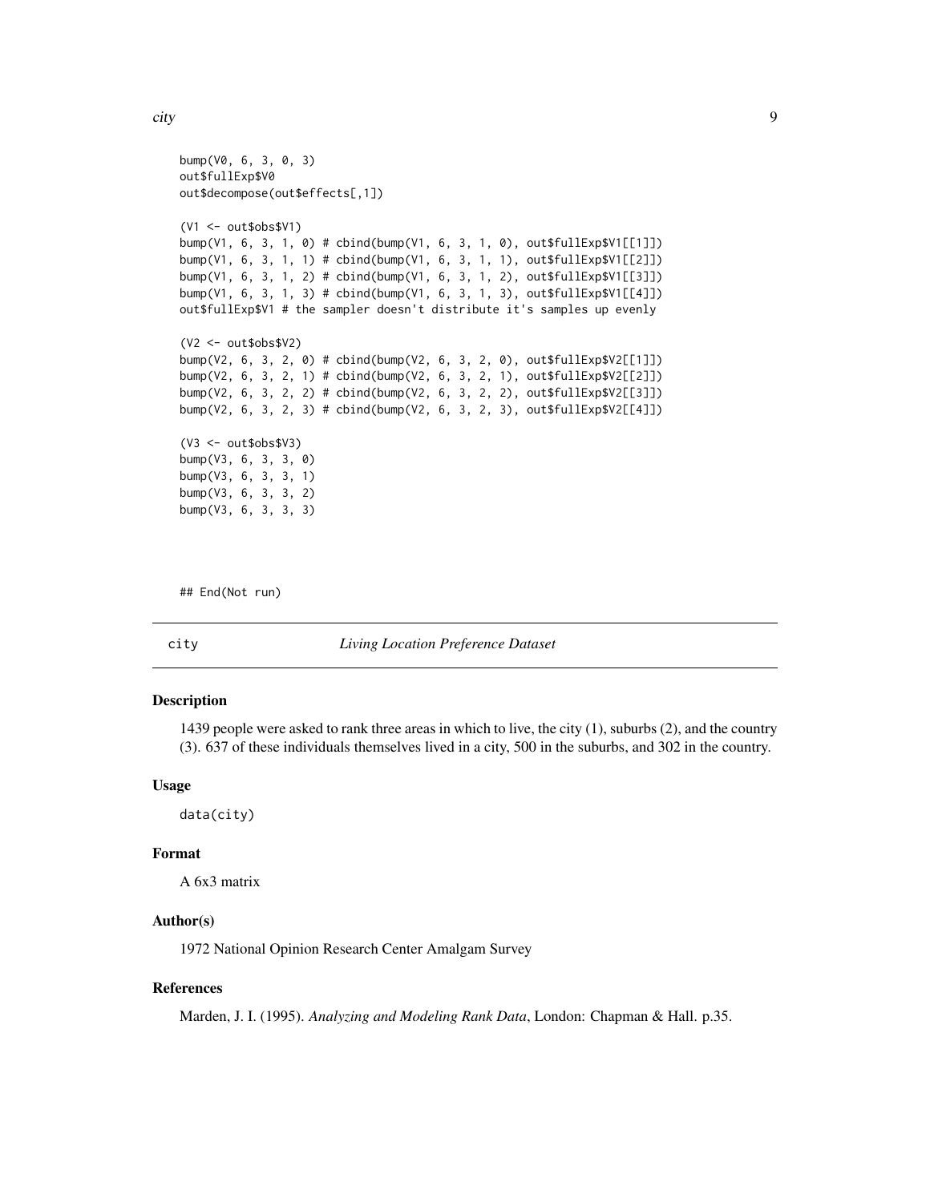```
bump(V0, 6, 3, 0, 3)
out$fullExp$V0
out$decompose(out$effects[,1])

(V1 <- out$obs$V1)
bump(V1, 6, 3, 1, 0) # cbind(bump(V1, 6, 3, 1, 0), out$fullExp$V1[[1]])
bump(V1, 6, 3, 1, 1) # cbind(bump(V1, 6, 3, 1, 1), out$fullExp$V1[[2]])
bump(V1, 6, 3, 1, 2) # cbind(bump(V1, 6, 3, 1, 2), out$fullExp$V1[[3]])
bump(V1, 6, 3, 1, 3) # cbind(bump(V1, 6, 3, 1, 3), out$fullExp$V1[[4]])
out$fullExp$V1 # the sampler doesn't distribute it's samples up evenly

(V2 <- out$obs$V2)
bump(V2, 6, 3, 2, 0) # cbind(bump(V2, 6, 3, 2, 0), out$fullExp$V2[[1]])
bump(V2, 6, 3, 2, 1) # cbind(bump(V2, 6, 3, 2, 1), out$fullExp$V2[[2]])
bump(V2, 6, 3, 2, 2) # cbind(bump(V2, 6, 3, 2, 2), out$fullExp$V2[[3]])
bump(V2, 6, 3, 2, 3) # cbind(bump(V2, 6, 3, 2, 3), out$fullExp$V2[[4]])

(V3 <- out$obs$V3)
bump(V3, 6, 3, 3, 0)
bump(V3, 6, 3, 3, 1)
bump(V3, 6, 3, 3, 2)
bump(V3, 6, 3, 3, 3)



## End(Not run)
```

## city *Living Location Preference Dataset*

### Description

1439 people were asked to rank three areas in which to live, the city (1), suburbs (2), and the country (3). 637 of these individuals themselves lived in a city, 500 in the suburbs, and 302 in the country.

### Usage

```
data(city)
```

### Format

A 6x3 matrix

### Author(s)

1972 National Opinion Research Center Amalgam Survey

### References

Marden, J. I. (1995). *Analyzing and Modeling Rank Data*, London: Chapman & Hall. p.35.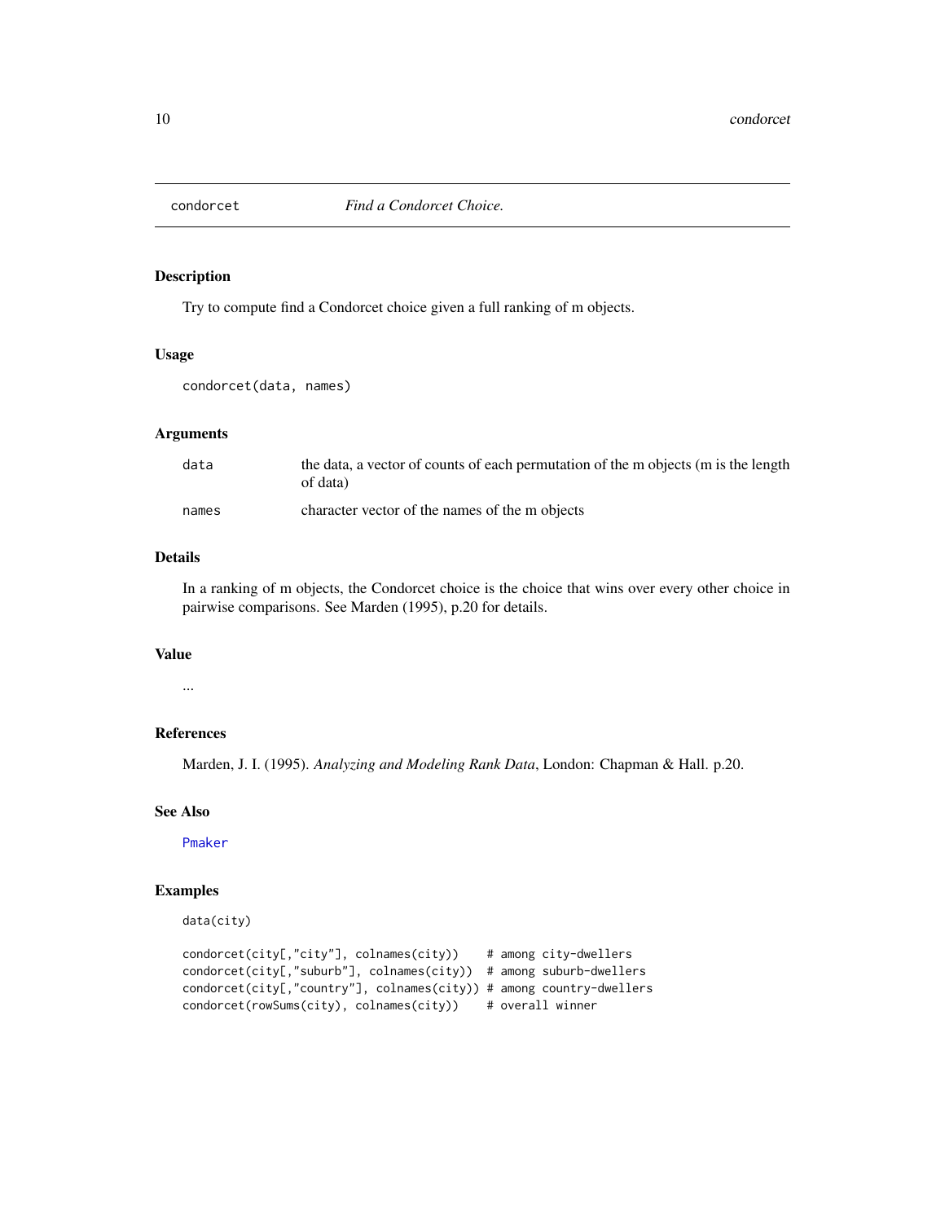# condorcet — *Find a Condorcet Choice.*

## Description

Try to compute find a Condorcet choice given a full ranking of m objects.

## Usage

```
condorcet(data, names)
```

## Arguments

| | |
|---|---|
| `data` | the data, a vector of counts of each permutation of the m objects (m is the length of data) |
| `names` | character vector of the names of the m objects |

## Details

In a ranking of m objects, the Condorcet choice is the choice that wins over every other choice in pairwise comparisons. See Marden (1995), p.20 for details.

## Value

...

## References

Marden, J. I. (1995). *Analyzing and Modeling Rank Data*, London: Chapman & Hall. p.20.

## See Also

`Pmaker`

## Examples

```
data(city)

condorcet(city[,"city"], colnames(city))    # among city-dwellers
condorcet(city[,"suburb"], colnames(city))  # among suburb-dwellers
condorcet(city[,"country"], colnames(city)) # among country-dwellers
condorcet(rowSums(city), colnames(city))    # overall winner
```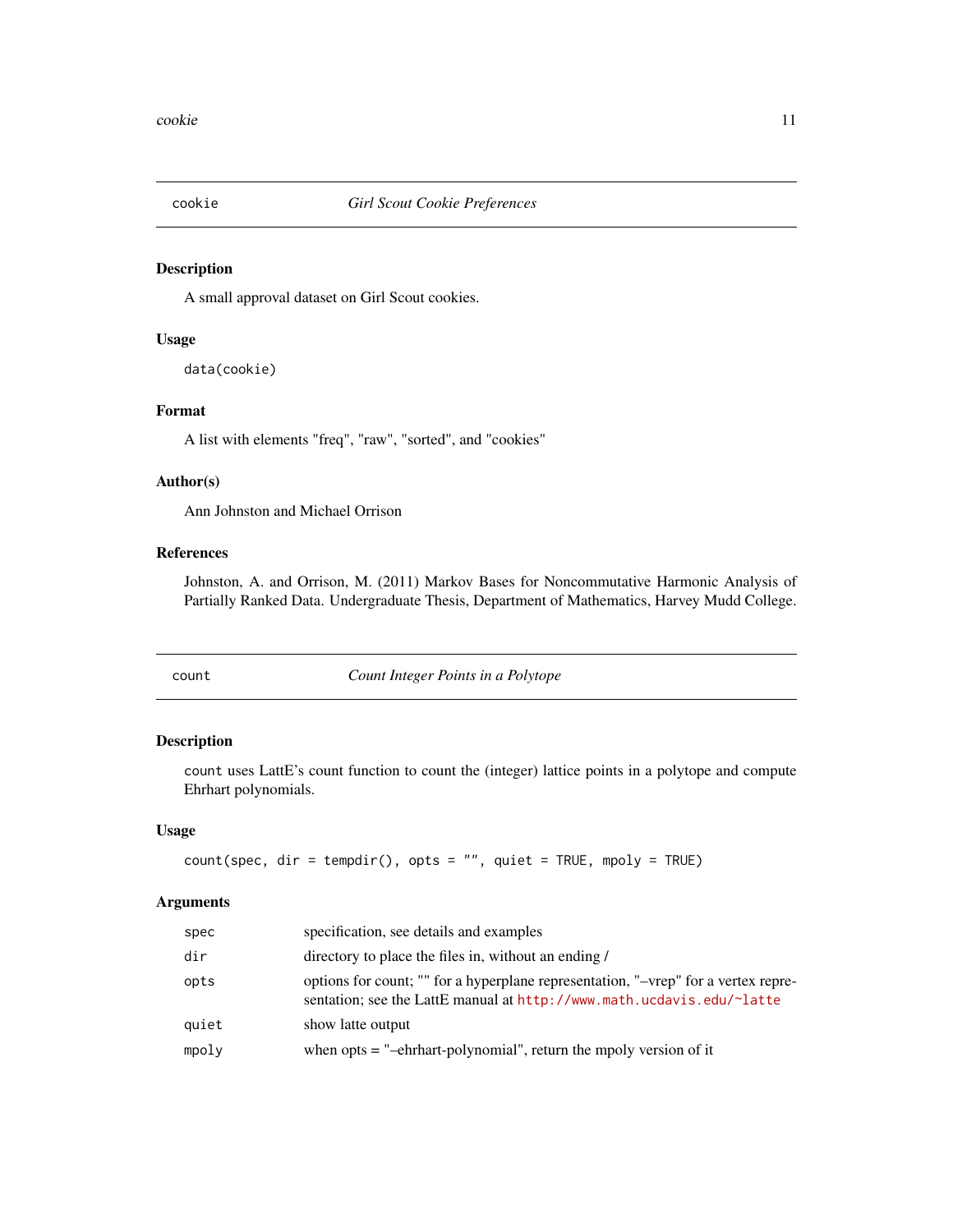## cookie — *Girl Scout Cookie Preferences*

### Description

A small approval dataset on Girl Scout cookies.

### Usage

```
data(cookie)
```

### Format

A list with elements "freq", "raw", "sorted", and "cookies"

### Author(s)

Ann Johnston and Michael Orrison

### References

Johnston, A. and Orrison, M. (2011) Markov Bases for Noncommutative Harmonic Analysis of Partially Ranked Data. Undergraduate Thesis, Department of Mathematics, Harvey Mudd College.

## count — *Count Integer Points in a Polytope*

### Description

`count` uses LattE's count function to count the (integer) lattice points in a polytope and compute Ehrhart polynomials.

### Usage

```
count(spec, dir = tempdir(), opts = "", quiet = TRUE, mpoly = TRUE)
```

### Arguments

| | |
|---|---|
| `spec` | specification, see details and examples |
| `dir` | directory to place the files in, without an ending / |
| `opts` | options for count; "" for a hyperplane representation, "–vrep" for a vertex representation; see the LattE manual at http://www.math.ucdavis.edu/~latte |
| `quiet` | show latte output |
| `mpoly` | when opts = "–ehrhart-polynomial", return the mpoly version of it |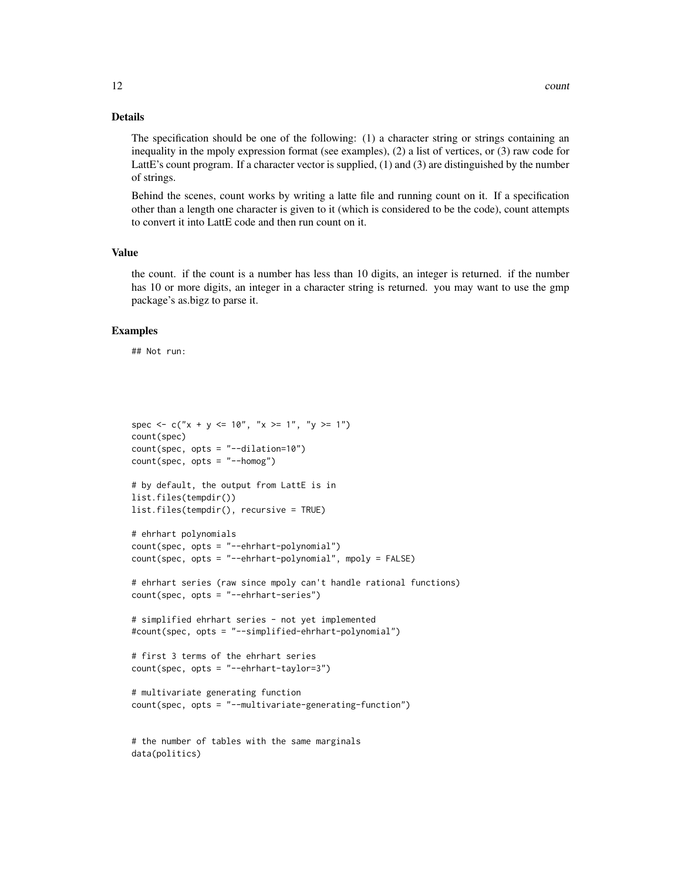## Details

The specification should be one of the following: (1) a character string or strings containing an inequality in the mpoly expression format (see examples), (2) a list of vertices, or (3) raw code for LattE's count program. If a character vector is supplied, (1) and (3) are distinguished by the number of strings.

Behind the scenes, count works by writing a latte file and running count on it. If a specification other than a length one character is given to it (which is considered to be the code), count attempts to convert it into LattE code and then run count on it.

## Value

the count. if the count is a number has less than 10 digits, an integer is returned. if the number has 10 or more digits, an integer in a character string is returned. you may want to use the gmp package's as.bigz to parse it.

## Examples

```
## Not run:

spec <- c("x + y <= 10", "x >= 1", "y >= 1")
count(spec)
count(spec, opts = "--dilation=10")
count(spec, opts = "--homog")

# by default, the output from LattE is in
list.files(tempdir())
list.files(tempdir(), recursive = TRUE)

# ehrhart polynomials
count(spec, opts = "--ehrhart-polynomial")
count(spec, opts = "--ehrhart-polynomial", mpoly = FALSE)

# ehrhart series (raw since mpoly can't handle rational functions)
count(spec, opts = "--ehrhart-series")

# simplified ehrhart series - not yet implemented
#count(spec, opts = "--simplified-ehrhart-polynomial")

# first 3 terms of the ehrhart series
count(spec, opts = "--ehrhart-taylor=3")

# multivariate generating function
count(spec, opts = "--multivariate-generating-function")


# the number of tables with the same marginals
data(politics)
```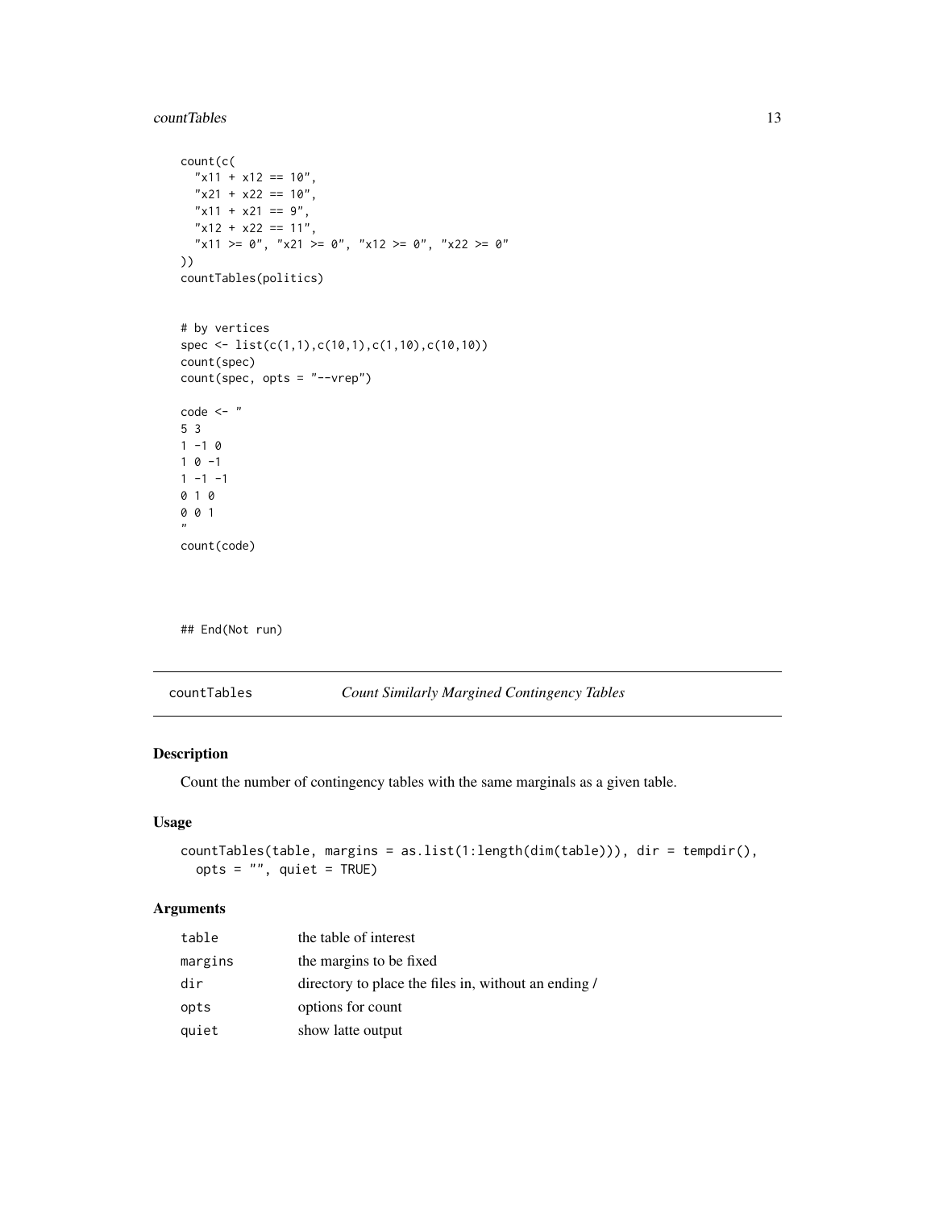```
count(c(
  "x11 + x12 == 10",
  "x21 + x22 == 10",
  "x11 + x21 == 9",
  "x12 + x22 == 11",
  "x11 >= 0", "x21 >= 0", "x12 >= 0", "x22 >= 0"
))
countTables(politics)


# by vertices
spec <- list(c(1,1),c(10,1),c(1,10),c(10,10))
count(spec)
count(spec, opts = "--vrep")

code <- "
5 3
1 -1 0
1 0 -1
1 -1 -1
0 1 0
0 0 1
"
count(code)




## End(Not run)
```

## countTables — *Count Similarly Margined Contingency Tables*

### Description

Count the number of contingency tables with the same marginals as a given table.

### Usage

```
countTables(table, margins = as.list(1:length(dim(table))), dir = tempdir(),
  opts = "", quiet = TRUE)
```

### Arguments

| | |
|---|---|
| `table` | the table of interest |
| `margins` | the margins to be fixed |
| `dir` | directory to place the files in, without an ending / |
| `opts` | options for count |
| `quiet` | show latte output |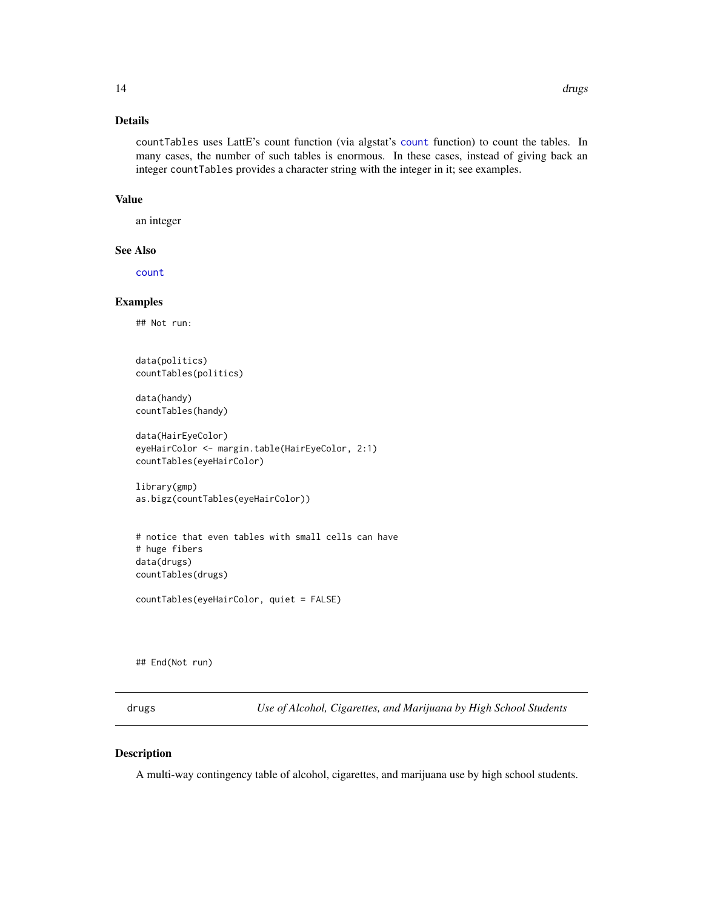### Details

countTables uses LattE's count function (via algstat's count function) to count the tables. In many cases, the number of such tables is enormous. In these cases, instead of giving back an integer countTables provides a character string with the integer in it; see examples.

### Value

an integer

### See Also

count

### Examples

```
## Not run:


data(politics)
countTables(politics)

data(handy)
countTables(handy)

data(HairEyeColor)
eyeHairColor <- margin.table(HairEyeColor, 2:1)
countTables(eyeHairColor)

library(gmp)
as.bigz(countTables(eyeHairColor))


# notice that even tables with small cells can have
# huge fibers
data(drugs)
countTables(drugs)

countTables(eyeHairColor, quiet = FALSE)




## End(Not run)
```

---

## drugs — *Use of Alcohol, Cigarettes, and Marijuana by High School Students*

### Description

A multi-way contingency table of alcohol, cigarettes, and marijuana use by high school students.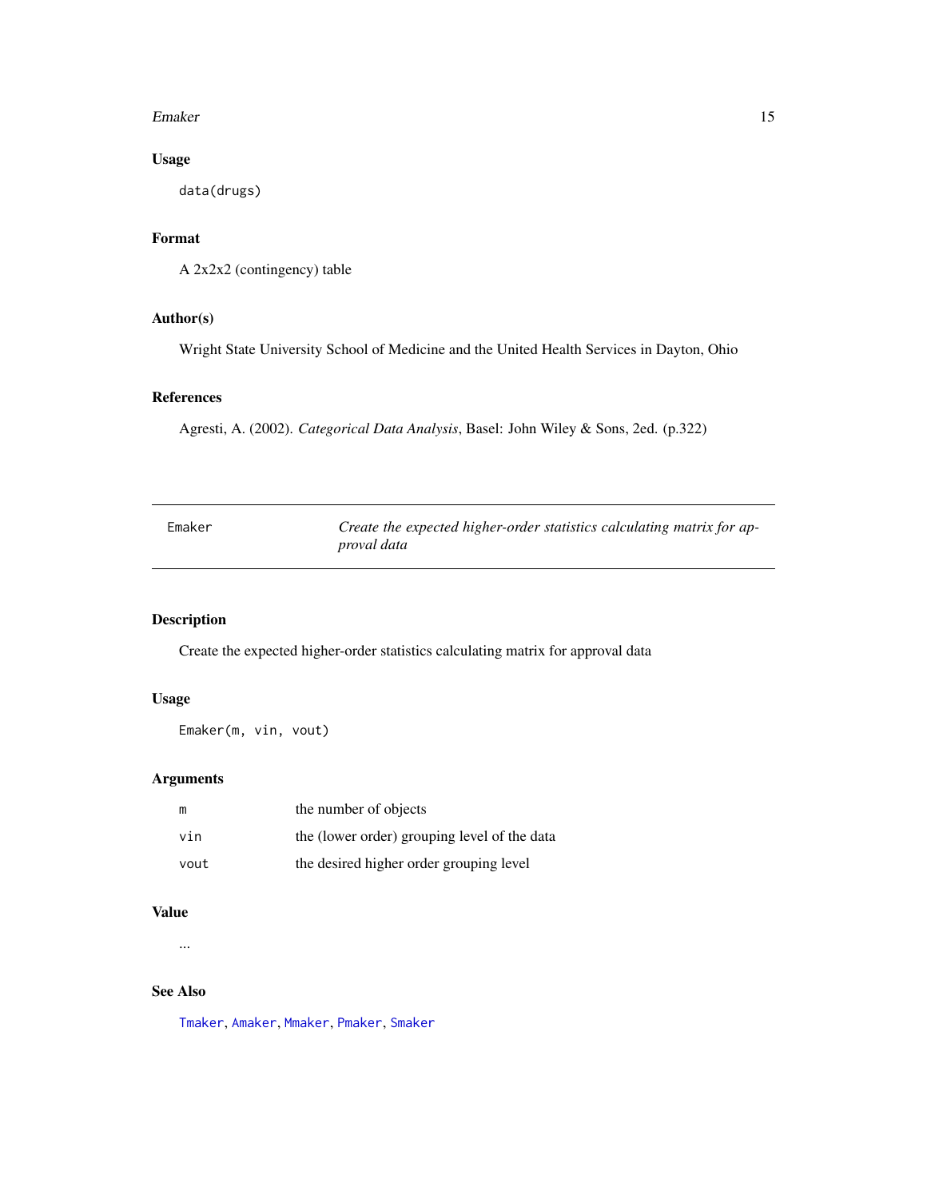### Usage

```
data(drugs)
```

### Format

A 2x2x2 (contingency) table

### Author(s)

Wright State University School of Medicine and the United Health Services in Dayton, Ohio

### References

Agresti, A. (2002). *Categorical Data Analysis*, Basel: John Wiley & Sons, 2ed. (p.322)

---

## Emaker — *Create the expected higher-order statistics calculating matrix for approval data*

---

### Description

Create the expected higher-order statistics calculating matrix for approval data

### Usage

```
Emaker(m, vin, vout)
```

### Arguments

| | |
|---|---|
| m | the number of objects |
| vin | the (lower order) grouping level of the data |
| vout | the desired higher order grouping level |

### Value

...

### See Also

Tmaker, Amaker, Mmaker, Pmaker, Smaker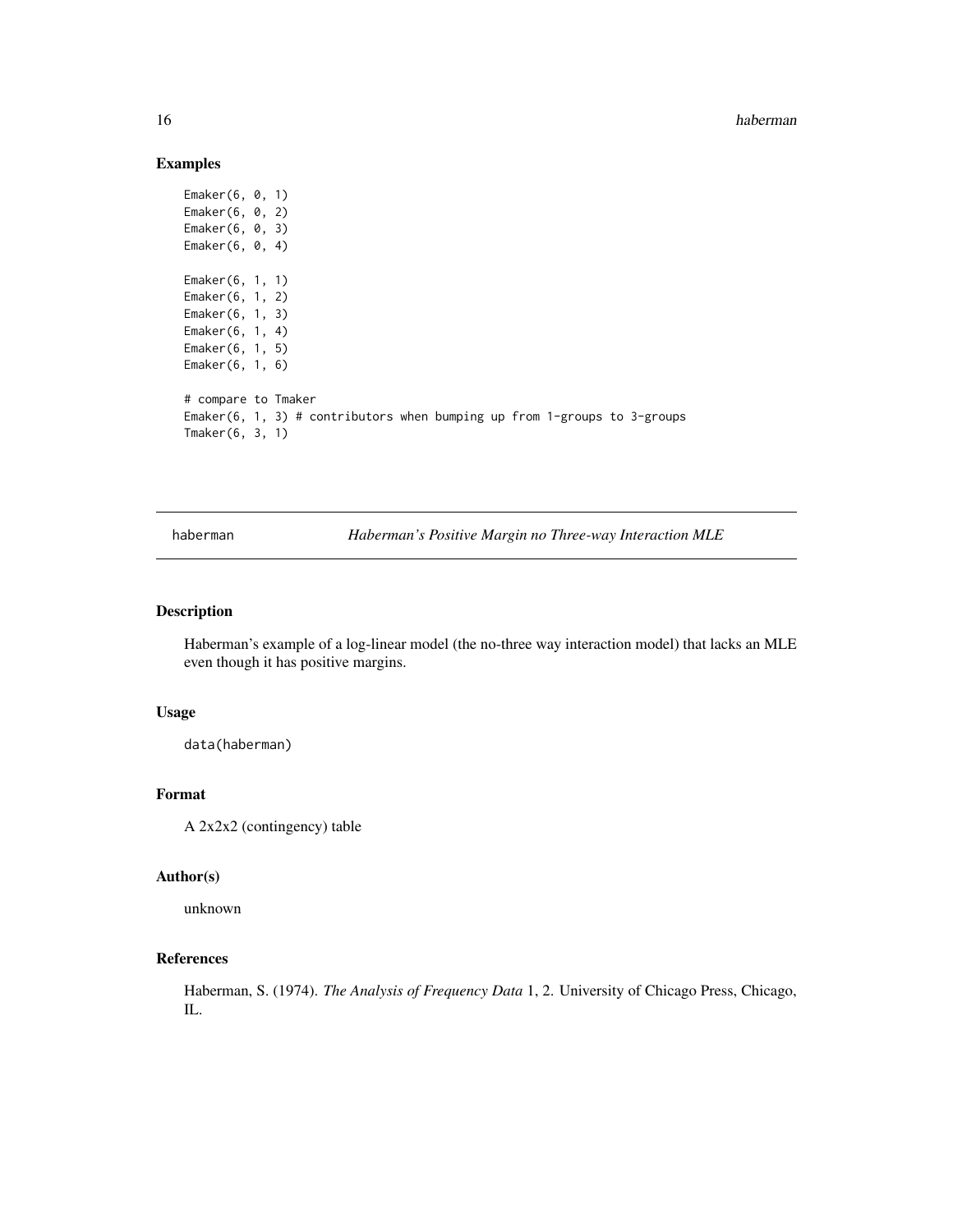## Examples

```
Emaker(6, 0, 1)
Emaker(6, 0, 2)
Emaker(6, 0, 3)
Emaker(6, 0, 4)

Emaker(6, 1, 1)
Emaker(6, 1, 2)
Emaker(6, 1, 3)
Emaker(6, 1, 4)
Emaker(6, 1, 5)
Emaker(6, 1, 6)

# compare to Tmaker
Emaker(6, 1, 3) # contributors when bumping up from 1-groups to 3-groups
Tmaker(6, 3, 1)
```

---

# haberman *Haberman's Positive Margin no Three-way Interaction MLE*

---

## Description

Haberman's example of a log-linear model (the no-three way interaction model) that lacks an MLE even though it has positive margins.

## Usage

```
data(haberman)
```

## Format

A 2x2x2 (contingency) table

## Author(s)

unknown

## References

Haberman, S. (1974). *The Analysis of Frequency Data* 1, 2. University of Chicago Press, Chicago, IL.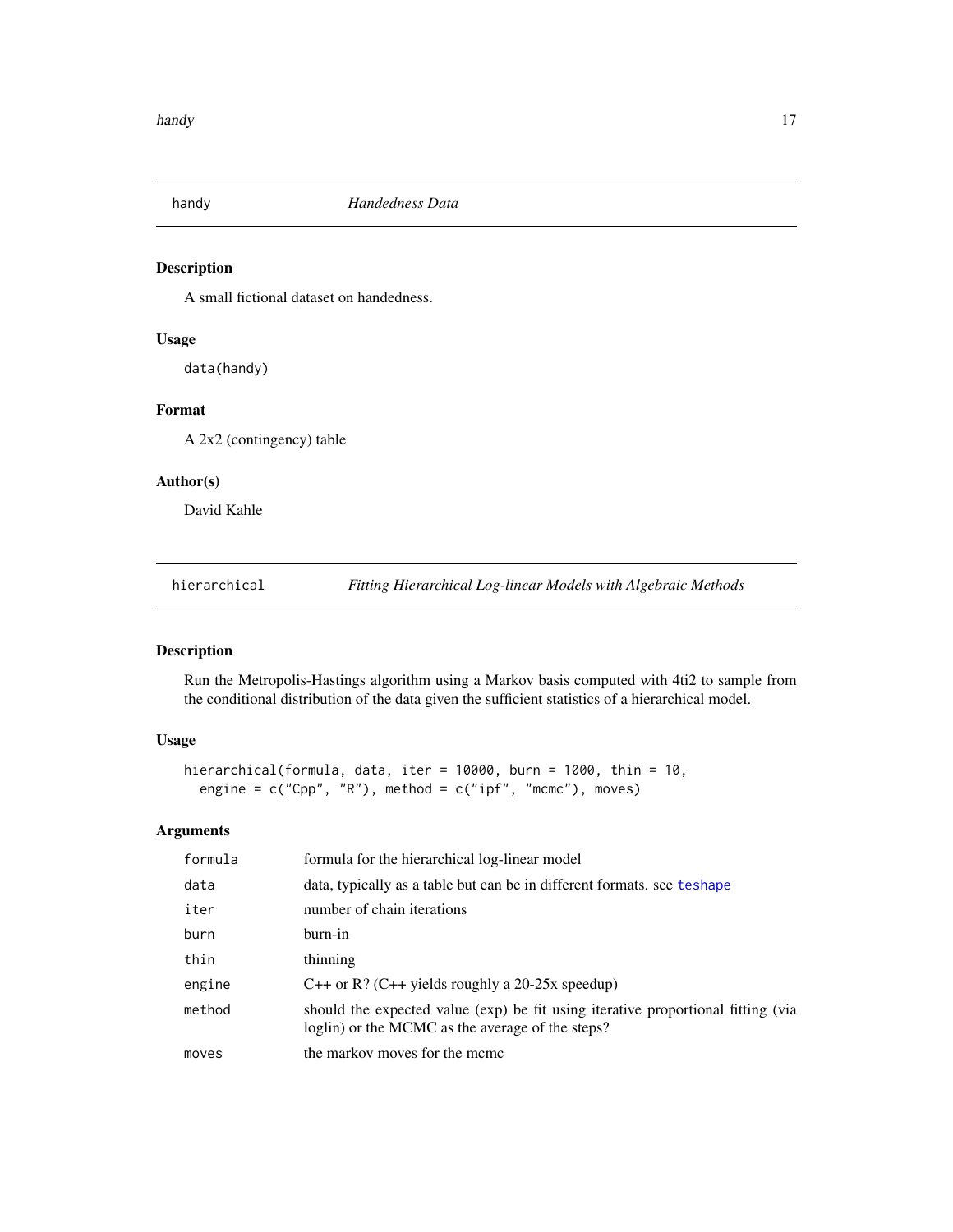## handy — *Handedness Data*

### Description

A small fictional dataset on handedness.

### Usage

```
data(handy)
```

### Format

A 2x2 (contingency) table

### Author(s)

David Kahle

## hierarchical — *Fitting Hierarchical Log-linear Models with Algebraic Methods*

### Description

Run the Metropolis-Hastings algorithm using a Markov basis computed with 4ti2 to sample from the conditional distribution of the data given the sufficient statistics of a hierarchical model.

### Usage

```
hierarchical(formula, data, iter = 10000, burn = 1000, thin = 10,
  engine = c("Cpp", "R"), method = c("ipf", "mcmc"), moves)
```

### Arguments

| | |
|---|---|
| `formula` | formula for the hierarchical log-linear model |
| `data` | data, typically as a table but can be in different formats. see teshape |
| `iter` | number of chain iterations |
| `burn` | burn-in |
| `thin` | thinning |
| `engine` | C++ or R? (C++ yields roughly a 20-25x speedup) |
| `method` | should the expected value (exp) be fit using iterative proportional fitting (via loglin) or the MCMC as the average of the steps? |
| `moves` | the markov moves for the mcmc |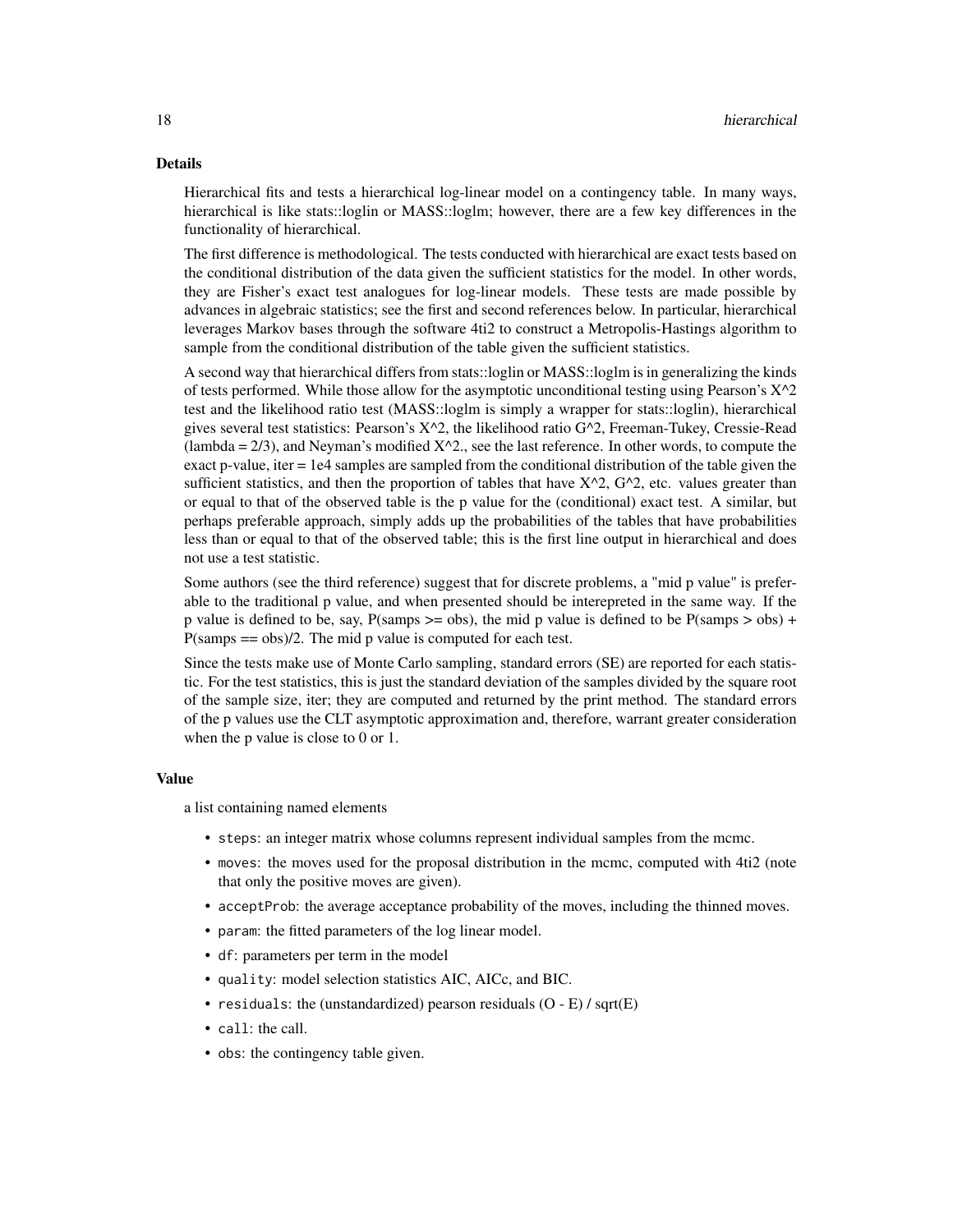## Details

Hierarchical fits and tests a hierarchical log-linear model on a contingency table. In many ways, hierarchical is like stats::loglin or MASS::loglm; however, there are a few key differences in the functionality of hierarchical.

The first difference is methodological. The tests conducted with hierarchical are exact tests based on the conditional distribution of the data given the sufficient statistics for the model. In other words, they are Fisher's exact test analogues for log-linear models. These tests are made possible by advances in algebraic statistics; see the first and second references below. In particular, hierarchical leverages Markov bases through the software 4ti2 to construct a Metropolis-Hastings algorithm to sample from the conditional distribution of the table given the sufficient statistics.

A second way that hierarchical differs from stats::loglin or MASS::loglm is in generalizing the kinds of tests performed. While those allow for the asymptotic unconditional testing using Pearson's X^2 test and the likelihood ratio test (MASS::loglm is simply a wrapper for stats::loglin), hierarchical gives several test statistics: Pearson's X^2, the likelihood ratio G^2, Freeman-Tukey, Cressie-Read (lambda = 2/3), and Neyman's modified X^2., see the last reference. In other words, to compute the exact p-value, iter = 1e4 samples are sampled from the conditional distribution of the table given the sufficient statistics, and then the proportion of tables that have X^2, G^2, etc. values greater than or equal to that of the observed table is the p value for the (conditional) exact test. A similar, but perhaps preferable approach, simply adds up the probabilities of the tables that have probabilities less than or equal to that of the observed table; this is the first line output in hierarchical and does not use a test statistic.

Some authors (see the third reference) suggest that for discrete problems, a "mid p value" is preferable to the traditional p value, and when presented should be interepreted in the same way. If the p value is defined to be, say, P(samps >= obs), the mid p value is defined to be P(samps > obs) + P(samps == obs)/2. The mid p value is computed for each test.

Since the tests make use of Monte Carlo sampling, standard errors (SE) are reported for each statistic. For the test statistics, this is just the standard deviation of the samples divided by the square root of the sample size, iter; they are computed and returned by the print method. The standard errors of the p values use the CLT asymptotic approximation and, therefore, warrant greater consideration when the p value is close to 0 or 1.

## Value

a list containing named elements

- `steps`: an integer matrix whose columns represent individual samples from the mcmc.
- `moves`: the moves used for the proposal distribution in the mcmc, computed with 4ti2 (note that only the positive moves are given).
- `acceptProb`: the average acceptance probability of the moves, including the thinned moves.
- `param`: the fitted parameters of the log linear model.
- `df`: parameters per term in the model
- `quality`: model selection statistics AIC, AICc, and BIC.
- `residuals`: the (unstandardized) pearson residuals (O - E) / sqrt(E)
- `call`: the call.
- `obs`: the contingency table given.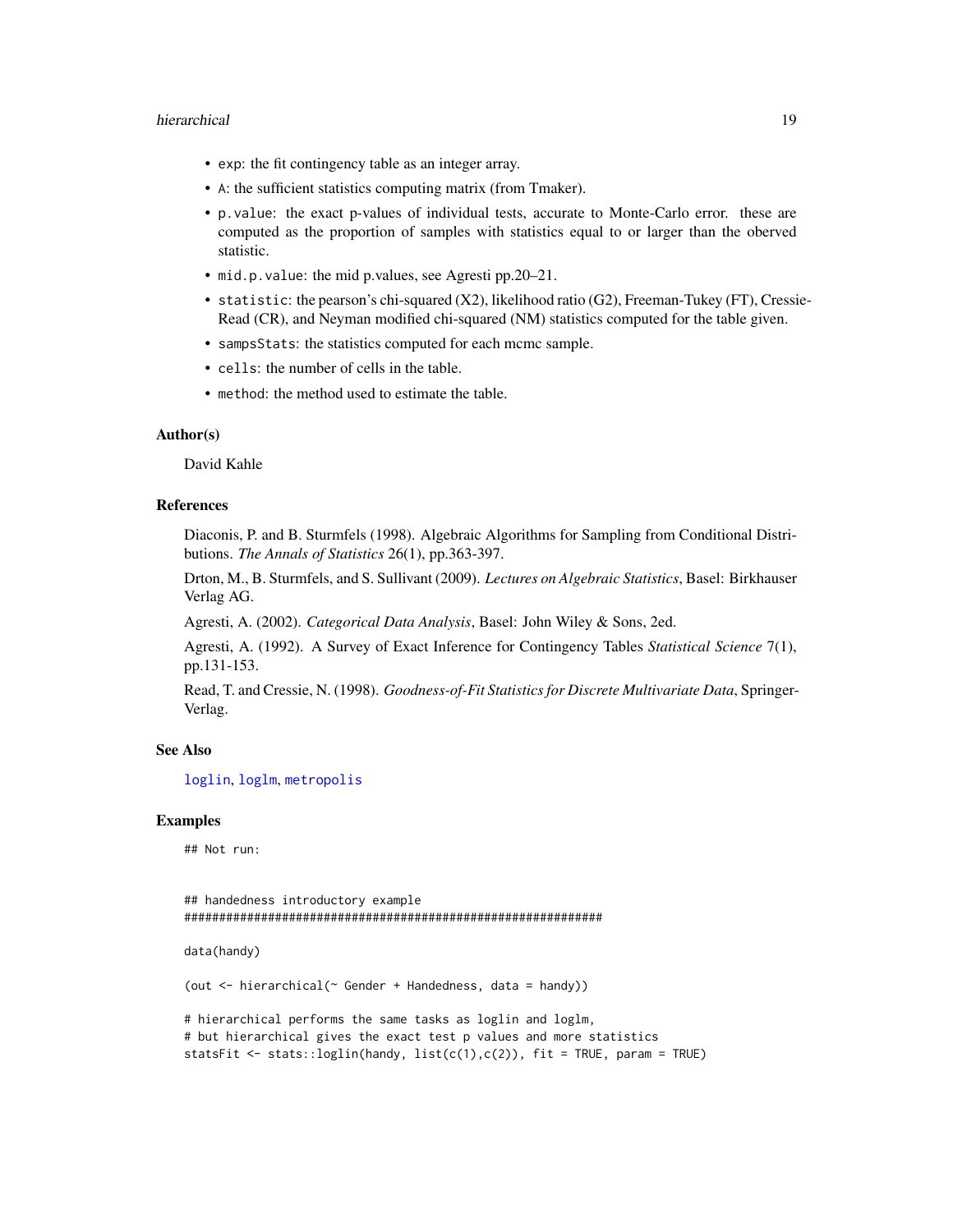- exp: the fit contingency table as an integer array.
- A: the sufficient statistics computing matrix (from Tmaker).
- p.value: the exact p-values of individual tests, accurate to Monte-Carlo error. these are computed as the proportion of samples with statistics equal to or larger than the oberved statistic.
- mid.p.value: the mid p.values, see Agresti pp.20–21.
- statistic: the pearson's chi-squared (X2), likelihood ratio (G2), Freeman-Tukey (FT), Cressie-Read (CR), and Neyman modified chi-squared (NM) statistics computed for the table given.
- sampsStats: the statistics computed for each mcmc sample.
- cells: the number of cells in the table.
- method: the method used to estimate the table.

### Author(s)

David Kahle

### References

Diaconis, P. and B. Sturmfels (1998). Algebraic Algorithms for Sampling from Conditional Distributions. *The Annals of Statistics* 26(1), pp.363-397.

Drton, M., B. Sturmfels, and S. Sullivant (2009). *Lectures on Algebraic Statistics*, Basel: Birkhauser Verlag AG.

Agresti, A. (2002). *Categorical Data Analysis*, Basel: John Wiley & Sons, 2ed.

Agresti, A. (1992). A Survey of Exact Inference for Contingency Tables *Statistical Science* 7(1), pp.131-153.

Read, T. and Cressie, N. (1998). *Goodness-of-Fit Statistics for Discrete Multivariate Data*, Springer-Verlag.

### See Also

loglin, loglm, metropolis

### Examples

```
## Not run:


## handedness introductory example
##############################################################

data(handy)

(out <- hierarchical(~ Gender + Handedness, data = handy))

# hierarchical performs the same tasks as loglin and loglm,
# but hierarchical gives the exact test p values and more statistics
statsFit <- stats::loglin(handy, list(c(1),c(2)), fit = TRUE, param = TRUE)
```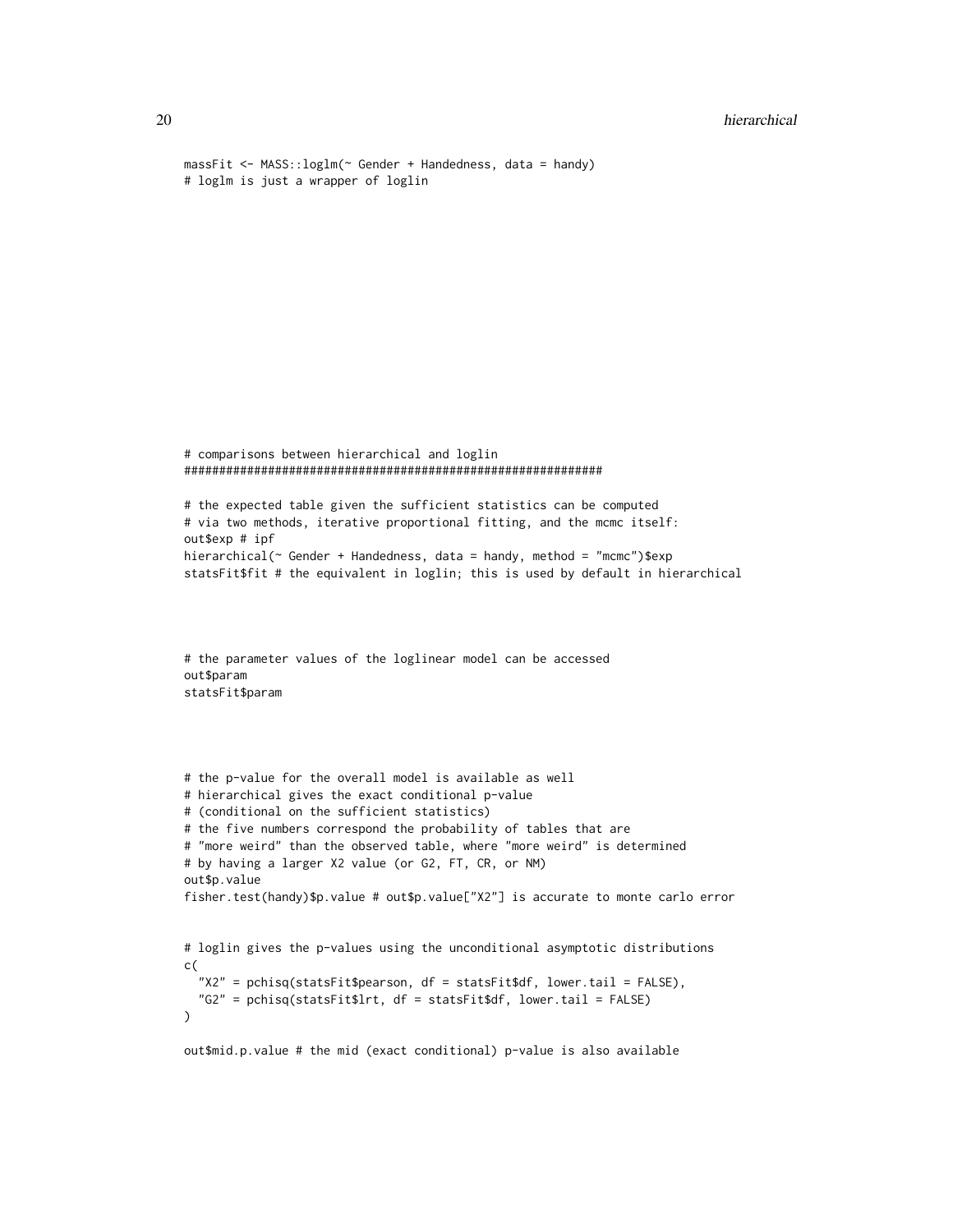```
massFit <- MASS::loglm(~ Gender + Handedness, data = handy)
# loglm is just a wrapper of loglin
```

```
# comparisons between hierarchical and loglin
############################################################

# the expected table given the sufficient statistics can be computed
# via two methods, iterative proportional fitting, and the mcmc itself:
out$exp # ipf
hierarchical(~ Gender + Handedness, data = handy, method = "mcmc")$exp
statsFit$fit # the equivalent in loglin; this is used by default in hierarchical
```

```
# the parameter values of the loglinear model can be accessed
out$param
statsFit$param
```

```
# the p-value for the overall model is available as well
# hierarchical gives the exact conditional p-value
# (conditional on the sufficient statistics)
# the five numbers correspond the probability of tables that are
# "more weird" than the observed table, where "more weird" is determined
# by having a larger X2 value (or G2, FT, CR, or NM)
out$p.value
fisher.test(handy)$p.value # out$p.value["X2"] is accurate to monte carlo error


# loglin gives the p-values using the unconditional asymptotic distributions
c(
  "X2" = pchisq(statsFit$pearson, df = statsFit$df, lower.tail = FALSE),
  "G2" = pchisq(statsFit$lrt, df = statsFit$df, lower.tail = FALSE)
)

out$mid.p.value # the mid (exact conditional) p-value is also available
```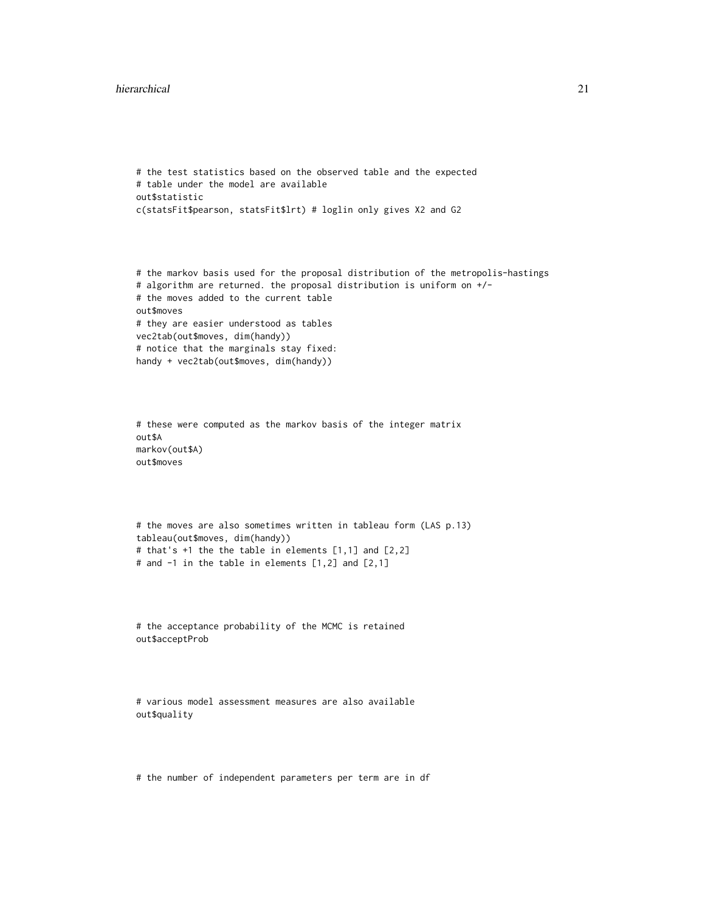```
# the test statistics based on the observed table and the expected
# table under the model are available
out$statistic
c(statsFit$pearson, statsFit$lrt) # loglin only gives X2 and G2



# the markov basis used for the proposal distribution of the metropolis-hastings
# algorithm are returned. the proposal distribution is uniform on +/-
# the moves added to the current table
out$moves
# they are easier understood as tables
vec2tab(out$moves, dim(handy))
# notice that the marginals stay fixed:
handy + vec2tab(out$moves, dim(handy))



# these were computed as the markov basis of the integer matrix
out$A
markov(out$A)
out$moves



# the moves are also sometimes written in tableau form (LAS p.13)
tableau(out$moves, dim(handy))
# that's +1 the the table in elements [1,1] and [2,2]
# and -1 in the table in elements [1,2] and [2,1]



# the acceptance probability of the MCMC is retained
out$acceptProb



# various model assessment measures are also available
out$quality



# the number of independent parameters per term are in df
```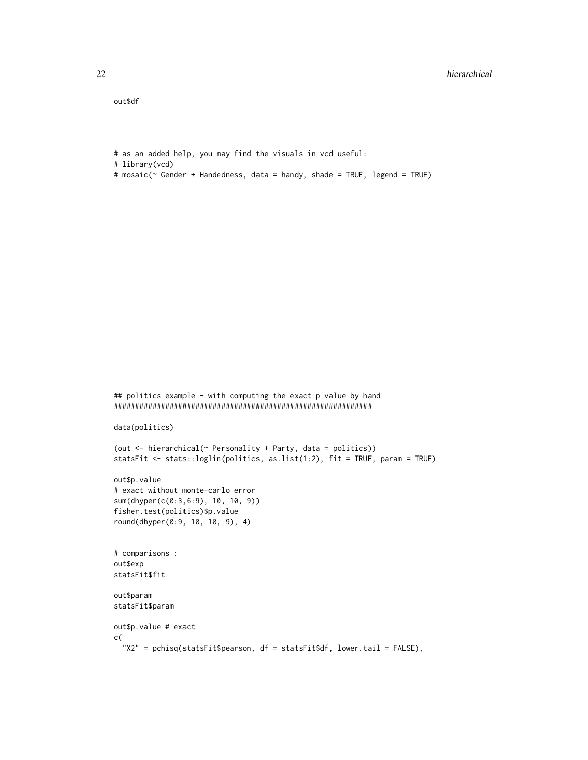```
out$df



# as an added help, you may find the visuals in vcd useful:
# library(vcd)
# mosaic(~ Gender + Handedness, data = handy, shade = TRUE, legend = TRUE)
```

```
## politics example - with computing the exact p value by hand
############################################################

data(politics)

(out <- hierarchical(~ Personality + Party, data = politics))
statsFit <- stats::loglin(politics, as.list(1:2), fit = TRUE, param = TRUE)

out$p.value
# exact without monte-carlo error
sum(dhyper(c(0:3,6:9), 10, 10, 9))
fisher.test(politics)$p.value
round(dhyper(0:9, 10, 10, 9), 4)


# comparisons :
out$exp
statsFit$fit

out$param
statsFit$param

out$p.value # exact
c(
  "X2" = pchisq(statsFit$pearson, df = statsFit$df, lower.tail = FALSE),
```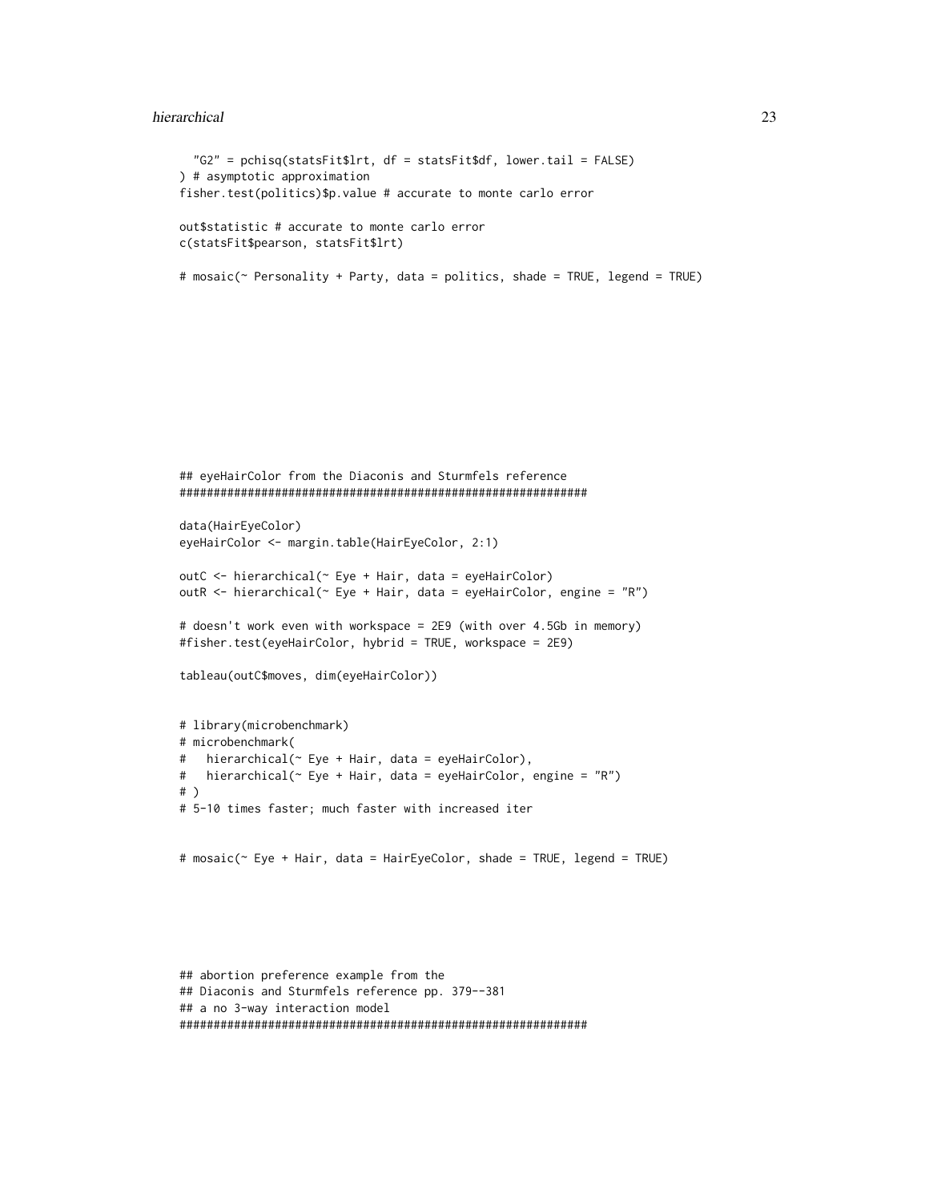```
  "G2" = pchisq(statsFit$lrt, df = statsFit$df, lower.tail = FALSE)
) # asymptotic approximation
fisher.test(politics)$p.value # accurate to monte carlo error

out$statistic # accurate to monte carlo error
c(statsFit$pearson, statsFit$lrt)

# mosaic(~ Personality + Party, data = politics, shade = TRUE, legend = TRUE)









## eyeHairColor from the Diaconis and Sturmfels reference
############################################################

data(HairEyeColor)
eyeHairColor <- margin.table(HairEyeColor, 2:1)

outC <- hierarchical(~ Eye + Hair, data = eyeHairColor)
outR <- hierarchical(~ Eye + Hair, data = eyeHairColor, engine = "R")

# doesn't work even with workspace = 2E9 (with over 4.5Gb in memory)
#fisher.test(eyeHairColor, hybrid = TRUE, workspace = 2E9)

tableau(outC$moves, dim(eyeHairColor))


# library(microbenchmark)
# microbenchmark(
#   hierarchical(~ Eye + Hair, data = eyeHairColor),
#   hierarchical(~ Eye + Hair, data = eyeHairColor, engine = "R")
# )
# 5-10 times faster; much faster with increased iter


# mosaic(~ Eye + Hair, data = HairEyeColor, shade = TRUE, legend = TRUE)





## abortion preference example from the
## Diaconis and Sturmfels reference pp. 379--381
## a no 3-way interaction model
############################################################
```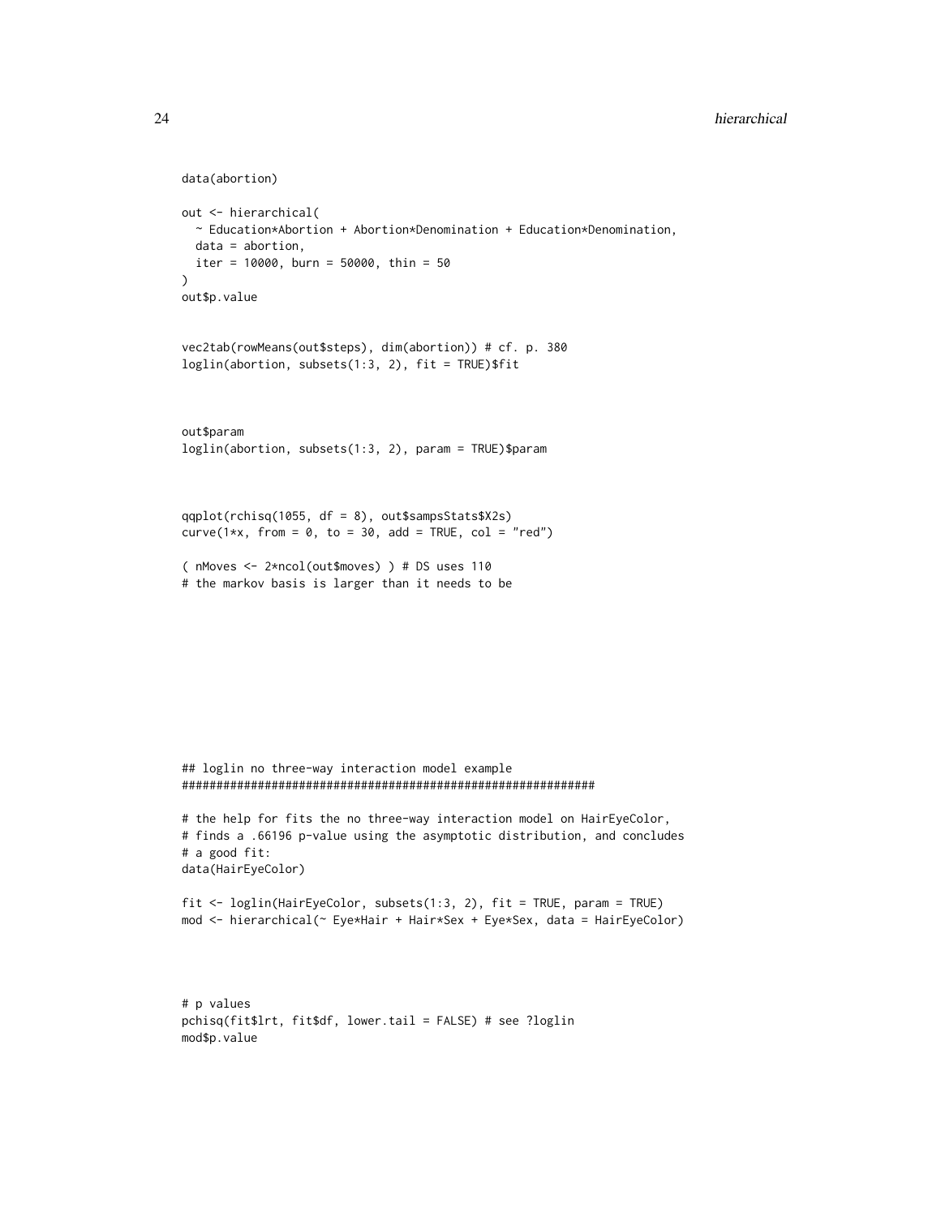```
data(abortion)

out <- hierarchical(
  ~ Education*Abortion + Abortion*Denomination + Education*Denomination,
  data = abortion,
  iter = 10000, burn = 50000, thin = 50
)
out$p.value


vec2tab(rowMeans(out$steps), dim(abortion)) # cf. p. 380
loglin(abortion, subsets(1:3, 2), fit = TRUE)$fit



out$param
loglin(abortion, subsets(1:3, 2), param = TRUE)$param



qqplot(rchisq(1055, df = 8), out$sampsStats$X2s)
curve(1*x, from = 0, to = 30, add = TRUE, col = "red")

( nMoves <- 2*ncol(out$moves) ) # DS uses 110
# the markov basis is larger than it needs to be









## loglin no three-way interaction model example
##############################################################

# the help for fits the no three-way interaction model on HairEyeColor,
# finds a .66196 p-value using the asymptotic distribution, and concludes
# a good fit:
data(HairEyeColor)

fit <- loglin(HairEyeColor, subsets(1:3, 2), fit = TRUE, param = TRUE)
mod <- hierarchical(~ Eye*Hair + Hair*Sex + Eye*Sex, data = HairEyeColor)




# p values
pchisq(fit$lrt, fit$df, lower.tail = FALSE) # see ?loglin
mod$p.value
```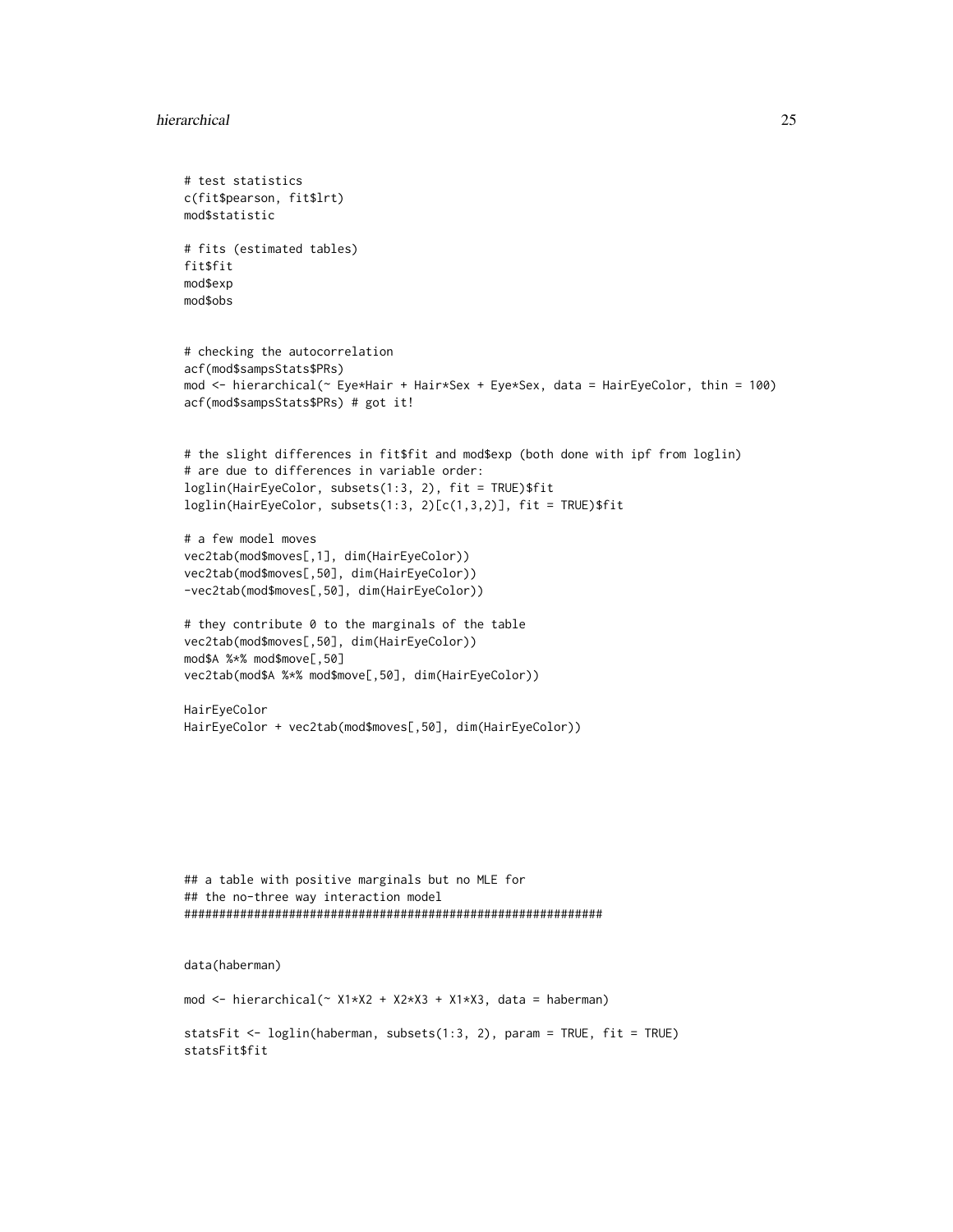```
# test statistics
c(fit$pearson, fit$lrt)
mod$statistic

# fits (estimated tables)
fit$fit
mod$exp
mod$obs


# checking the autocorrelation
acf(mod$sampsStats$PRs)
mod <- hierarchical(~ Eye*Hair + Hair*Sex + Eye*Sex, data = HairEyeColor, thin = 100)
acf(mod$sampsStats$PRs) # got it!


# the slight differences in fit$fit and mod$exp (both done with ipf from loglin)
# are due to differences in variable order:
loglin(HairEyeColor, subsets(1:3, 2), fit = TRUE)$fit
loglin(HairEyeColor, subsets(1:3, 2)[c(1,3,2)], fit = TRUE)$fit

# a few model moves
vec2tab(mod$moves[,1], dim(HairEyeColor))
vec2tab(mod$moves[,50], dim(HairEyeColor))
-vec2tab(mod$moves[,50], dim(HairEyeColor))

# they contribute 0 to the marginals of the table
vec2tab(mod$moves[,50], dim(HairEyeColor))
mod$A %*% mod$move[,50]
vec2tab(mod$A %*% mod$move[,50], dim(HairEyeColor))

HairEyeColor
HairEyeColor + vec2tab(mod$moves[,50], dim(HairEyeColor))








## a table with positive marginals but no MLE for
## the no-three way interaction model
############################################################


data(haberman)

mod <- hierarchical(~ X1*X2 + X2*X3 + X1*X3, data = haberman)

statsFit <- loglin(haberman, subsets(1:3, 2), param = TRUE, fit = TRUE)
statsFit$fit
```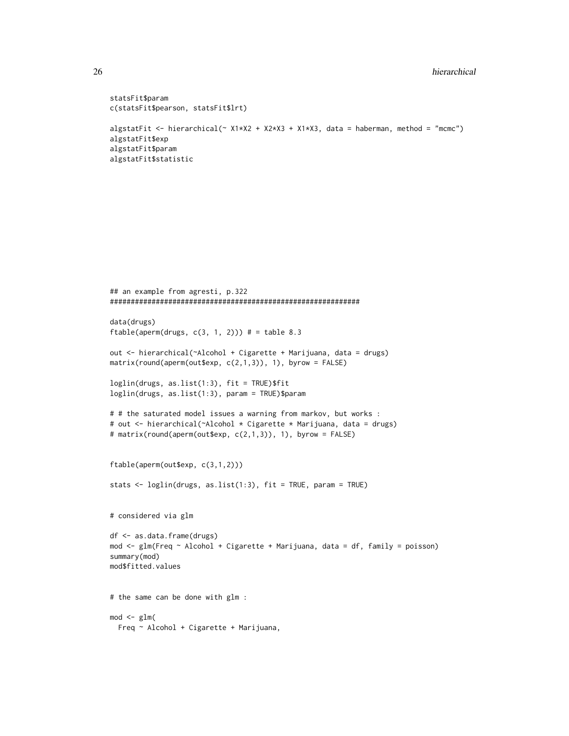```
statsFit$param
c(statsFit$pearson, statsFit$lrt)

algstatFit <- hierarchical(~ X1*X2 + X2*X3 + X1*X3, data = haberman, method = "mcmc")
algstatFit$exp
algstatFit$param
algstatFit$statistic
```

```
## an example from agresti, p.322
############################################################

data(drugs)
ftable(aperm(drugs, c(3, 1, 2))) # = table 8.3

out <- hierarchical(~Alcohol + Cigarette + Marijuana, data = drugs)
matrix(round(aperm(out$exp, c(2,1,3)), 1), byrow = FALSE)

loglin(drugs, as.list(1:3), fit = TRUE)$fit
loglin(drugs, as.list(1:3), param = TRUE)$param

# # the saturated model issues a warning from markov, but works :
# out <- hierarchical(~Alcohol * Cigarette * Marijuana, data = drugs)
# matrix(round(aperm(out$exp, c(2,1,3)), 1), byrow = FALSE)


ftable(aperm(out$exp, c(3,1,2)))

stats <- loglin(drugs, as.list(1:3), fit = TRUE, param = TRUE)


# considered via glm

df <- as.data.frame(drugs)
mod <- glm(Freq ~ Alcohol + Cigarette + Marijuana, data = df, family = poisson)
summary(mod)
mod$fitted.values


# the same can be done with glm :

mod <- glm(
  Freq ~ Alcohol + Cigarette + Marijuana,
```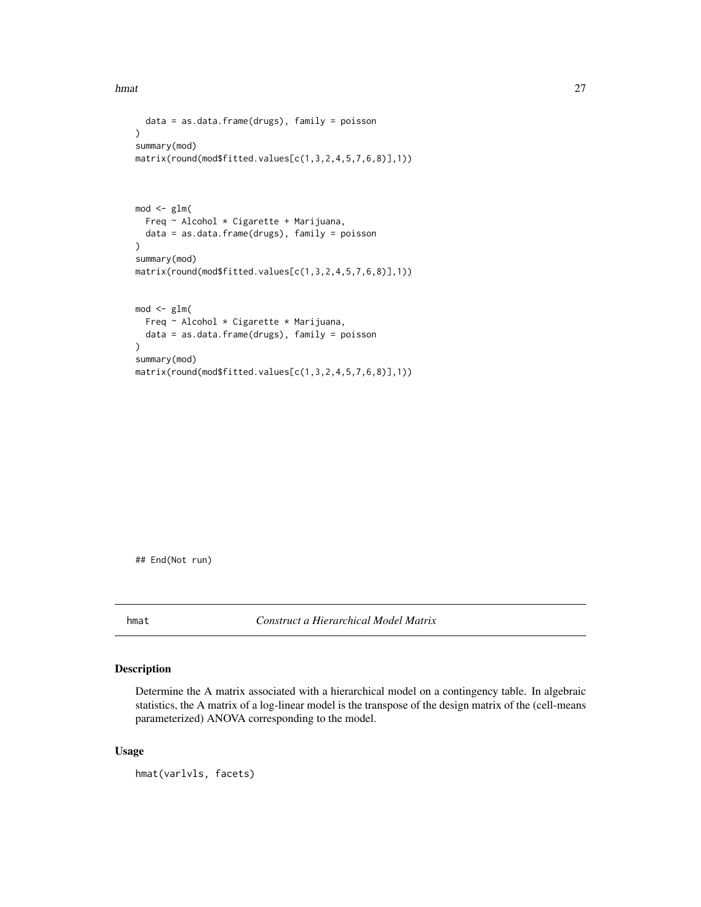```
  data = as.data.frame(drugs), family = poisson
)
summary(mod)
matrix(round(mod$fitted.values[c(1,3,2,4,5,7,6,8)],1))



mod <- glm(
  Freq ~ Alcohol * Cigarette + Marijuana,
  data = as.data.frame(drugs), family = poisson
)
summary(mod)
matrix(round(mod$fitted.values[c(1,3,2,4,5,7,6,8)],1))


mod <- glm(
  Freq ~ Alcohol * Cigarette * Marijuana,
  data = as.data.frame(drugs), family = poisson
)
summary(mod)
matrix(round(mod$fitted.values[c(1,3,2,4,5,7,6,8)],1))









## End(Not run)
```

---

hmat *Construct a Hierarchical Model Matrix*

---

### Description

Determine the A matrix associated with a hierarchical model on a contingency table. In algebraic statistics, the A matrix of a log-linear model is the transpose of the design matrix of the (cell-means parameterized) ANOVA corresponding to the model.

### Usage

```
hmat(varlvls, facets)
```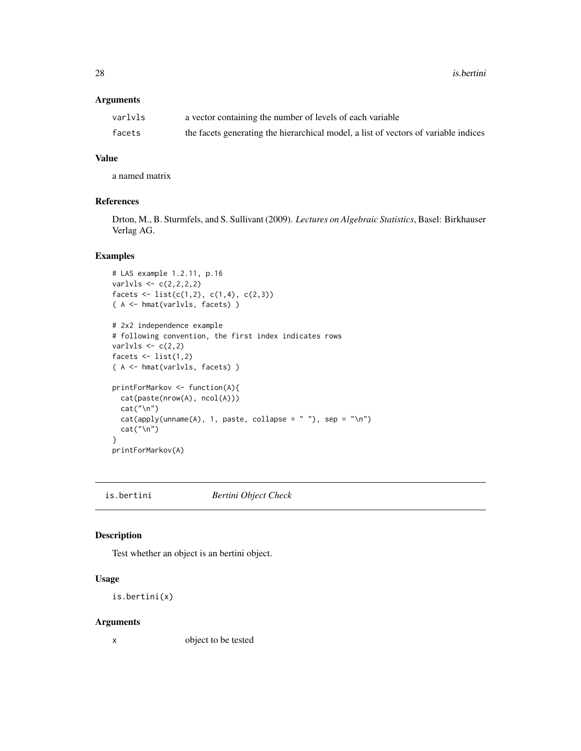### Arguments

| | |
|---|---|
| varlvls | a vector containing the number of levels of each variable |
| facets | the facets generating the hierarchical model, a list of vectors of variable indices |

### Value

a named matrix

### References

Drton, M., B. Sturmfels, and S. Sullivant (2009). *Lectures on Algebraic Statistics*, Basel: Birkhauser Verlag AG.

### Examples

```
# LAS example 1.2.11, p.16
varlvls <- c(2,2,2,2)
facets <- list(c(1,2), c(1,4), c(2,3))
( A <- hmat(varlvls, facets) )

# 2x2 independence example
# following convention, the first index indicates rows
varlvls <- c(2,2)
facets <- list(1,2)
( A <- hmat(varlvls, facets) )

printForMarkov <- function(A){
  cat(paste(nrow(A), ncol(A)))
  cat("\n")
  cat(apply(unname(A), 1, paste, collapse = " "), sep = "\n")
  cat("\n")
}
printForMarkov(A)
```

---

## is.bertini &nbsp;&nbsp;&nbsp;&nbsp; *Bertini Object Check*

### Description

Test whether an object is an bertini object.

### Usage

```
is.bertini(x)
```

### Arguments

| | |
|---|---|
| x | object to be tested |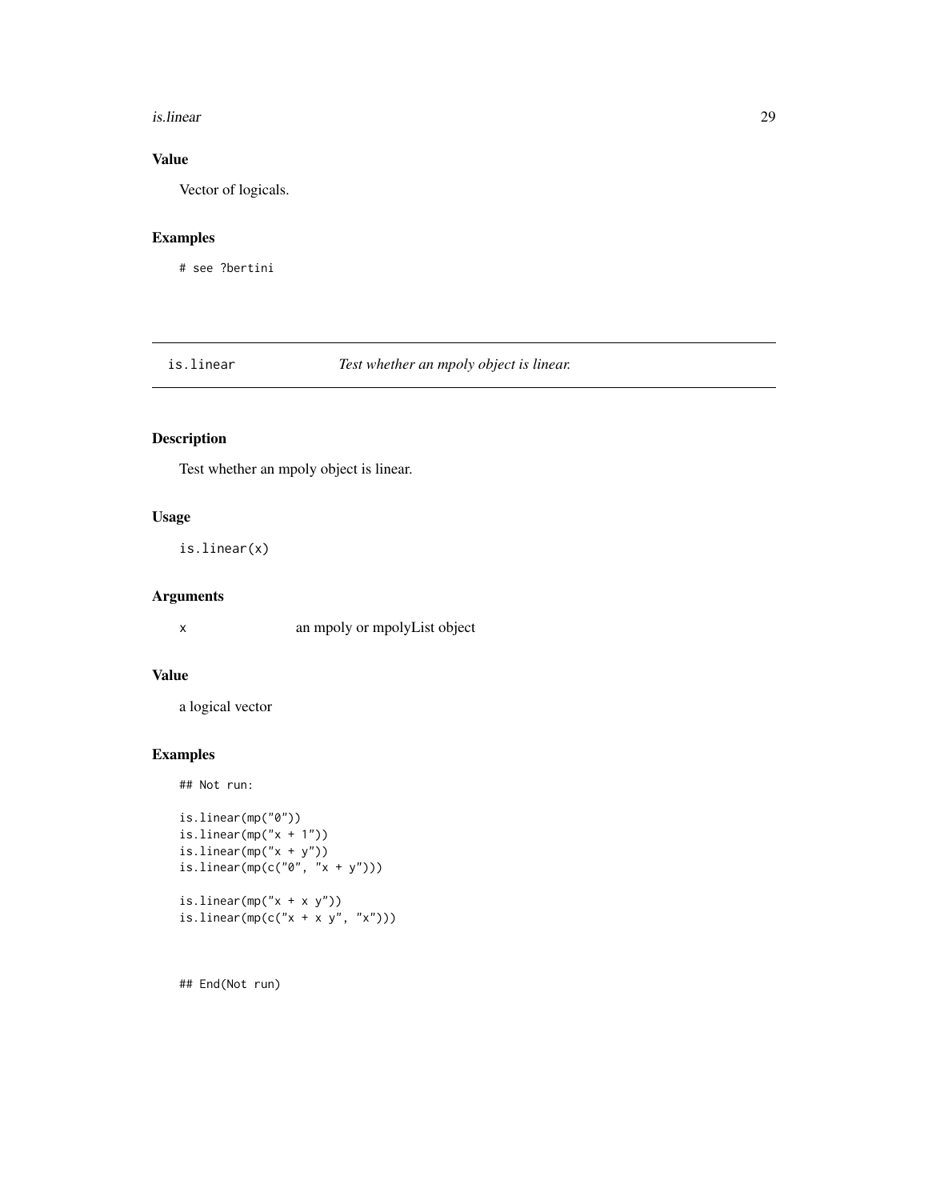### Value

Vector of logicals.

### Examples

```
# see ?bertini
```

---

## is.linear — *Test whether an mpoly object is linear.*

### Description

Test whether an mpoly object is linear.

### Usage

```
is.linear(x)
```

### Arguments

| | |
|---|---|
| x | an mpoly or mpolyList object |

### Value

a logical vector

### Examples

```
## Not run:

is.linear(mp("0"))
is.linear(mp("x + 1"))
is.linear(mp("x + y"))
is.linear(mp(c("0", "x + y")))

is.linear(mp("x + x y"))
is.linear(mp(c("x + x y", "x")))



## End(Not run)
```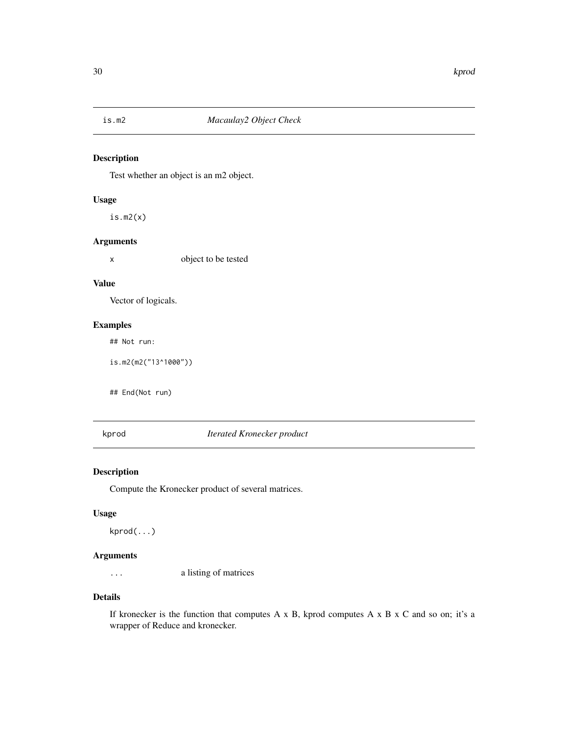## is.m2 *Macaulay2 Object Check*

### Description

Test whether an object is an m2 object.

### Usage

```
is.m2(x)
```

### Arguments

| | |
|---|---|
| x | object to be tested |

### Value

Vector of logicals.

### Examples

```
## Not run:

is.m2(m2("13^1000"))


## End(Not run)
```

## kprod *Iterated Kronecker product*

### Description

Compute the Kronecker product of several matrices.

### Usage

```
kprod(...)
```

### Arguments

| | |
|---|---|
| ... | a listing of matrices |

### Details

If kronecker is the function that computes A x B, kprod computes A x B x C and so on; it's a wrapper of Reduce and kronecker.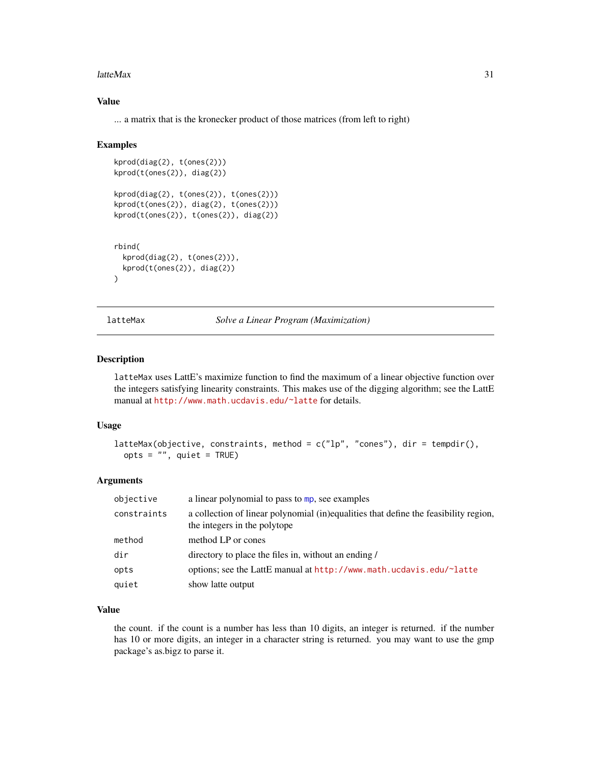### Value

... a matrix that is the kronecker product of those matrices (from left to right)

### Examples

```
kprod(diag(2), t(ones(2)))
kprod(t(ones(2)), diag(2))

kprod(diag(2), t(ones(2)), t(ones(2)))
kprod(t(ones(2)), diag(2), t(ones(2)))
kprod(t(ones(2)), t(ones(2)), diag(2))


rbind(
  kprod(diag(2), t(ones(2))),
  kprod(t(ones(2)), diag(2))
)
```

---

## latteMax — *Solve a Linear Program (Maximization)*

---

### Description

`latteMax` uses LattE's maximize function to find the maximum of a linear objective function over the integers satisfying linearity constraints. This makes use of the digging algorithm; see the LattE manual at http://www.math.ucdavis.edu/~latte for details.

### Usage

```
latteMax(objective, constraints, method = c("lp", "cones"), dir = tempdir(),
  opts = "", quiet = TRUE)
```

### Arguments

| | |
|---|---|
| `objective` | a linear polynomial to pass to `mp`, see examples |
| `constraints` | a collection of linear polynomial (in)equalities that define the feasibility region, the integers in the polytope |
| `method` | method LP or cones |
| `dir` | directory to place the files in, without an ending / |
| `opts` | options; see the LattE manual at http://www.math.ucdavis.edu/~latte |
| `quiet` | show latte output |

### Value

the count. if the count is a number has less than 10 digits, an integer is returned. if the number has 10 or more digits, an integer in a character string is returned. you may want to use the gmp package's as.bigz to parse it.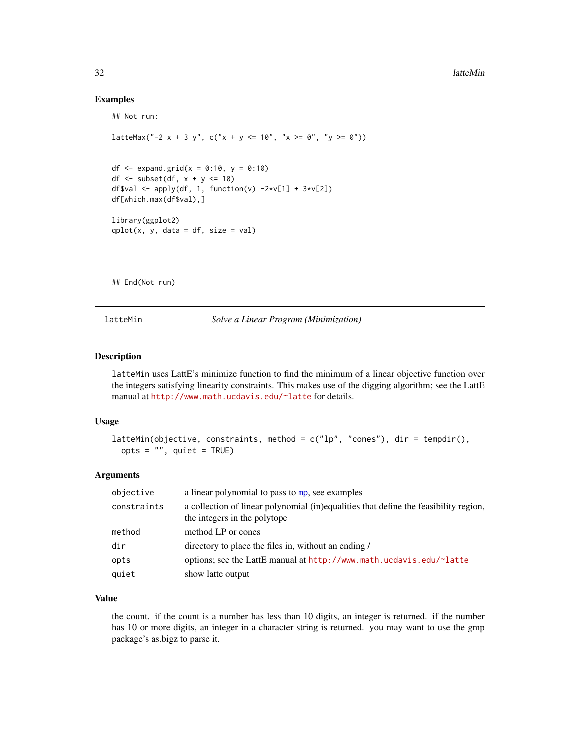## Examples

```
## Not run:

latteMax("-2 x + 3 y", c("x + y <= 10", "x >= 0", "y >= 0"))


df <- expand.grid(x = 0:10, y = 0:10)
df <- subset(df, x + y <= 10)
df$val <- apply(df, 1, function(v) -2*v[1] + 3*v[2])
df[which.max(df$val),]

library(ggplot2)
qplot(x, y, data = df, size = val)




## End(Not run)
```

---

# latteMin *Solve a Linear Program (Minimization)*

---

## Description

`latteMin` uses LattE's minimize function to find the minimum of a linear objective function over the integers satisfying linearity constraints. This makes use of the digging algorithm; see the LattE manual at http://www.math.ucdavis.edu/~latte for details.

## Usage

```
latteMin(objective, constraints, method = c("lp", "cones"), dir = tempdir(),
  opts = "", quiet = TRUE)
```

## Arguments

| | |
|---|---|
| `objective` | a linear polynomial to pass to mp, see examples |
| `constraints` | a collection of linear polynomial (in)equalities that define the feasibility region, the integers in the polytope |
| `method` | method LP or cones |
| `dir` | directory to place the files in, without an ending / |
| `opts` | options; see the LattE manual at http://www.math.ucdavis.edu/~latte |
| `quiet` | show latte output |

## Value

the count. if the count is a number has less than 10 digits, an integer is returned. if the number has 10 or more digits, an integer in a character string is returned. you may want to use the gmp package's as.bigz to parse it.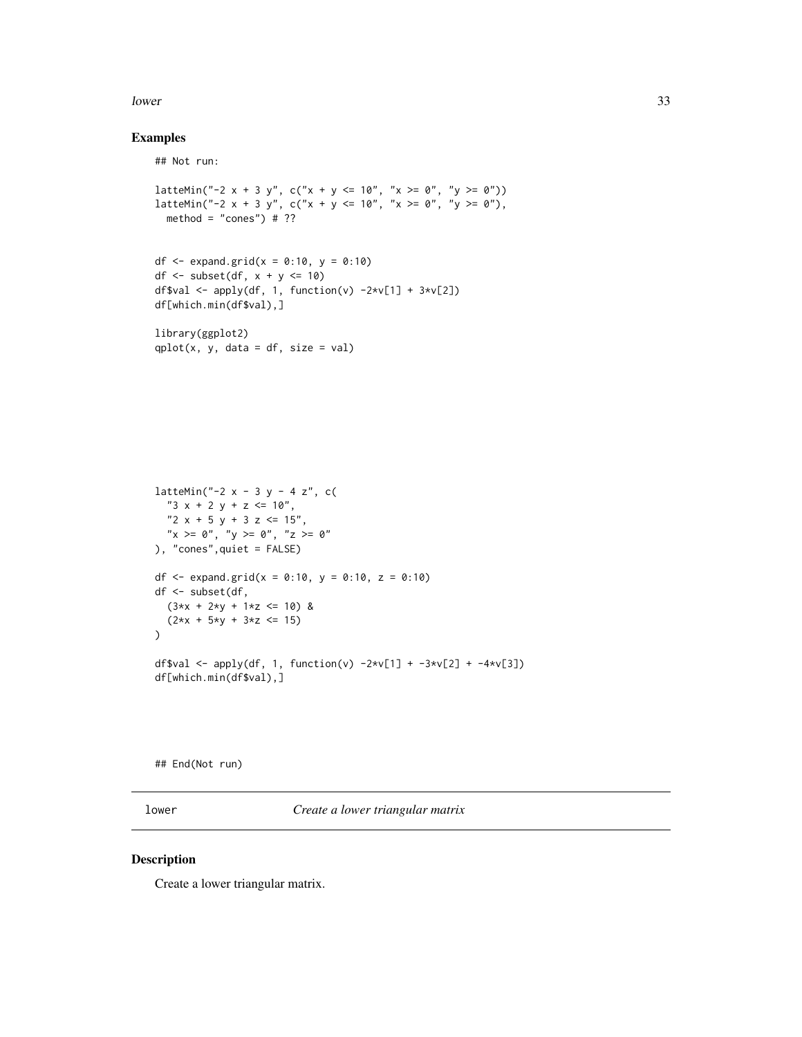## Examples

```
## Not run:

latteMin("-2 x + 3 y", c("x + y <= 10", "x >= 0", "y >= 0"))
latteMin("-2 x + 3 y", c("x + y <= 10", "x >= 0", "y >= 0"),
  method = "cones") # ??


df <- expand.grid(x = 0:10, y = 0:10)
df <- subset(df, x + y <= 10)
df$val <- apply(df, 1, function(v) -2*v[1] + 3*v[2])
df[which.min(df$val),]

library(ggplot2)
qplot(x, y, data = df, size = val)









latteMin("-2 x - 3 y - 4 z", c(
  "3 x + 2 y + z <= 10",
  "2 x + 5 y + 3 z <= 15",
  "x >= 0", "y >= 0", "z >= 0"
), "cones",quiet = FALSE)

df <- expand.grid(x = 0:10, y = 0:10, z = 0:10)
df <- subset(df,
  (3*x + 2*y + 1*z <= 10) &
  (2*x + 5*y + 3*z <= 15)
)

df$val <- apply(df, 1, function(v) -2*v[1] + -3*v[2] + -4*v[3])
df[which.min(df$val),]





## End(Not run)
```

## lower — *Create a lower triangular matrix*

### Description

Create a lower triangular matrix.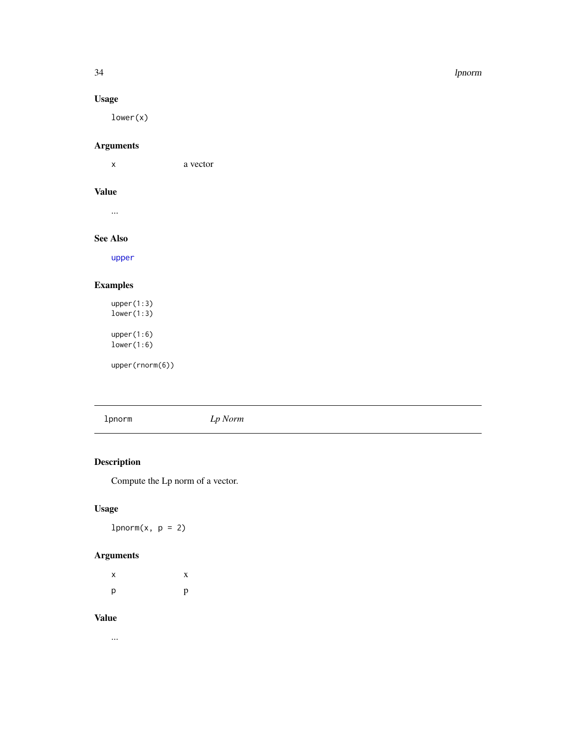### Usage

```
lower(x)
```

### Arguments

| | |
|---|---|
| x | a vector |

### Value

...

### See Also

upper

### Examples

```
upper(1:3)
lower(1:3)

upper(1:6)
lower(1:6)

upper(rnorm(6))
```

---

## lpnorm — *Lp Norm*

---

### Description

Compute the Lp norm of a vector.

### Usage

```
lpnorm(x, p = 2)
```

### Arguments

| | |
|---|---|
| x | x |
| p | p |

### Value

...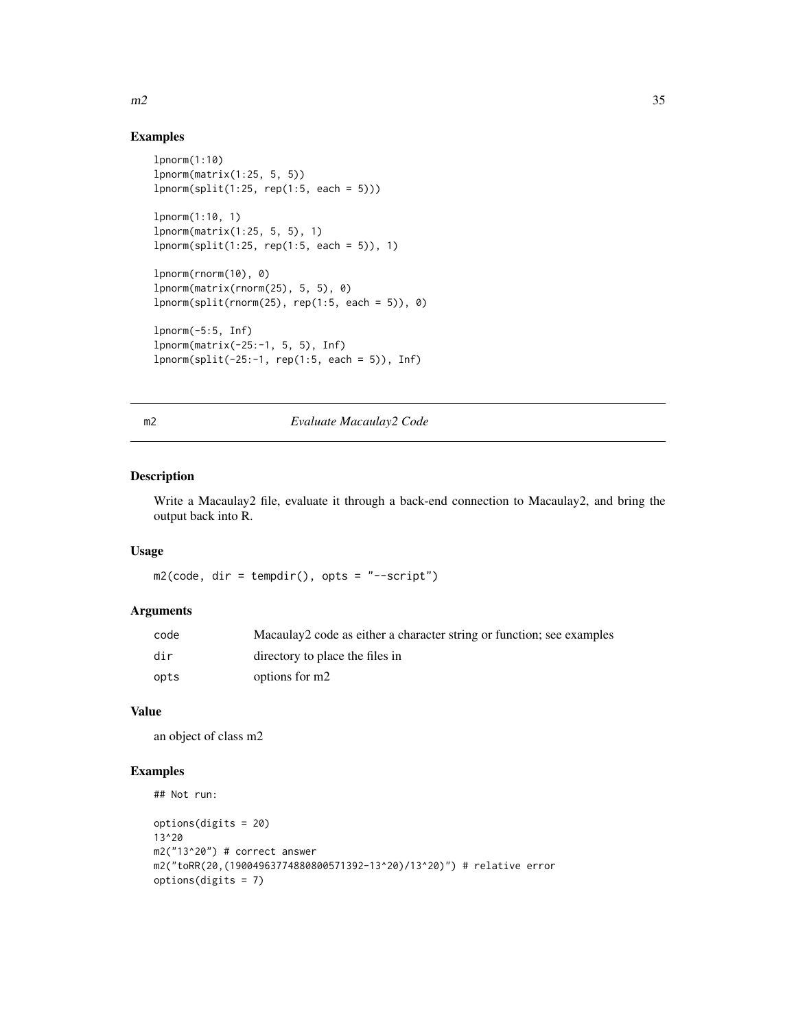## Examples

```
lpnorm(1:10)
lpnorm(matrix(1:25, 5, 5))
lpnorm(split(1:25, rep(1:5, each = 5)))

lpnorm(1:10, 1)
lpnorm(matrix(1:25, 5, 5), 1)
lpnorm(split(1:25, rep(1:5, each = 5)), 1)

lpnorm(rnorm(10), 0)
lpnorm(matrix(rnorm(25), 5, 5), 0)
lpnorm(split(rnorm(25), rep(1:5, each = 5)), 0)

lpnorm(-5:5, Inf)
lpnorm(matrix(-25:-1, 5, 5), Inf)
lpnorm(split(-25:-1, rep(1:5, each = 5)), Inf)
```

---

# m2 — *Evaluate Macaulay2 Code*

---

## Description

Write a Macaulay2 file, evaluate it through a back-end connection to Macaulay2, and bring the output back into R.

## Usage

```
m2(code, dir = tempdir(), opts = "--script")
```

## Arguments

| | |
|---|---|
| code | Macaulay2 code as either a character string or function; see examples |
| dir | directory to place the files in |
| opts | options for m2 |

## Value

an object of class m2

## Examples

```
## Not run:

options(digits = 20)
13^20
m2("13^20") # correct answer
m2("toRR(20,(19004963774880800571392-13^20)/13^20)") # relative error
options(digits = 7)
```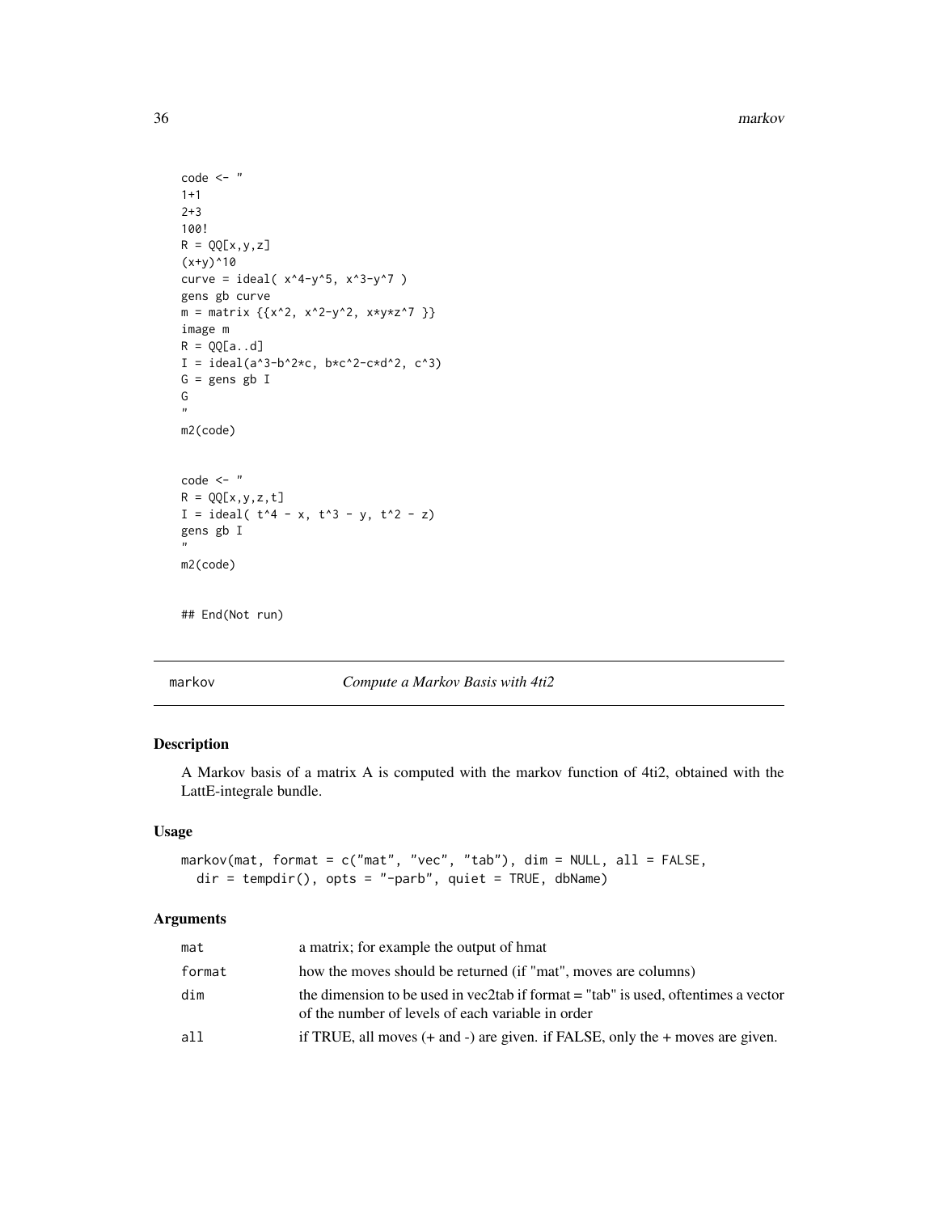```
code <- "
1+1
2+3
100!
R = QQ[x,y,z]
(x+y)^10
curve = ideal( x^4-y^5, x^3-y^7 )
gens gb curve
m = matrix {{x^2, x^2-y^2, x*y*z^7 }}
image m
R = QQ[a..d]
I = ideal(a^3-b^2*c, b*c^2-c*d^2, c^3)
G = gens gb I
G
"
m2(code)


code <- "
R = QQ[x,y,z,t]
I = ideal( t^4 - x, t^3 - y, t^2 - z)
gens gb I
"
m2(code)


## End(Not run)
```

---

markov — *Compute a Markov Basis with 4ti2*

---

### Description

A Markov basis of a matrix A is computed with the markov function of 4ti2, obtained with the LattE-integrale bundle.

### Usage

```
markov(mat, format = c("mat", "vec", "tab"), dim = NULL, all = FALSE,
  dir = tempdir(), opts = "-parb", quiet = TRUE, dbName)
```

### Arguments

| | |
|---|---|
| mat | a matrix; for example the output of hmat |
| format | how the moves should be returned (if "mat", moves are columns) |
| dim | the dimension to be used in vec2tab if format = "tab" is used, oftentimes a vector of the number of levels of each variable in order |
| all | if TRUE, all moves (+ and -) are given. if FALSE, only the + moves are given. |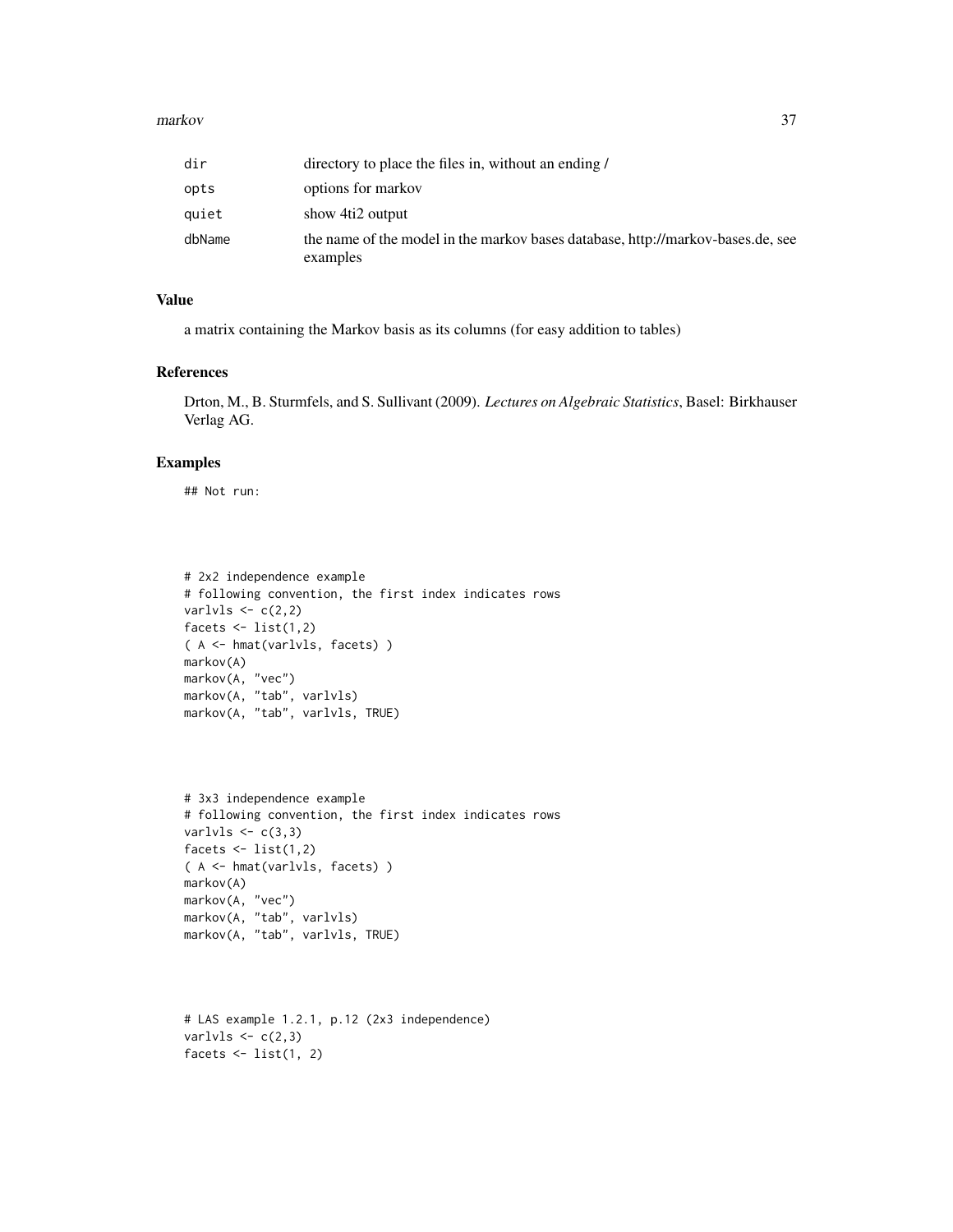| | |
|---|---|
| dir | directory to place the files in, without an ending / |
| opts | options for markov |
| quiet | show 4ti2 output |
| dbName | the name of the model in the markov bases database, http://markov-bases.de, see examples |

### Value

a matrix containing the Markov basis as its columns (for easy addition to tables)

### References

Drton, M., B. Sturmfels, and S. Sullivant (2009). *Lectures on Algebraic Statistics*, Basel: Birkhauser Verlag AG.

### Examples

```
## Not run:




# 2x2 independence example
# following convention, the first index indicates rows
varlvls <- c(2,2)
facets <- list(1,2)
( A <- hmat(varlvls, facets) )
markov(A)
markov(A, "vec")
markov(A, "tab", varlvls)
markov(A, "tab", varlvls, TRUE)




# 3x3 independence example
# following convention, the first index indicates rows
varlvls <- c(3,3)
facets <- list(1,2)
( A <- hmat(varlvls, facets) )
markov(A)
markov(A, "vec")
markov(A, "tab", varlvls)
markov(A, "tab", varlvls, TRUE)




# LAS example 1.2.1, p.12 (2x3 independence)
varlvls <- c(2,3)
facets <- list(1, 2)
```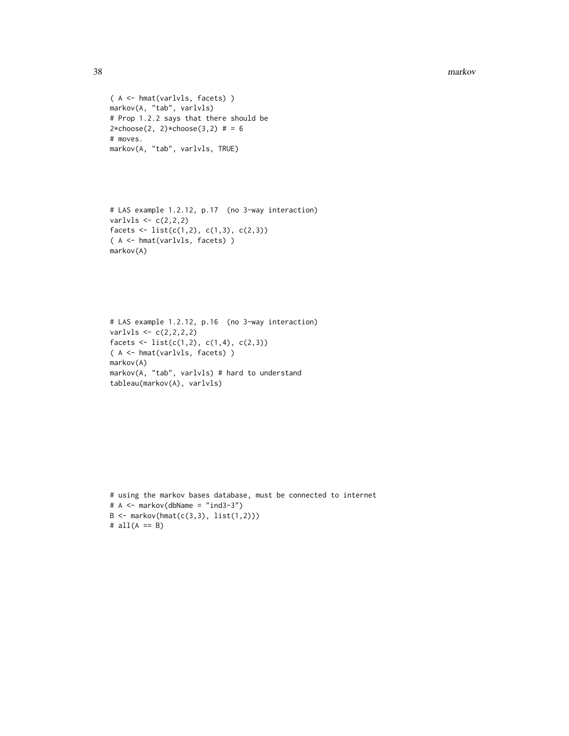```
( A <- hmat(varlvls, facets) )
markov(A, "tab", varlvls)
# Prop 1.2.2 says that there should be
2*choose(2, 2)*choose(3,2) # = 6
# moves.
markov(A, "tab", varlvls, TRUE)
```

```
# LAS example 1.2.12, p.17  (no 3-way interaction)
varlvls <- c(2,2,2)
facets <- list(c(1,2), c(1,3), c(2,3))
( A <- hmat(varlvls, facets) )
markov(A)
```

```
# LAS example 1.2.12, p.16  (no 3-way interaction)
varlvls <- c(2,2,2,2)
facets <- list(c(1,2), c(1,4), c(2,3))
( A <- hmat(varlvls, facets) )
markov(A)
markov(A, "tab", varlvls) # hard to understand
tableau(markov(A), varlvls)
```

```
# using the markov bases database, must be connected to internet
# A <- markov(dbName = "ind3-3")
B <- markov(hmat(c(3,3), list(1,2)))
# all(A == B)
```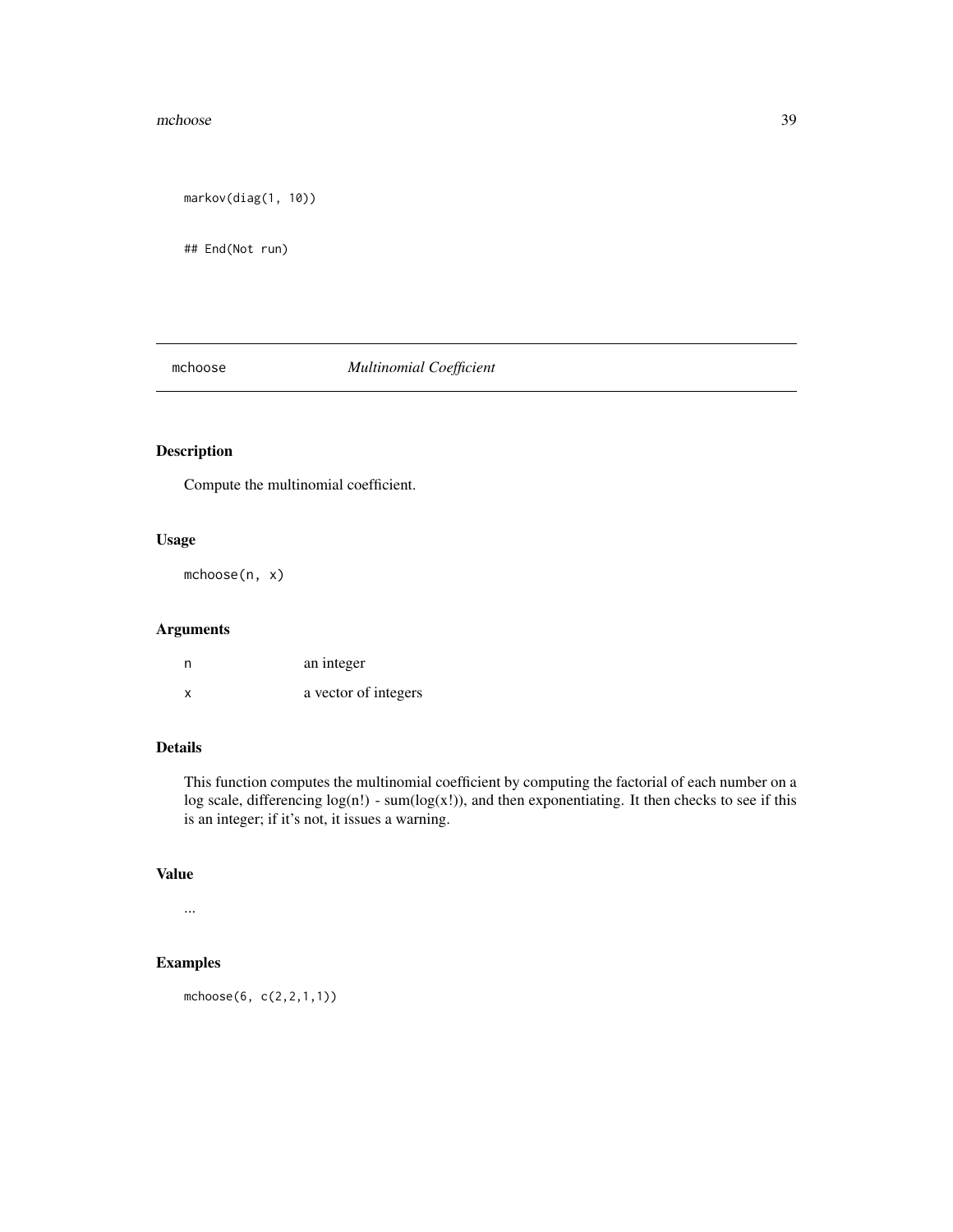```
markov(diag(1, 10))

## End(Not run)
```

## mchoose *Multinomial Coefficient*

### Description

Compute the multinomial coefficient.

### Usage

```
mchoose(n, x)
```

### Arguments

| | |
|---|---|
| n | an integer |
| x | a vector of integers |

### Details

This function computes the multinomial coefficient by computing the factorial of each number on a log scale, differencing log(n!) - sum(log(x!)), and then exponentiating. It then checks to see if this is an integer; if it's not, it issues a warning.

### Value

...

### Examples

```
mchoose(6, c(2,2,1,1))
```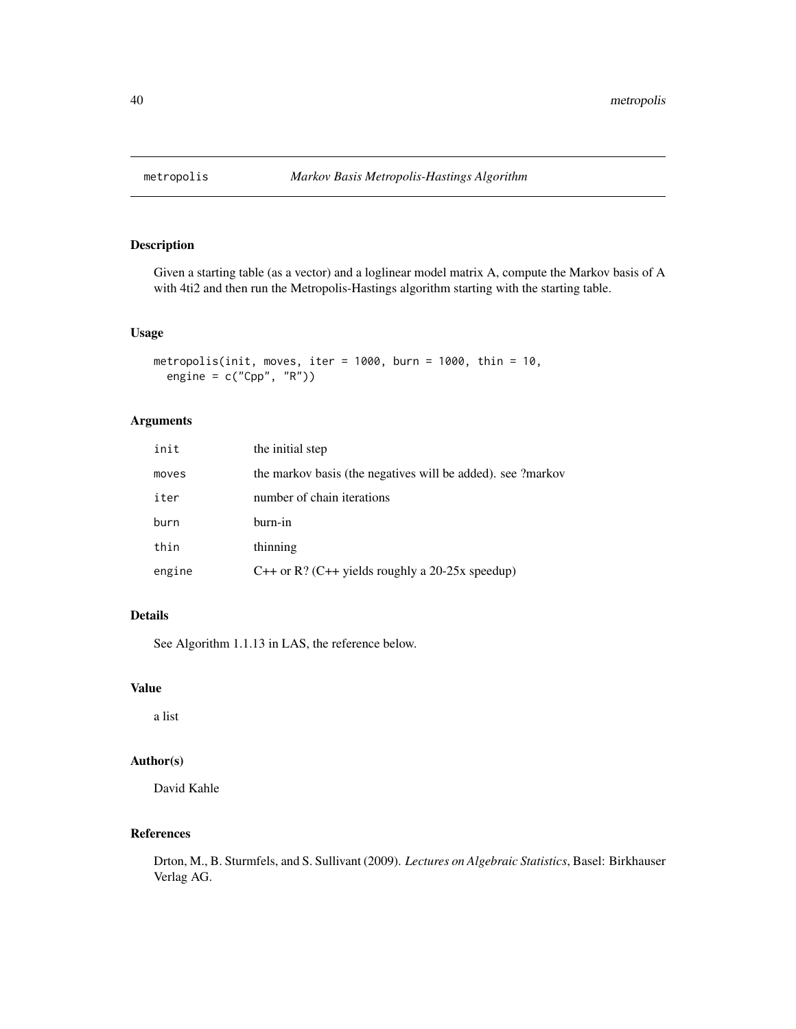## metropolis *Markov Basis Metropolis-Hastings Algorithm*

### Description

Given a starting table (as a vector) and a loglinear model matrix A, compute the Markov basis of A with 4ti2 and then run the Metropolis-Hastings algorithm starting with the starting table.

### Usage

```
metropolis(init, moves, iter = 1000, burn = 1000, thin = 10,
  engine = c("Cpp", "R"))
```

### Arguments

| | |
|---|---|
| init | the initial step |
| moves | the markov basis (the negatives will be added). see ?markov |
| iter | number of chain iterations |
| burn | burn-in |
| thin | thinning |
| engine | C++ or R? (C++ yields roughly a 20-25x speedup) |

### Details

See Algorithm 1.1.13 in LAS, the reference below.

### Value

a list

### Author(s)

David Kahle

### References

Drton, M., B. Sturmfels, and S. Sullivant (2009). *Lectures on Algebraic Statistics*, Basel: Birkhauser Verlag AG.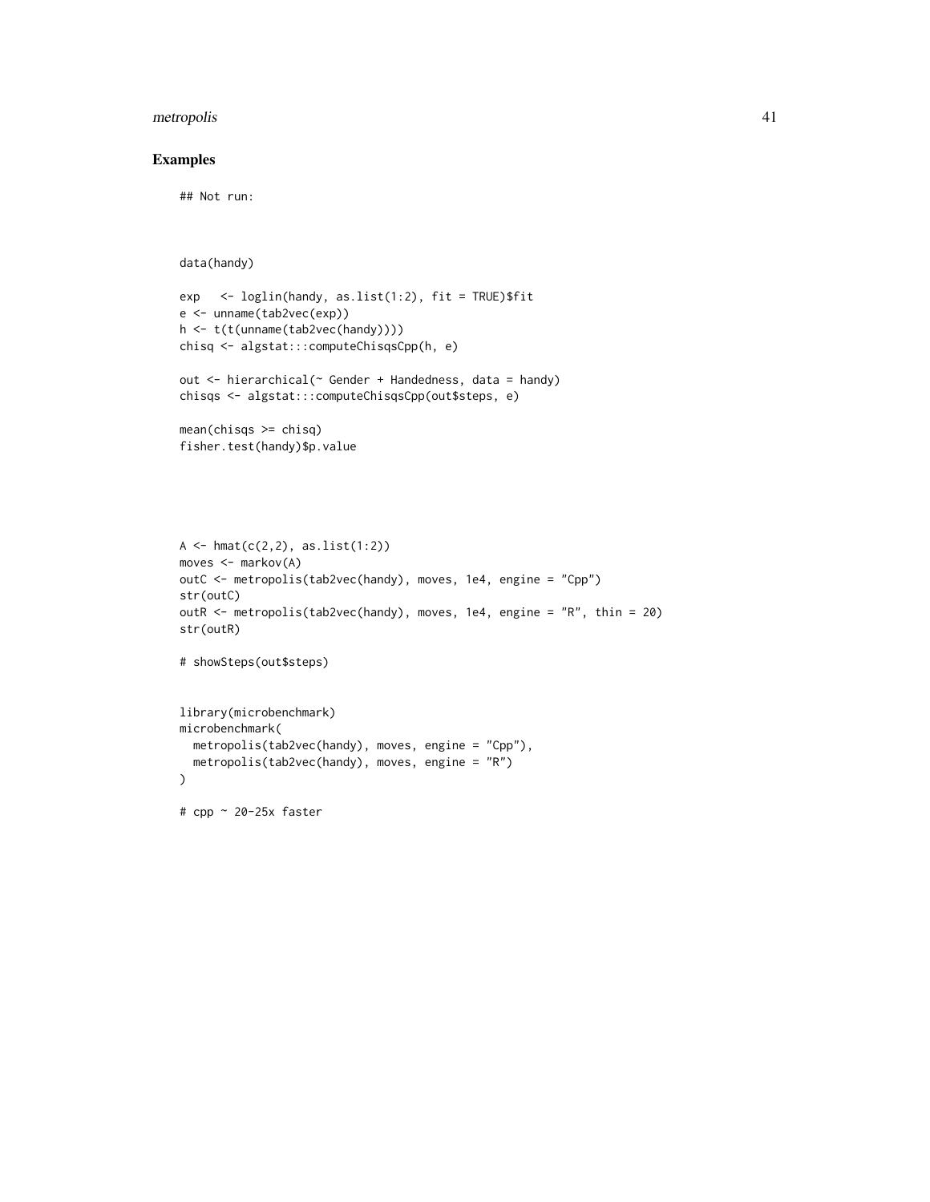## Examples

```
## Not run:



data(handy)

exp   <- loglin(handy, as.list(1:2), fit = TRUE)$fit
e <- unname(tab2vec(exp))
h <- t(t(unname(tab2vec(handy))))
chisq <- algstat:::computeChisqsCpp(h, e)

out <- hierarchical(~ Gender + Handedness, data = handy)
chisqs <- algstat:::computeChisqsCpp(out$steps, e)

mean(chisqs >= chisq)
fisher.test(handy)$p.value





A <- hmat(c(2,2), as.list(1:2))
moves <- markov(A)
outC <- metropolis(tab2vec(handy), moves, 1e4, engine = "Cpp")
str(outC)
outR <- metropolis(tab2vec(handy), moves, 1e4, engine = "R", thin = 20)
str(outR)

# showSteps(out$steps)


library(microbenchmark)
microbenchmark(
  metropolis(tab2vec(handy), moves, engine = "Cpp"),
  metropolis(tab2vec(handy), moves, engine = "R")
)

# cpp ~ 20-25x faster
```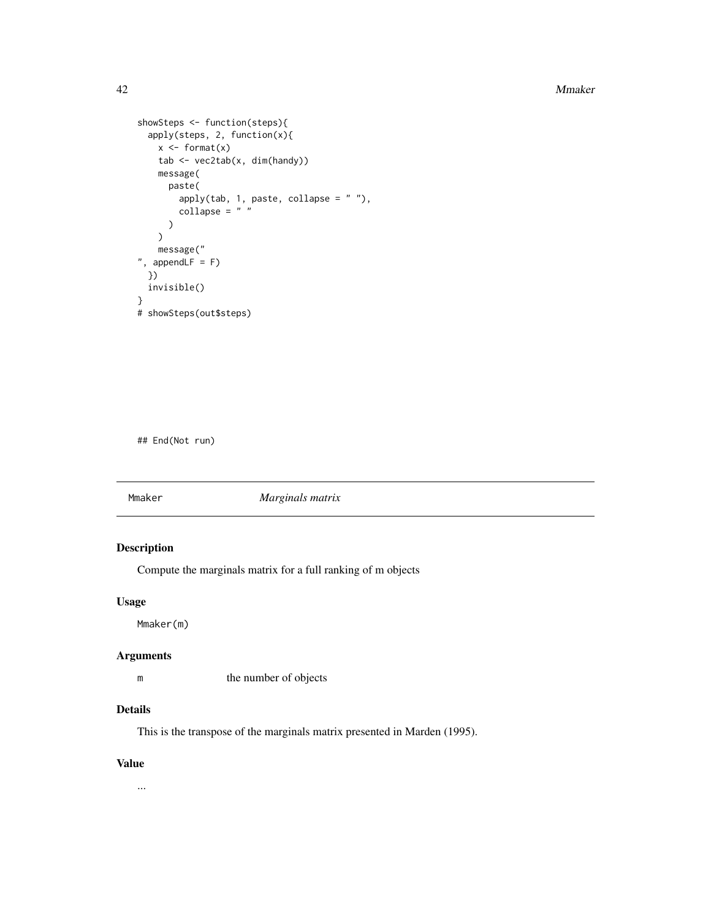```
showSteps <- function(steps){
  apply(steps, 2, function(x){
    x <- format(x)
    tab <- vec2tab(x, dim(handy))
    message(
      paste(
        apply(tab, 1, paste, collapse = " "),
        collapse = " "
      )
    )
    message("
", appendLF = F)
  })
  invisible()
}
# showSteps(out$steps)
```

```
## End(Not run)
```

---

## Mmaker — *Marginals matrix*

### Description

Compute the marginals matrix for a full ranking of m objects

### Usage

```
Mmaker(m)
```

### Arguments

| | |
|---|---|
| `m` | the number of objects |

### Details

This is the transpose of the marginals matrix presented in Marden (1995).

### Value

...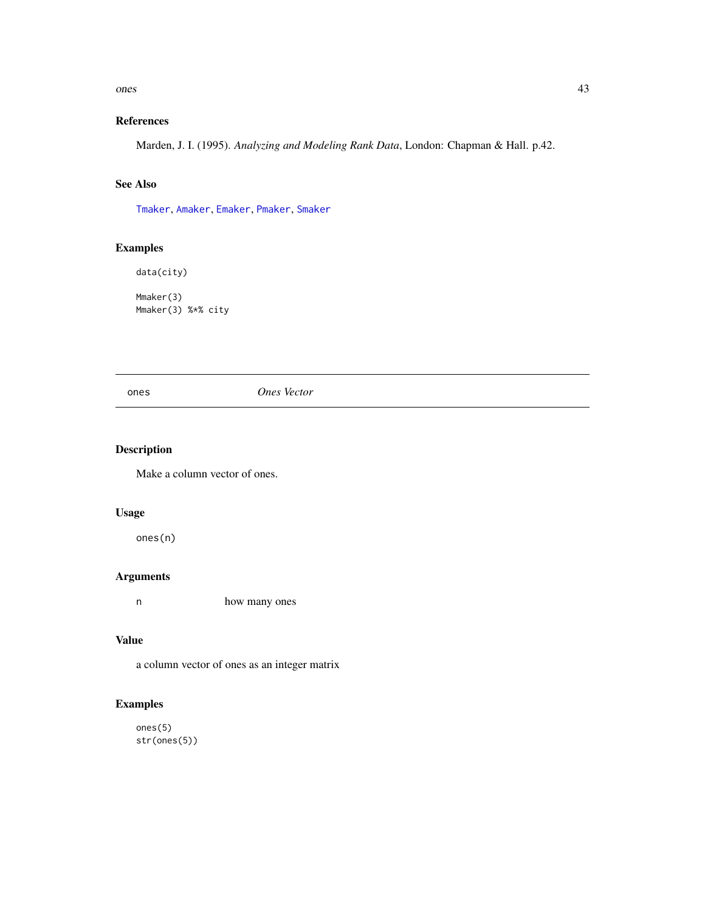### References

Marden, J. I. (1995). *Analyzing and Modeling Rank Data*, London: Chapman & Hall. p.42.

### See Also

Tmaker, Amaker, Emaker, Pmaker, Smaker

### Examples

```
data(city)

Mmaker(3)
Mmaker(3) %*% city
```

---

## ones — *Ones Vector*

---

### Description

Make a column vector of ones.

### Usage

```
ones(n)
```

### Arguments

| | |
|---|---|
| n | how many ones |

### Value

a column vector of ones as an integer matrix

### Examples

```
ones(5)
str(ones(5))
```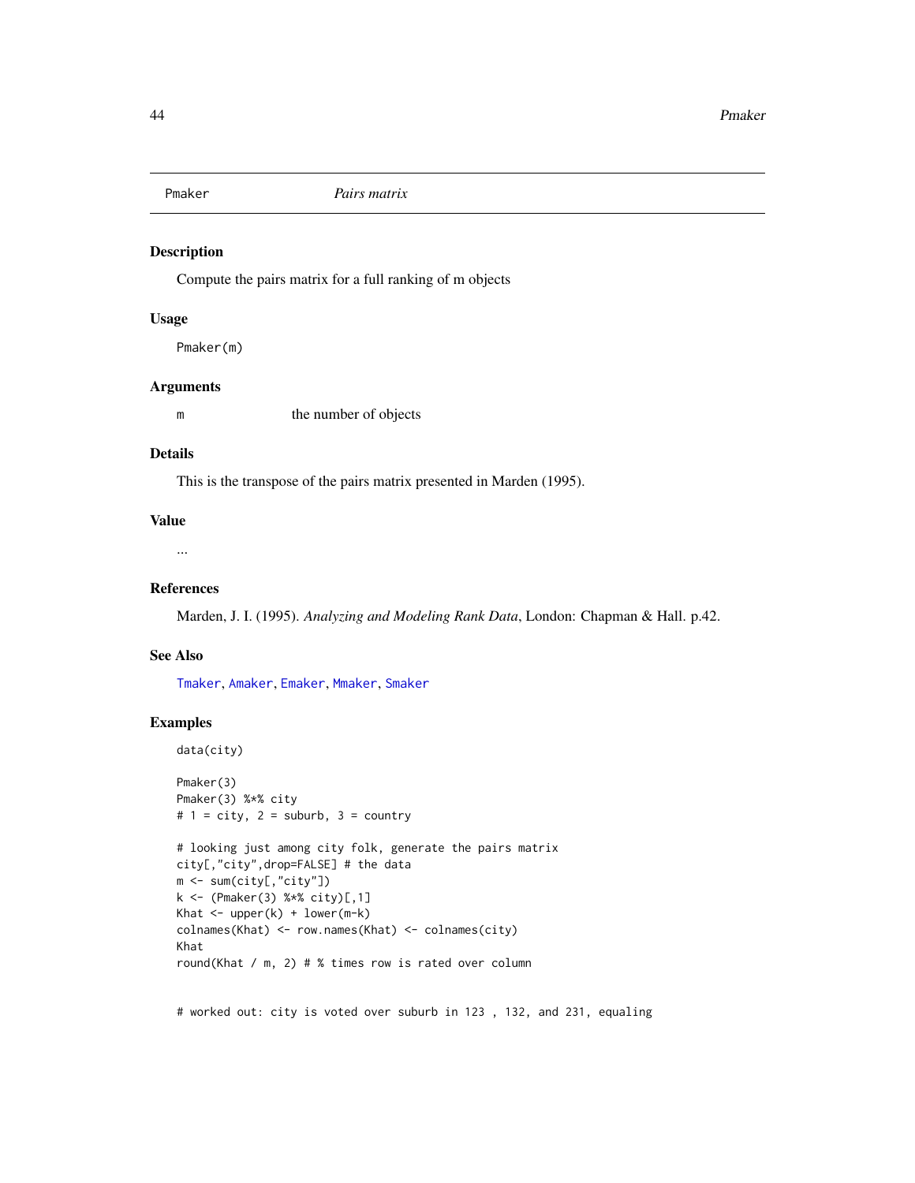| Pmaker | *Pairs matrix* |
|---|---|

### Description

Compute the pairs matrix for a full ranking of m objects

### Usage

```
Pmaker(m)
```

### Arguments

| | |
|---|---|
| m | the number of objects |

### Details

This is the transpose of the pairs matrix presented in Marden (1995).

### Value

...

### References

Marden, J. I. (1995). *Analyzing and Modeling Rank Data*, London: Chapman & Hall. p.42.

### See Also

Tmaker, Amaker, Emaker, Mmaker, Smaker

### Examples

```
data(city)

Pmaker(3)
Pmaker(3) %*% city
# 1 = city, 2 = suburb, 3 = country

# looking just among city folk, generate the pairs matrix
city[,"city",drop=FALSE] # the data
m <- sum(city[,"city"])
k <- (Pmaker(3) %*% city)[,1]
Khat <- upper(k) + lower(m-k)
colnames(Khat) <- row.names(Khat) <- colnames(city)
Khat
round(Khat / m, 2) # % times row is rated over column


# worked out: city is voted over suburb in 123 , 132, and 231, equaling
```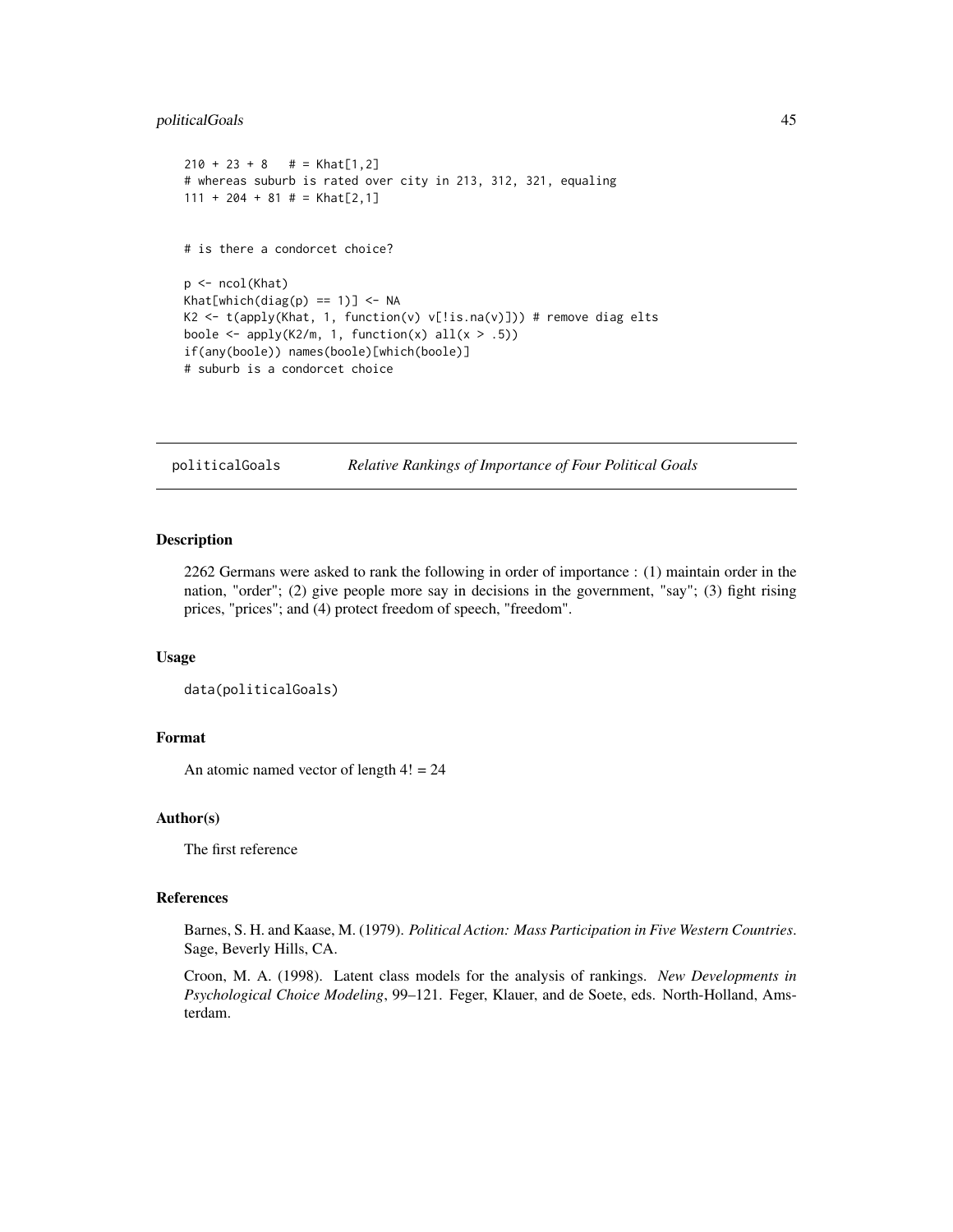```
210 + 23 + 8   # = Khat[1,2]
# whereas suburb is rated over city in 213, 312, 321, equaling
111 + 204 + 81 # = Khat[2,1]


# is there a condorcet choice?

p <- ncol(Khat)
Khat[which(diag(p) == 1)] <- NA
K2 <- t(apply(Khat, 1, function(v) v[!is.na(v)])) # remove diag elts
boole <- apply(K2/m, 1, function(x) all(x > .5))
if(any(boole)) names(boole)[which(boole)]
# suburb is a condorcet choice
```

## politicalGoals *Relative Rankings of Importance of Four Political Goals*

### Description

2262 Germans were asked to rank the following in order of importance : (1) maintain order in the nation, "order"; (2) give people more say in decisions in the government, "say"; (3) fight rising prices, "prices"; and (4) protect freedom of speech, "freedom".

### Usage

```
data(politicalGoals)
```

### Format

An atomic named vector of length 4! = 24

### Author(s)

The first reference

### References

Barnes, S. H. and Kaase, M. (1979). *Political Action: Mass Participation in Five Western Countries*. Sage, Beverly Hills, CA.

Croon, M. A. (1998). Latent class models for the analysis of rankings. *New Developments in Psychological Choice Modeling*, 99–121. Feger, Klauer, and de Soete, eds. North-Holland, Amsterdam.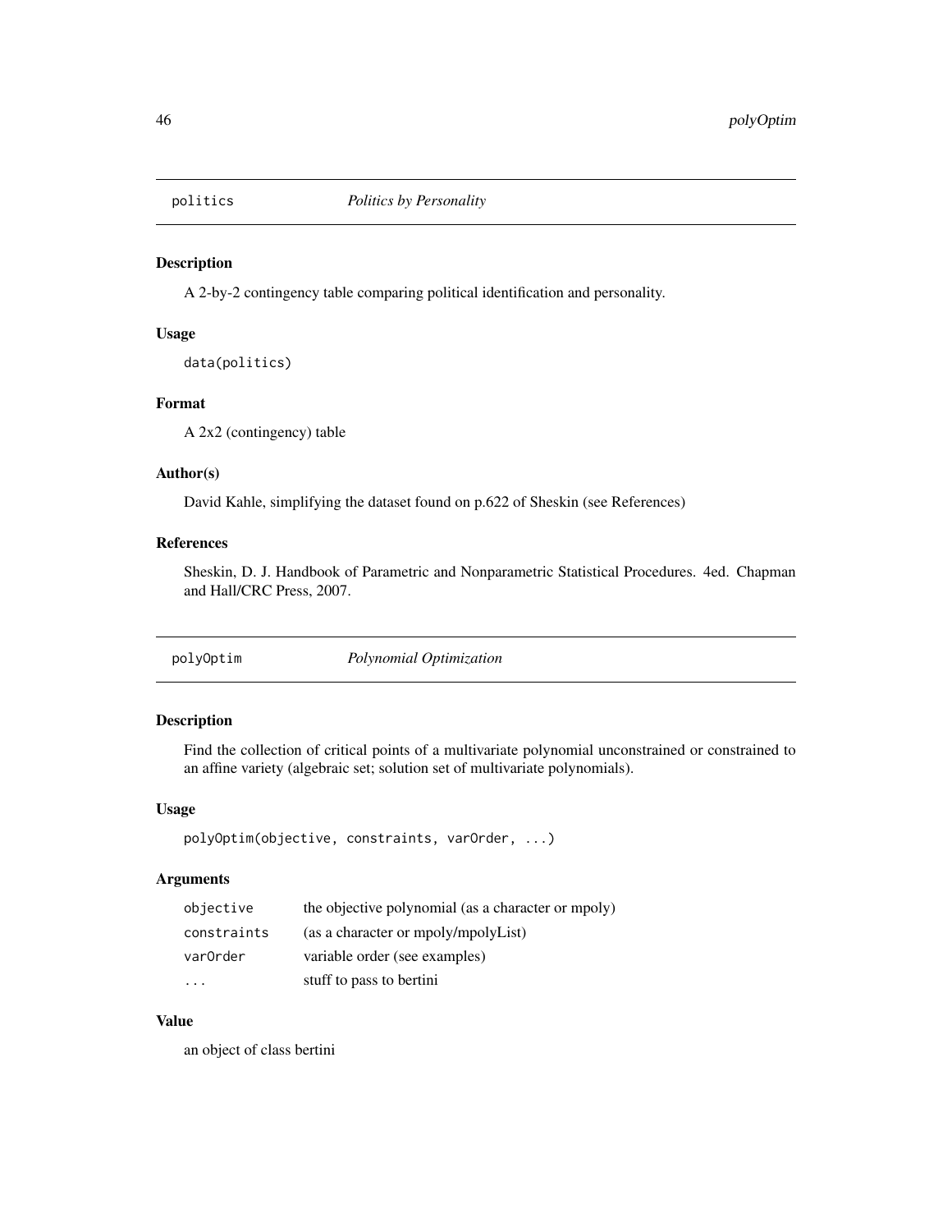## politics *Politics by Personality*

### Description

A 2-by-2 contingency table comparing political identification and personality.

### Usage

```
data(politics)
```

### Format

A 2x2 (contingency) table

### Author(s)

David Kahle, simplifying the dataset found on p.622 of Sheskin (see References)

### References

Sheskin, D. J. Handbook of Parametric and Nonparametric Statistical Procedures. 4ed. Chapman and Hall/CRC Press, 2007.

## polyOptim *Polynomial Optimization*

### Description

Find the collection of critical points of a multivariate polynomial unconstrained or constrained to an affine variety (algebraic set; solution set of multivariate polynomials).

### Usage

```
polyOptim(objective, constraints, varOrder, ...)
```

### Arguments

| | |
|---|---|
| `objective` | the objective polynomial (as a character or mpoly) |
| `constraints` | (as a character or mpoly/mpolyList) |
| `varOrder` | variable order (see examples) |
| `...` | stuff to pass to bertini |

### Value

an object of class bertini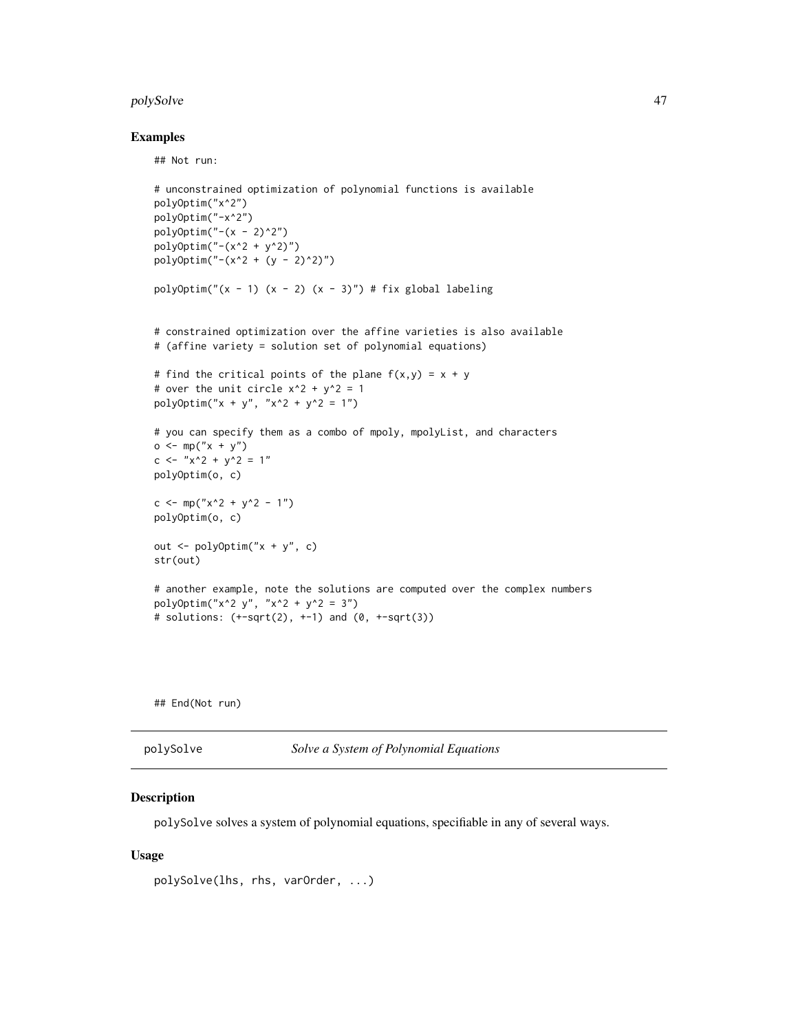### Examples

```
## Not run:

# unconstrained optimization of polynomial functions is available
polyOptim("x^2")
polyOptim("-x^2")
polyOptim("-(x - 2)^2")
polyOptim("-(x^2 + y^2)")
polyOptim("-(x^2 + (y - 2)^2)")

polyOptim("(x - 1) (x - 2) (x - 3)") # fix global labeling


# constrained optimization over the affine varieties is also available
# (affine variety = solution set of polynomial equations)

# find the critical points of the plane f(x,y) = x + y
# over the unit circle x^2 + y^2 = 1
polyOptim("x + y", "x^2 + y^2 = 1")

# you can specify them as a combo of mpoly, mpolyList, and characters
o <- mp("x + y")
c <- "x^2 + y^2 = 1"
polyOptim(o, c)

c <- mp("x^2 + y^2 - 1")
polyOptim(o, c)

out <- polyOptim("x + y", c)
str(out)

# another example, note the solutions are computed over the complex numbers
polyOptim("x^2 y", "x^2 + y^2 = 3")
# solutions: (+-sqrt(2), +-1) and (0, +-sqrt(3))




## End(Not run)
```

---

## polySolve — *Solve a System of Polynomial Equations*

### Description

polySolve solves a system of polynomial equations, specifiable in any of several ways.

### Usage

```
polySolve(lhs, rhs, varOrder, ...)
```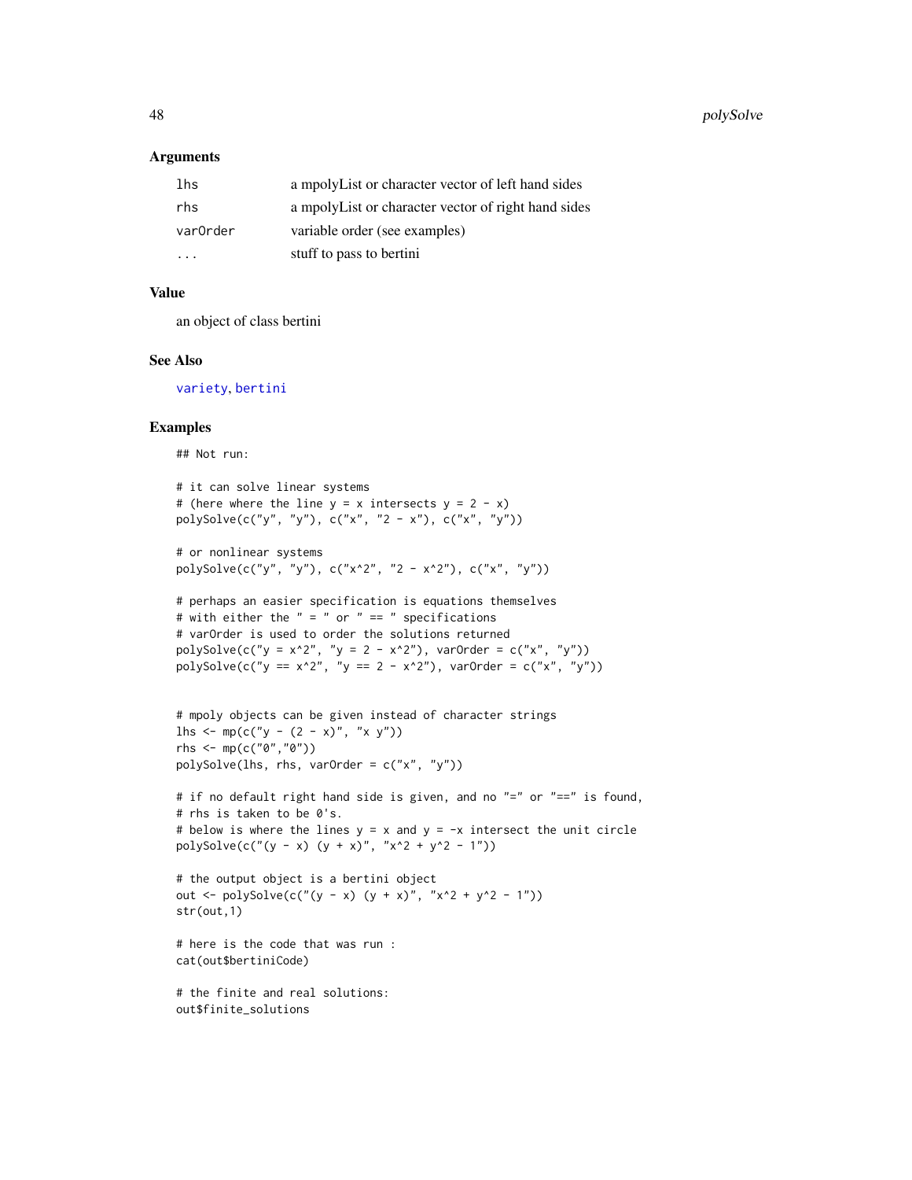### Arguments

| | |
|---|---|
| lhs | a mpolyList or character vector of left hand sides |
| rhs | a mpolyList or character vector of right hand sides |
| varOrder | variable order (see examples) |
| ... | stuff to pass to bertini |

### Value

an object of class bertini

### See Also

variety, bertini

### Examples

```
## Not run:

# it can solve linear systems
# (here where the line y = x intersects y = 2 - x)
polySolve(c("y", "y"), c("x", "2 - x"), c("x", "y"))

# or nonlinear systems
polySolve(c("y", "y"), c("x^2", "2 - x^2"), c("x", "y"))

# perhaps an easier specification is equations themselves
# with either the " = " or " == " specifications
# varOrder is used to order the solutions returned
polySolve(c("y = x^2", "y = 2 - x^2"), varOrder = c("x", "y"))
polySolve(c("y == x^2", "y == 2 - x^2"), varOrder = c("x", "y"))


# mpoly objects can be given instead of character strings
lhs <- mp(c("y - (2 - x)", "x y"))
rhs <- mp(c("0","0"))
polySolve(lhs, rhs, varOrder = c("x", "y"))

# if no default right hand side is given, and no "=" or "==" is found,
# rhs is taken to be 0's.
# below is where the lines y = x and y = -x intersect the unit circle
polySolve(c("(y - x) (y + x)", "x^2 + y^2 - 1"))

# the output object is a bertini object
out <- polySolve(c("(y - x) (y + x)", "x^2 + y^2 - 1"))
str(out,1)

# here is the code that was run :
cat(out$bertiniCode)

# the finite and real solutions:
out$finite_solutions
```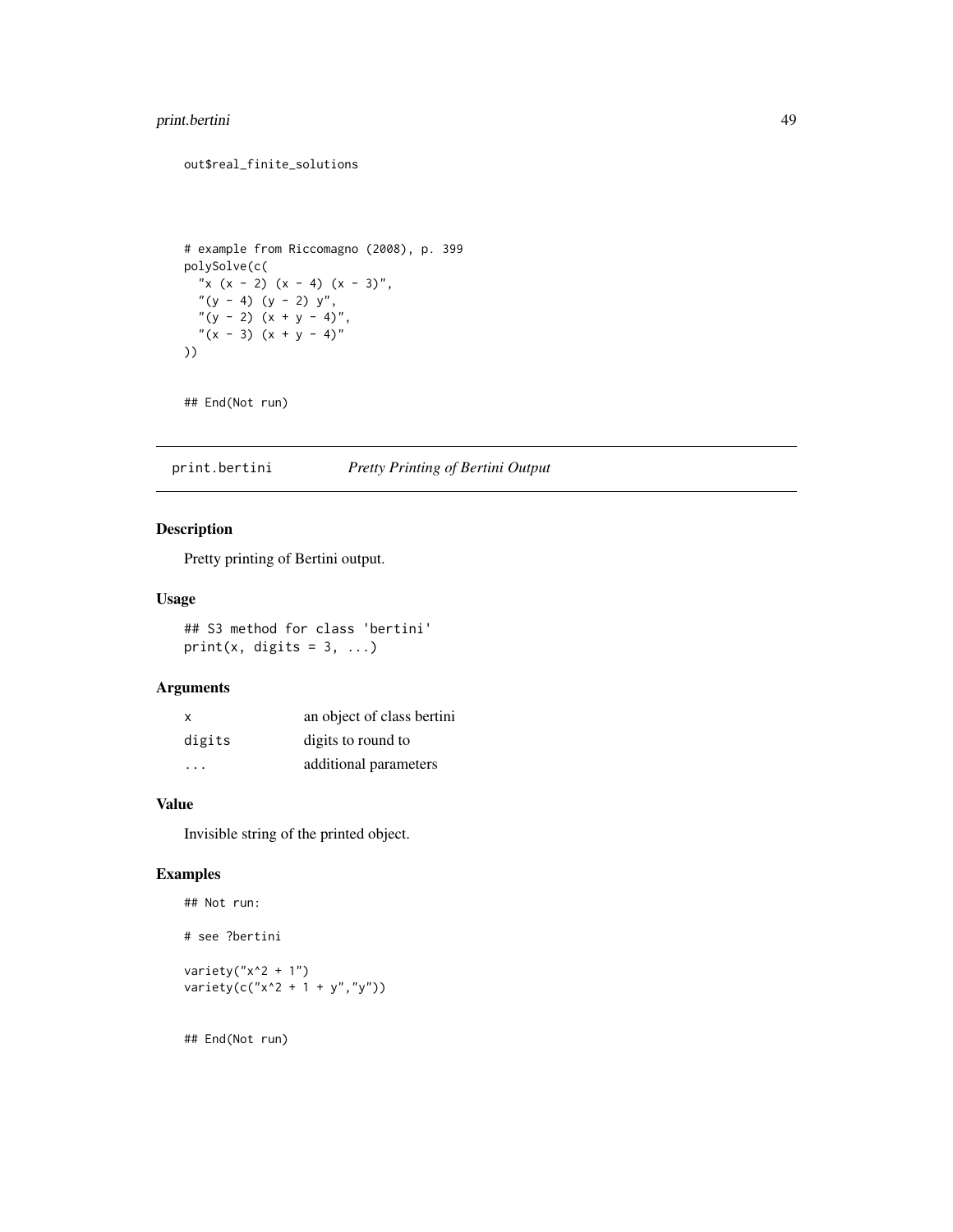```
out$real_finite_solutions



# example from Riccomagno (2008), p. 399
polySolve(c(
  "x (x - 2) (x - 4) (x - 3)",
  "(y - 4) (y - 2) y",
  "(y - 2) (x + y - 4)",
  "(x - 3) (x + y - 4)"
))


## End(Not run)
```

## print.bertini — *Pretty Printing of Bertini Output*

### Description

Pretty printing of Bertini output.

### Usage

```
## S3 method for class 'bertini'
print(x, digits = 3, ...)
```

### Arguments

| | |
|---|---|
| x | an object of class bertini |
| digits | digits to round to |
| ... | additional parameters |

### Value

Invisible string of the printed object.

### Examples

```
## Not run:

# see ?bertini

variety("x^2 + 1")
variety(c("x^2 + 1 + y","y"))


## End(Not run)
```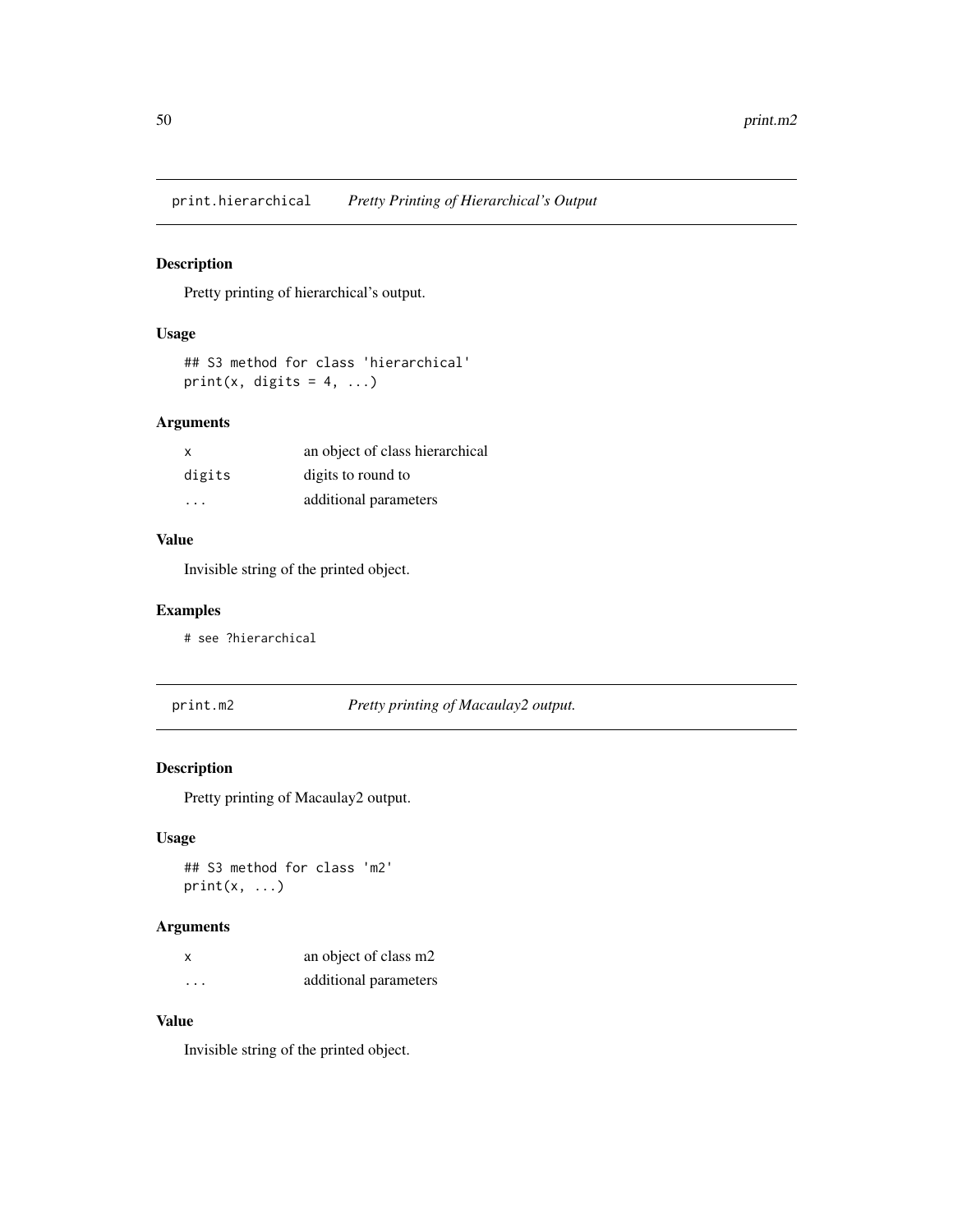## print.hierarchical — *Pretty Printing of Hierarchical's Output*

### Description

Pretty printing of hierarchical's output.

### Usage

```
## S3 method for class 'hierarchical'
print(x, digits = 4, ...)
```

### Arguments

| | |
|---|---|
| x | an object of class hierarchical |
| digits | digits to round to |
| ... | additional parameters |

### Value

Invisible string of the printed object.

### Examples

```
# see ?hierarchical
```

## print.m2 — *Pretty printing of Macaulay2 output.*

### Description

Pretty printing of Macaulay2 output.

### Usage

```
## S3 method for class 'm2'
print(x, ...)
```

### Arguments

| | |
|---|---|
| x | an object of class m2 |
| ... | additional parameters |

### Value

Invisible string of the printed object.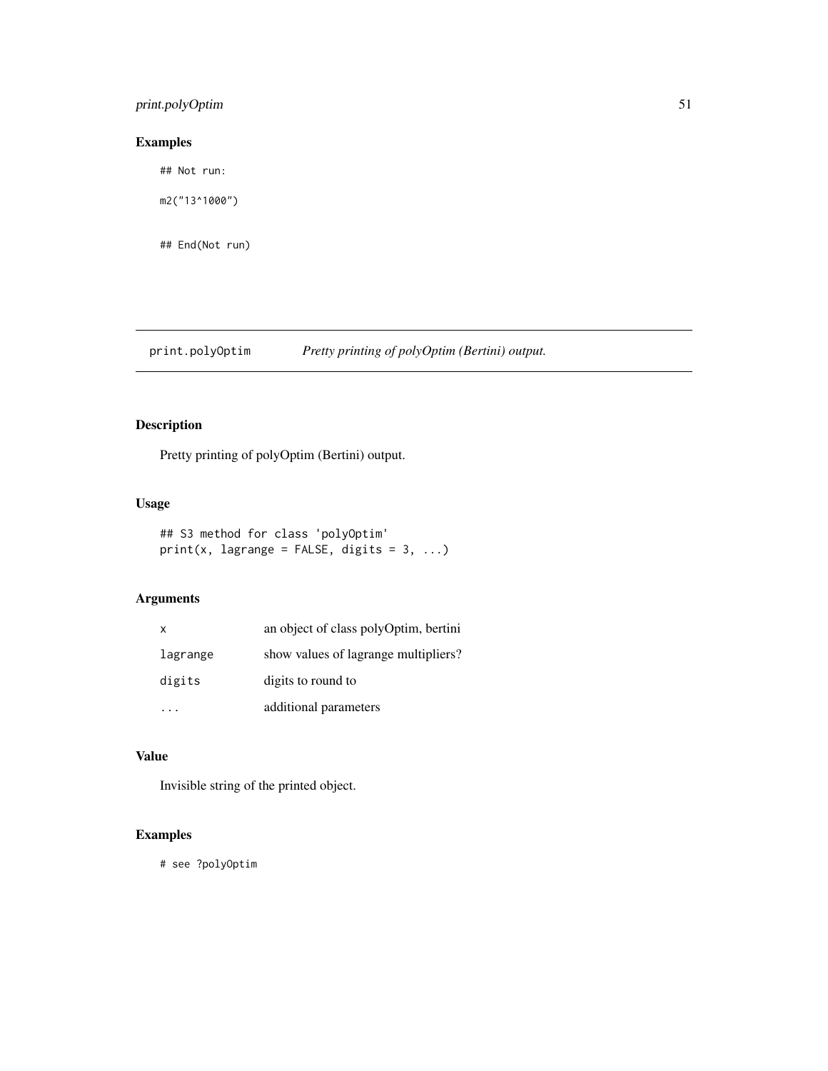## Examples

```
## Not run:

m2("13^1000")


## End(Not run)
```

---

# print.polyOptim — *Pretty printing of polyOptim (Bertini) output.*

---

## Description

Pretty printing of polyOptim (Bertini) output.

## Usage

```
## S3 method for class 'polyOptim'
print(x, lagrange = FALSE, digits = 3, ...)
```

## Arguments

| | |
|---|---|
| `x` | an object of class polyOptim, bertini |
| `lagrange` | show values of lagrange multipliers? |
| `digits` | digits to round to |
| `...` | additional parameters |

## Value

Invisible string of the printed object.

## Examples

```
# see ?polyOptim
```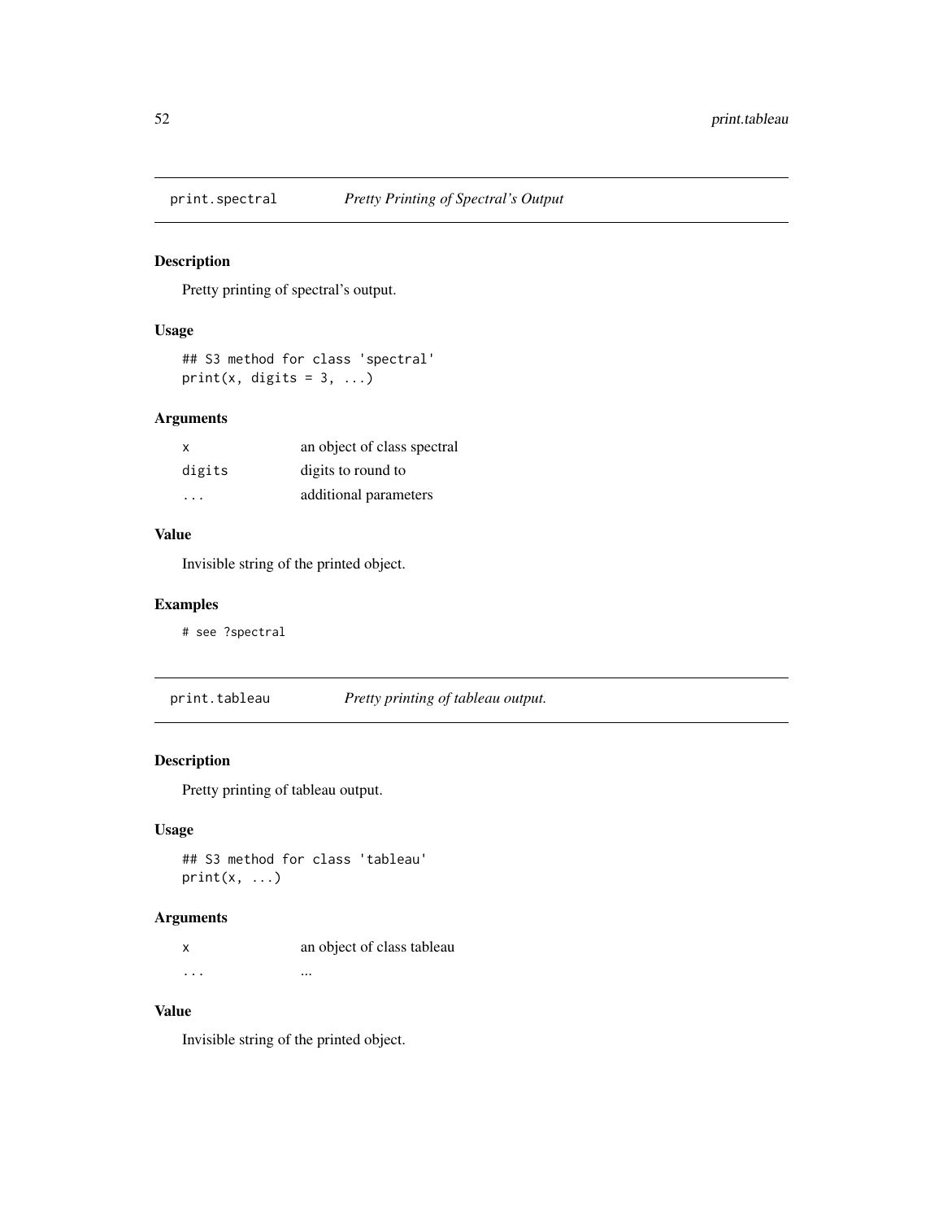## print.spectral — *Pretty Printing of Spectral's Output*

### Description

Pretty printing of spectral's output.

### Usage

```
## S3 method for class 'spectral'
print(x, digits = 3, ...)
```

### Arguments

| | |
|---|---|
| `x` | an object of class spectral |
| `digits` | digits to round to |
| `...` | additional parameters |

### Value

Invisible string of the printed object.

### Examples

```
# see ?spectral
```

## print.tableau — *Pretty printing of tableau output.*

### Description

Pretty printing of tableau output.

### Usage

```
## S3 method for class 'tableau'
print(x, ...)
```

### Arguments

| | |
|---|---|
| `x` | an object of class tableau |
| `...` | ... |

### Value

Invisible string of the printed object.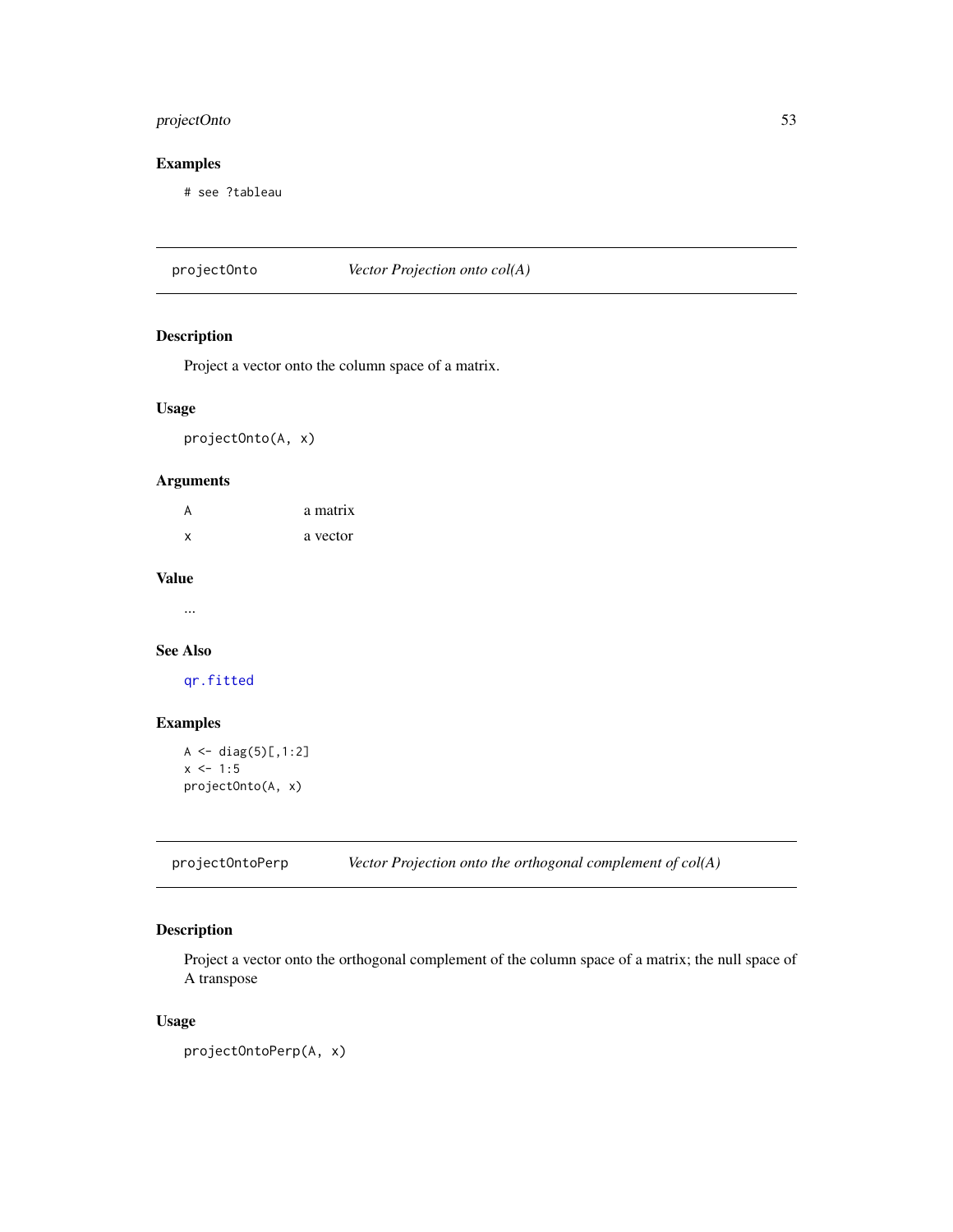## Examples

```
# see ?tableau
```

---

## projectOnto — *Vector Projection onto col(A)*

### Description

Project a vector onto the column space of a matrix.

### Usage

```
projectOnto(A, x)
```

### Arguments

| | |
|---|---|
| A | a matrix |
| x | a vector |

### Value

...

### See Also

qr.fitted

### Examples

```
A <- diag(5)[,1:2]
x <- 1:5
projectOnto(A, x)
```

---

## projectOntoPerp — *Vector Projection onto the orthogonal complement of col(A)*

### Description

Project a vector onto the orthogonal complement of the column space of a matrix; the null space of A transpose

### Usage

```
projectOntoPerp(A, x)
```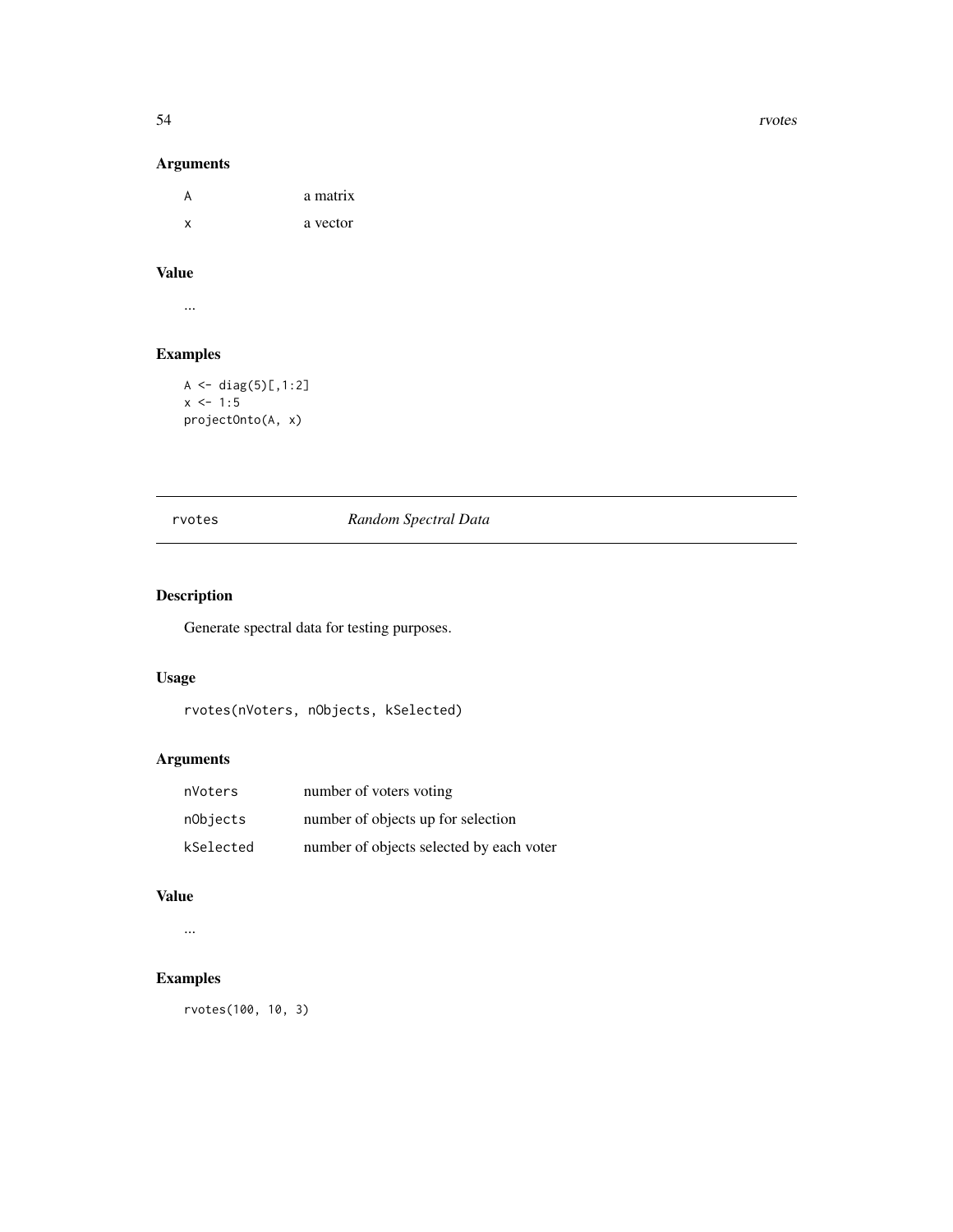## Arguments

| | |
|---|---|
| A | a matrix |
| x | a vector |

## Value

...

## Examples

```
A <- diag(5)[,1:2]
x <- 1:5
projectOnto(A, x)
```

---

# rvotes *Random Spectral Data*

---

## Description

Generate spectral data for testing purposes.

## Usage

```
rvotes(nVoters, nObjects, kSelected)
```

## Arguments

| | |
|---|---|
| nVoters | number of voters voting |
| nObjects | number of objects up for selection |
| kSelected | number of objects selected by each voter |

## Value

...

## Examples

```
rvotes(100, 10, 3)
```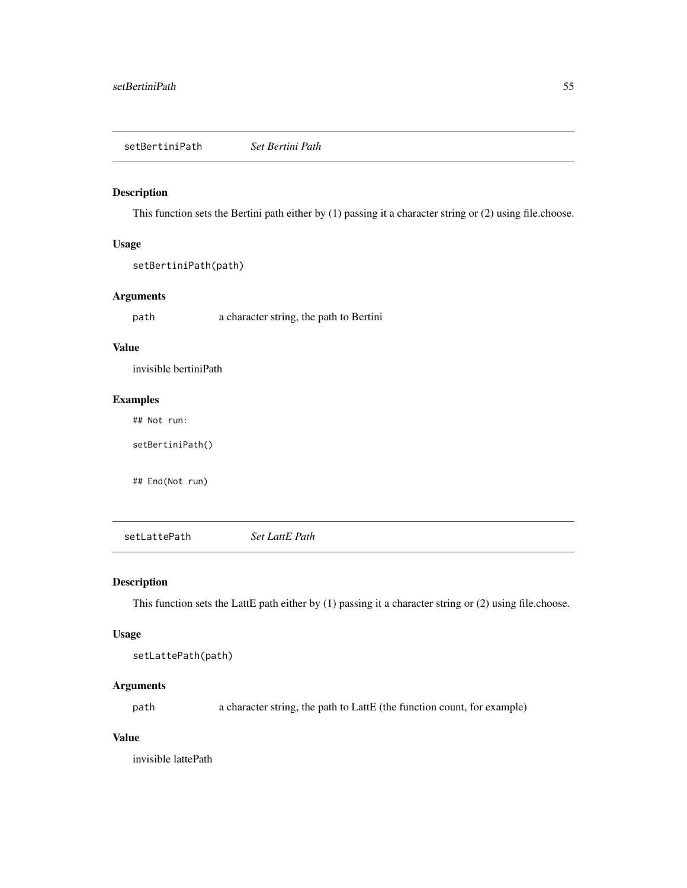## setBertiniPath — *Set Bertini Path*

### Description

This function sets the Bertini path either by (1) passing it a character string or (2) using file.choose.

### Usage

```
setBertiniPath(path)
```

### Arguments

`path` — a character string, the path to Bertini

### Value

invisible bertiniPath

### Examples

```
## Not run:

setBertiniPath()


## End(Not run)
```

## setLattePath — *Set LattE Path*

### Description

This function sets the LattE path either by (1) passing it a character string or (2) using file.choose.

### Usage

```
setLattePath(path)
```

### Arguments

`path` — a character string, the path to LattE (the function count, for example)

### Value

invisible lattePath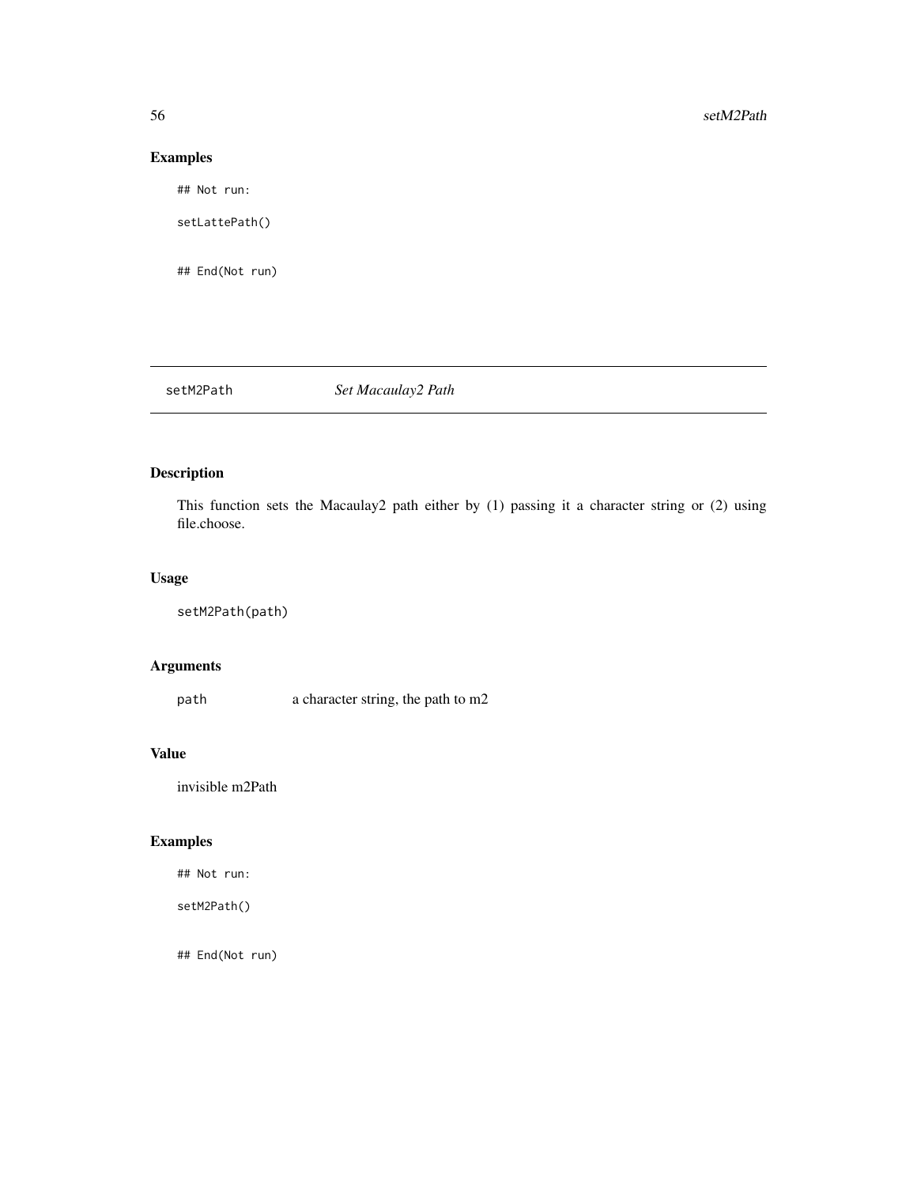## Examples

```
## Not run:

setLattePath()


## End(Not run)
```

---

# setM2Path *Set Macaulay2 Path*

## Description

This function sets the Macaulay2 path either by (1) passing it a character string or (2) using file.choose.

## Usage

```
setM2Path(path)
```

## Arguments

| | |
|---|---|
| path | a character string, the path to m2 |

## Value

invisible m2Path

## Examples

```
## Not run:

setM2Path()


## End(Not run)
```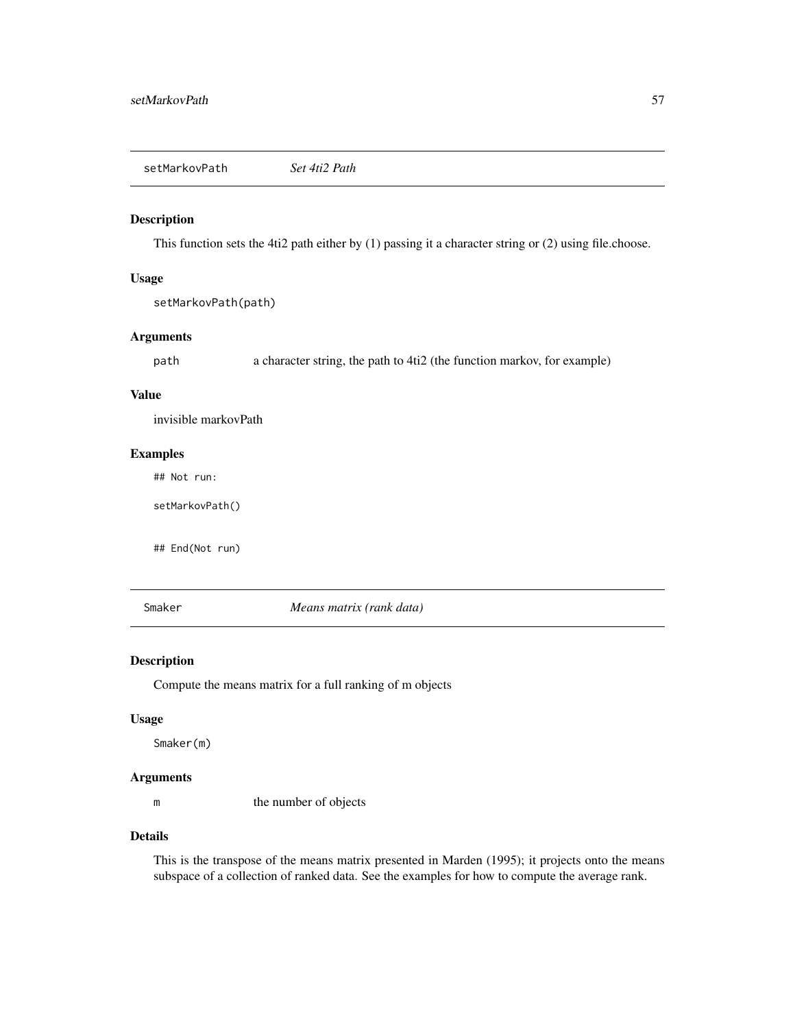## setMarkovPath *Set 4ti2 Path*

### Description

This function sets the 4ti2 path either by (1) passing it a character string or (2) using file.choose.

### Usage

```
setMarkovPath(path)
```

### Arguments

| | |
|---|---|
| path | a character string, the path to 4ti2 (the function markov, for example) |

### Value

invisible markovPath

### Examples

```
## Not run:

setMarkovPath()


## End(Not run)
```

## Smaker *Means matrix (rank data)*

### Description

Compute the means matrix for a full ranking of m objects

### Usage

```
Smaker(m)
```

### Arguments

| | |
|---|---|
| m | the number of objects |

### Details

This is the transpose of the means matrix presented in Marden (1995); it projects onto the means subspace of a collection of ranked data. See the examples for how to compute the average rank.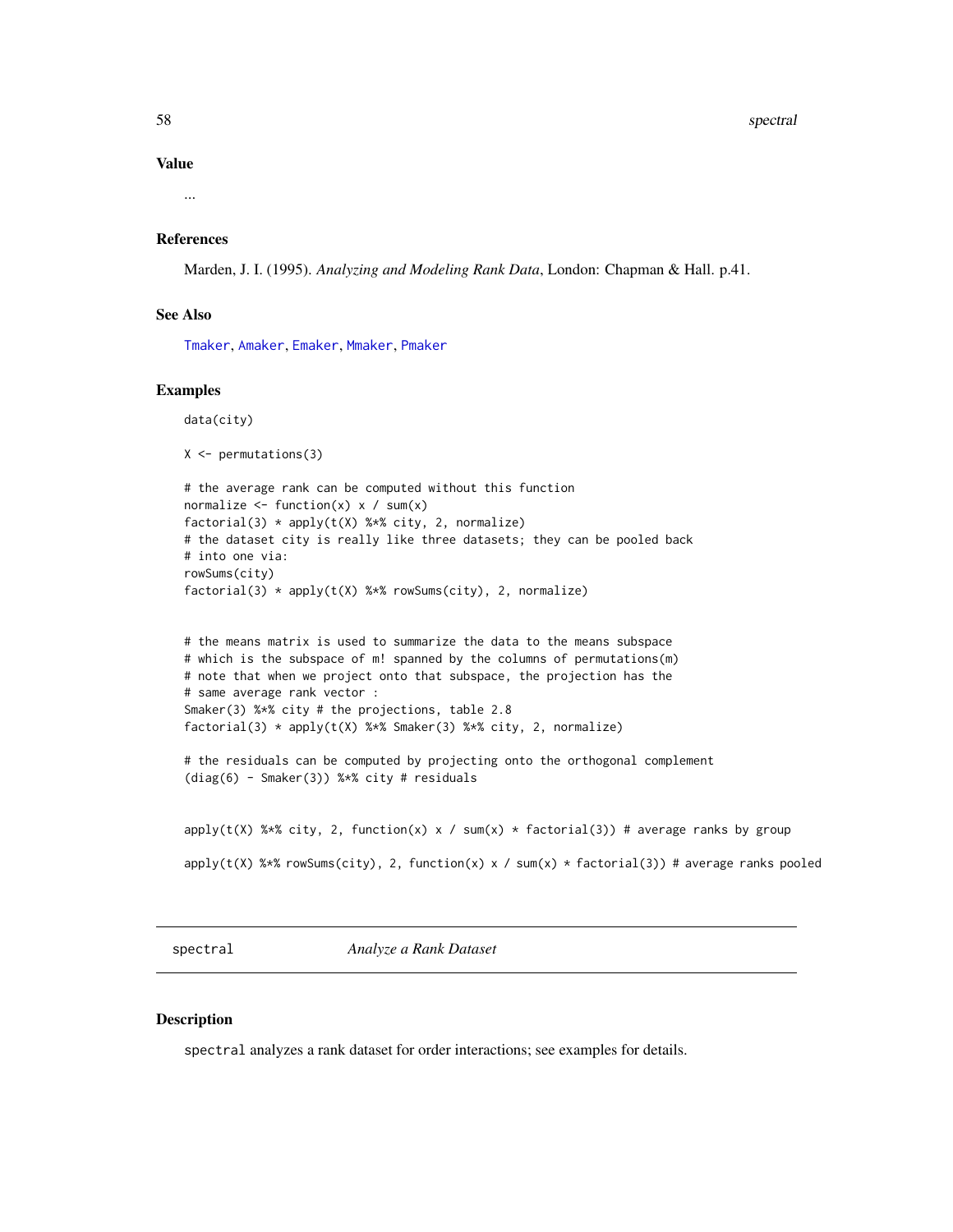### Value

...

### References

Marden, J. I. (1995). *Analyzing and Modeling Rank Data*, London: Chapman & Hall. p.41.

### See Also

Tmaker, Amaker, Emaker, Mmaker, Pmaker

### Examples

```
data(city)

X <- permutations(3)

# the average rank can be computed without this function
normalize <- function(x) x / sum(x)
factorial(3) * apply(t(X) %*% city, 2, normalize)
# the dataset city is really like three datasets; they can be pooled back
# into one via:
rowSums(city)
factorial(3) * apply(t(X) %*% rowSums(city), 2, normalize)


# the means matrix is used to summarize the data to the means subspace
# which is the subspace of m! spanned by the columns of permutations(m)
# note that when we project onto that subspace, the projection has the
# same average rank vector :
Smaker(3) %*% city # the projections, table 2.8
factorial(3) * apply(t(X) %*% Smaker(3) %*% city, 2, normalize)

# the residuals can be computed by projecting onto the orthogonal complement
(diag(6) - Smaker(3)) %*% city # residuals


apply(t(X) %*% city, 2, function(x) x / sum(x) * factorial(3)) # average ranks by group

apply(t(X) %*% rowSums(city), 2, function(x) x / sum(x) * factorial(3)) # average ranks pooled
```

---

## spectral — *Analyze a Rank Dataset*

### Description

`spectral` analyzes a rank dataset for order interactions; see examples for details.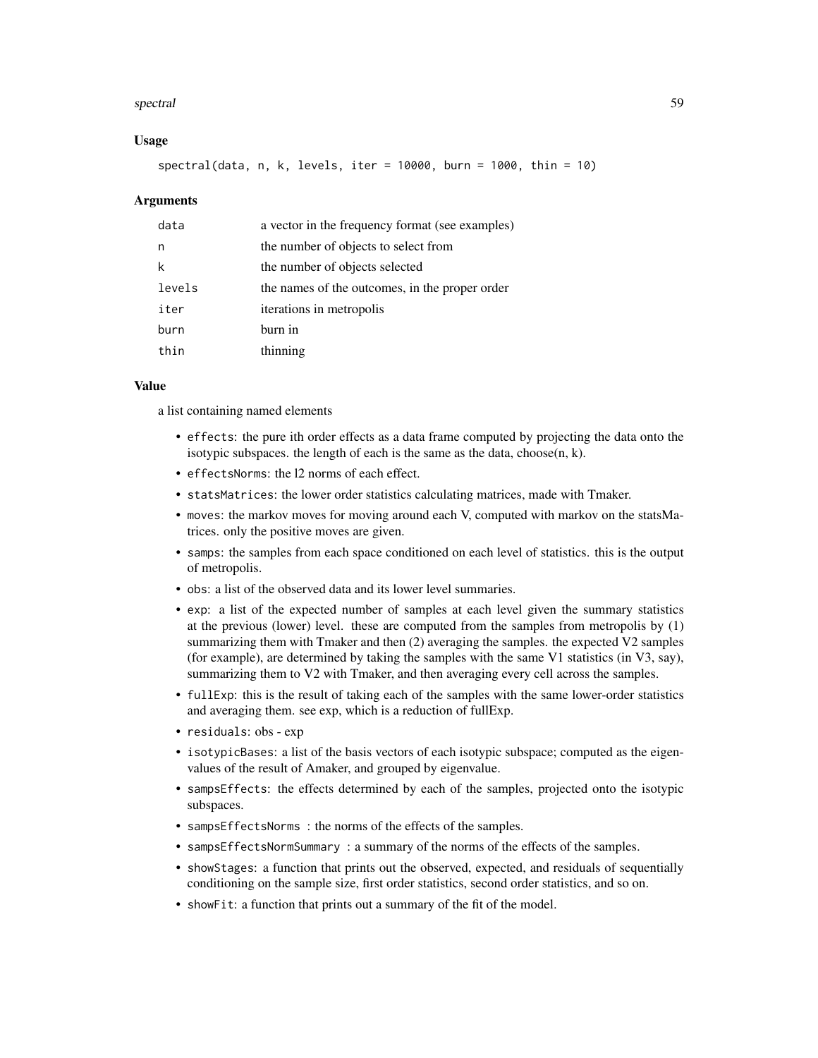### Usage

```
spectral(data, n, k, levels, iter = 10000, burn = 1000, thin = 10)
```

### Arguments

| | |
|---|---|
| `data` | a vector in the frequency format (see examples) |
| `n` | the number of objects to select from |
| `k` | the number of objects selected |
| `levels` | the names of the outcomes, in the proper order |
| `iter` | iterations in metropolis |
| `burn` | burn in |
| `thin` | thinning |

### Value

a list containing named elements

- `effects`: the pure ith order effects as a data frame computed by projecting the data onto the isotypic subspaces. the length of each is the same as the data, choose(n, k).
- `effectsNorms`: the l2 norms of each effect.
- `statsMatrices`: the lower order statistics calculating matrices, made with Tmaker.
- `moves`: the markov moves for moving around each V, computed with markov on the statsMatrices. only the positive moves are given.
- `samps`: the samples from each space conditioned on each level of statistics. this is the output of metropolis.
- `obs`: a list of the observed data and its lower level summaries.
- `exp`: a list of the expected number of samples at each level given the summary statistics at the previous (lower) level. these are computed from the samples from metropolis by (1) summarizing them with Tmaker and then (2) averaging the samples. the expected V2 samples (for example), are determined by taking the samples with the same V1 statistics (in V3, say), summarizing them to V2 with Tmaker, and then averaging every cell across the samples.
- `fullExp`: this is the result of taking each of the samples with the same lower-order statistics and averaging them. see exp, which is a reduction of fullExp.
- `residuals`: obs - exp
- `isotypicBases`: a list of the basis vectors of each isotypic subspace; computed as the eigenvalues of the result of Amaker, and grouped by eigenvalue.
- `sampsEffects`: the effects determined by each of the samples, projected onto the isotypic subspaces.
- `sampsEffectsNorms` : the norms of the effects of the samples.
- `sampsEffectsNormSummary` : a summary of the norms of the effects of the samples.
- `showStages`: a function that prints out the observed, expected, and residuals of sequentially conditioning on the sample size, first order statistics, second order statistics, and so on.
- `showFit`: a function that prints out a summary of the fit of the model.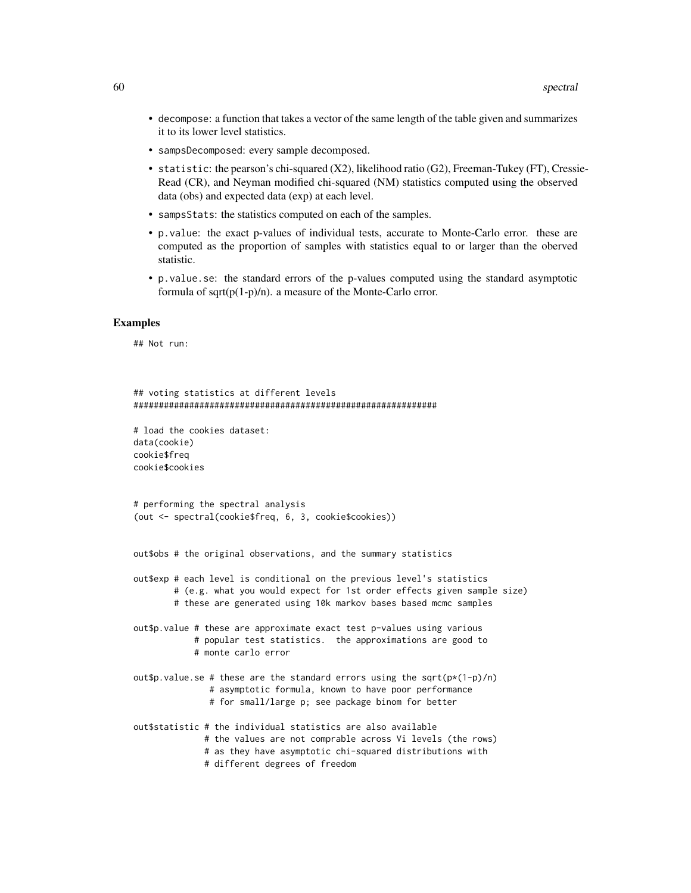- `decompose`: a function that takes a vector of the same length of the table given and summarizes it to its lower level statistics.
- `sampsDecomposed`: every sample decomposed.
- `statistic`: the pearson's chi-squared (X2), likelihood ratio (G2), Freeman-Tukey (FT), Cressie-Read (CR), and Neyman modified chi-squared (NM) statistics computed using the observed data (obs) and expected data (exp) at each level.
- `sampsStats`: the statistics computed on each of the samples.
- `p.value`: the exact p-values of individual tests, accurate to Monte-Carlo error. these are computed as the proportion of samples with statistics equal to or larger than the oberved statistic.
- `p.value.se`: the standard errors of the p-values computed using the standard asymptotic formula of sqrt(p(1-p)/n). a measure of the Monte-Carlo error.

## Examples

```
## Not run:



## voting statistics at different levels
############################################################

# load the cookies dataset:
data(cookie)
cookie$freq
cookie$cookies


# performing the spectral analysis
(out <- spectral(cookie$freq, 6, 3, cookie$cookies))


out$obs # the original observations, and the summary statistics

out$exp # each level is conditional on the previous level's statistics
        # (e.g. what you would expect for 1st order effects given sample size)
        # these are generated using 10k markov bases based mcmc samples

out$p.value # these are approximate exact test p-values using various
            # popular test statistics.  the approximations are good to
            # monte carlo error

out$p.value.se # these are the standard errors using the sqrt(p*(1-p)/n)
               # asymptotic formula, known to have poor performance
               # for small/large p; see package binom for better

out$statistic # the individual statistics are also available
              # the values are not comprable across Vi levels (the rows)
              # as they have asymptotic chi-squared distributions with
              # different degrees of freedom
```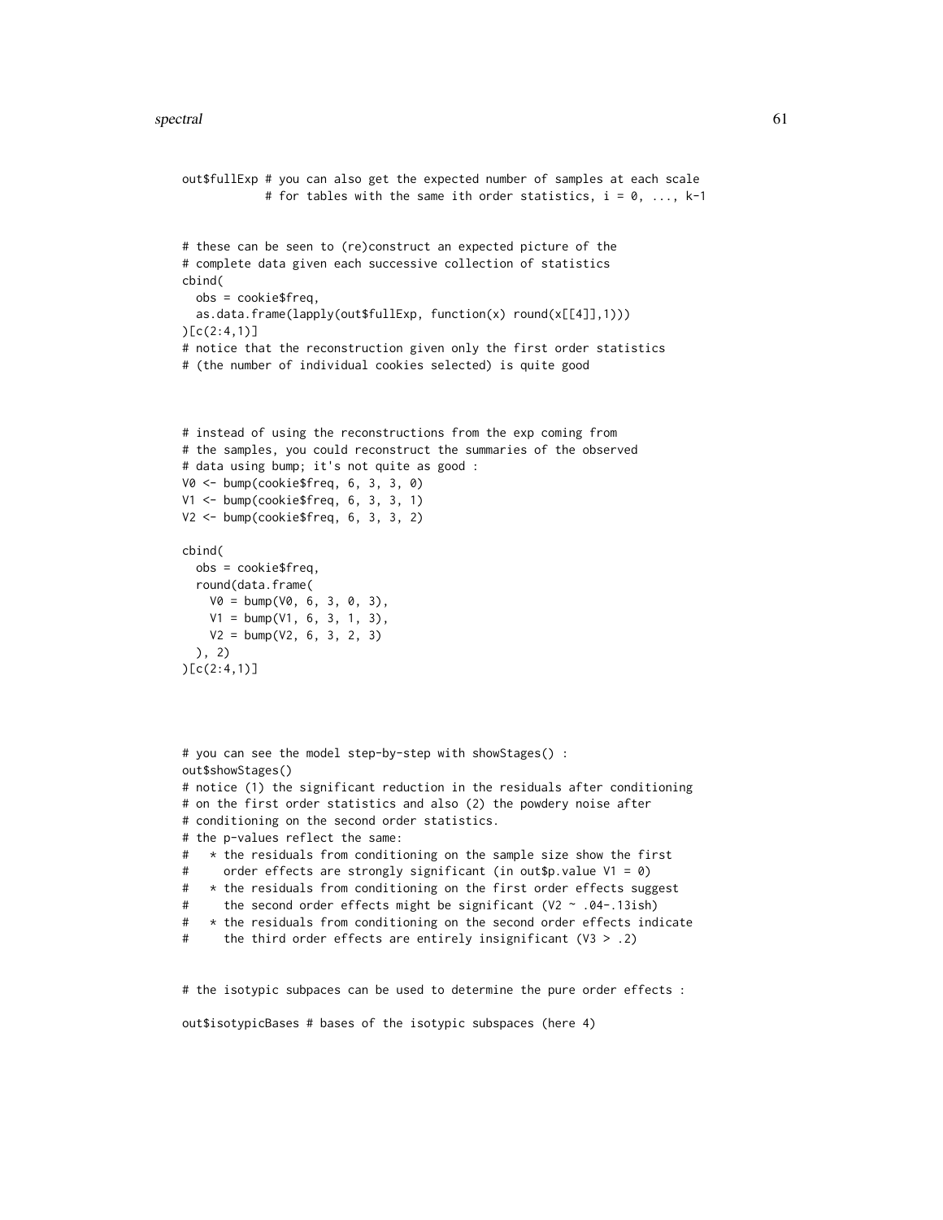```
out$fullExp # you can also get the expected number of samples at each scale
            # for tables with the same ith order statistics, i = 0, ..., k-1


# these can be seen to (re)construct an expected picture of the
# complete data given each successive collection of statistics
cbind(
  obs = cookie$freq,
  as.data.frame(lapply(out$fullExp, function(x) round(x[[4]],1)))
)[c(2:4,1)]
# notice that the reconstruction given only the first order statistics
# (the number of individual cookies selected) is quite good



# instead of using the reconstructions from the exp coming from
# the samples, you could reconstruct the summaries of the observed
# data using bump; it's not quite as good :
V0 <- bump(cookie$freq, 6, 3, 3, 0)
V1 <- bump(cookie$freq, 6, 3, 3, 1)
V2 <- bump(cookie$freq, 6, 3, 3, 2)

cbind(
  obs = cookie$freq,
  round(data.frame(
    V0 = bump(V0, 6, 3, 0, 3),
    V1 = bump(V1, 6, 3, 1, 3),
    V2 = bump(V2, 6, 3, 2, 3)
  ), 2)
)[c(2:4,1)]




# you can see the model step-by-step with showStages() :
out$showStages()
# notice (1) the significant reduction in the residuals after conditioning
# on the first order statistics and also (2) the powdery noise after
# conditioning on the second order statistics.
# the p-values reflect the same:
#   * the residuals from conditioning on the sample size show the first
#     order effects are strongly significant (in out$p.value V1 = 0)
#   * the residuals from conditioning on the first order effects suggest
#     the second order effects might be significant (V2 ~ .04-.13ish)
#   * the residuals from conditioning on the second order effects indicate
#     the third order effects are entirely insignificant (V3 > .2)


# the isotypic subpaces can be used to determine the pure order effects :

out$isotypicBases # bases of the isotypic subspaces (here 4)
```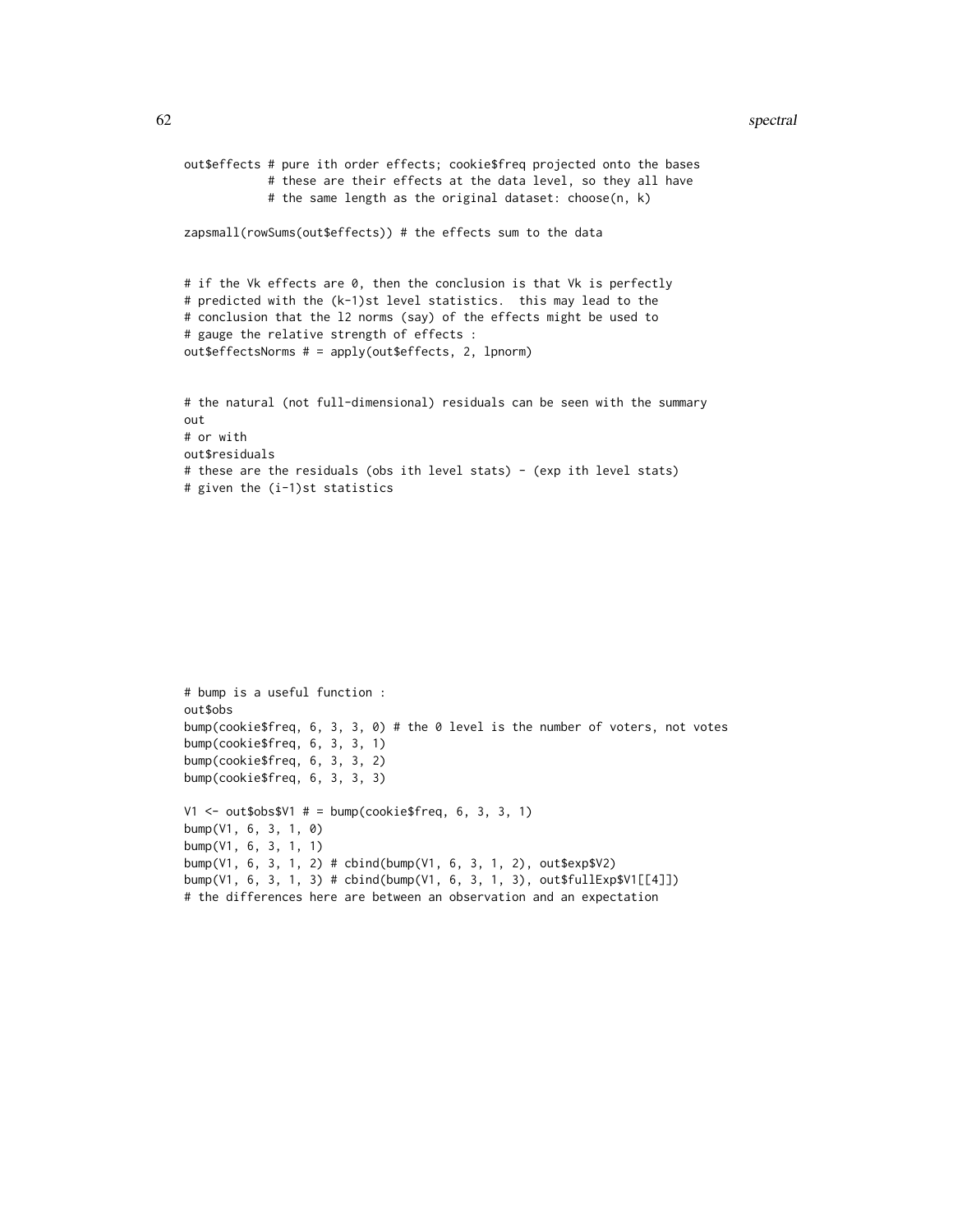```
out$effects # pure ith order effects; cookie$freq projected onto the bases
            # these are their effects at the data level, so they all have
            # the same length as the original dataset: choose(n, k)

zapsmall(rowSums(out$effects)) # the effects sum to the data


# if the Vk effects are 0, then the conclusion is that Vk is perfectly
# predicted with the (k-1)st level statistics.  this may lead to the
# conclusion that the l2 norms (say) of the effects might be used to
# gauge the relative strength of effects :
out$effectsNorms # = apply(out$effects, 2, lpnorm)


# the natural (not full-dimensional) residuals can be seen with the summary
out
# or with
out$residuals
# these are the residuals (obs ith level stats) - (exp ith level stats)
# given the (i-1)st statistics










# bump is a useful function :
out$obs
bump(cookie$freq, 6, 3, 3, 0) # the 0 level is the number of voters, not votes
bump(cookie$freq, 6, 3, 3, 1)
bump(cookie$freq, 6, 3, 3, 2)
bump(cookie$freq, 6, 3, 3, 3)

V1 <- out$obs$V1 # = bump(cookie$freq, 6, 3, 3, 1)
bump(V1, 6, 3, 1, 0)
bump(V1, 6, 3, 1, 1)
bump(V1, 6, 3, 1, 2) # cbind(bump(V1, 6, 3, 1, 2), out$exp$V2)
bump(V1, 6, 3, 1, 3) # cbind(bump(V1, 6, 3, 1, 3), out$fullExp$V1[[4]])
# the differences here are between an observation and an expectation
```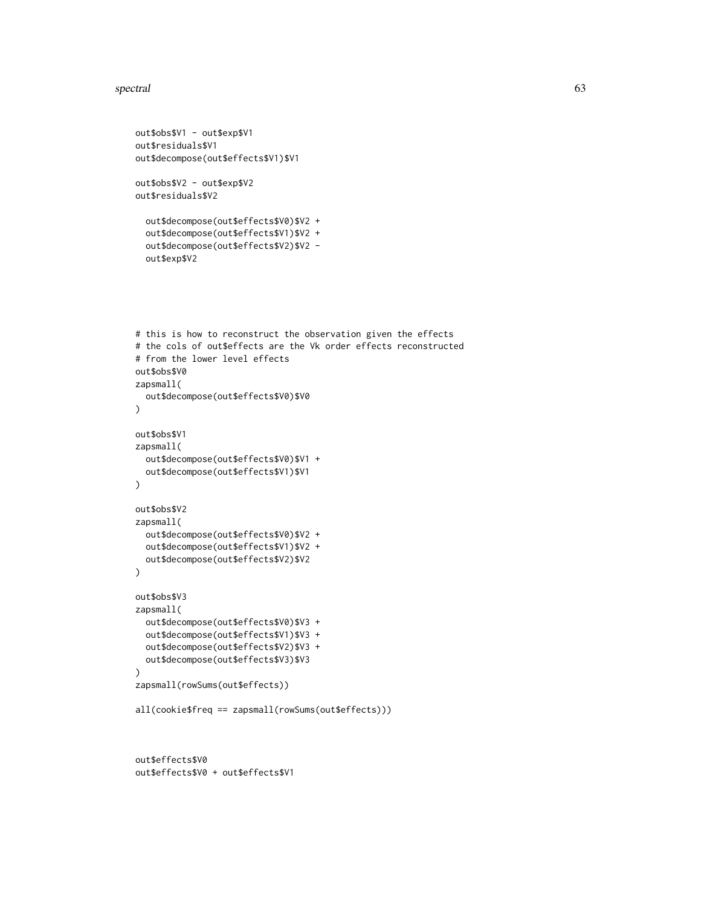```
out$obs$V1 - out$exp$V1
out$residuals$V1
out$decompose(out$effects$V1)$V1

out$obs$V2 - out$exp$V2
out$residuals$V2

  out$decompose(out$effects$V0)$V2 +
  out$decompose(out$effects$V1)$V2 +
  out$decompose(out$effects$V2)$V2 -
  out$exp$V2





# this is how to reconstruct the observation given the effects
# the cols of out$effects are the Vk order effects reconstructed
# from the lower level effects
out$obs$V0
zapsmall(
  out$decompose(out$effects$V0)$V0
)

out$obs$V1
zapsmall(
  out$decompose(out$effects$V0)$V1 +
  out$decompose(out$effects$V1)$V1
)

out$obs$V2
zapsmall(
  out$decompose(out$effects$V0)$V2 +
  out$decompose(out$effects$V1)$V2 +
  out$decompose(out$effects$V2)$V2
)

out$obs$V3
zapsmall(
  out$decompose(out$effects$V0)$V3 +
  out$decompose(out$effects$V1)$V3 +
  out$decompose(out$effects$V2)$V3 +
  out$decompose(out$effects$V3)$V3
)
zapsmall(rowSums(out$effects))

all(cookie$freq == zapsmall(rowSums(out$effects)))



out$effects$V0
out$effects$V0 + out$effects$V1
```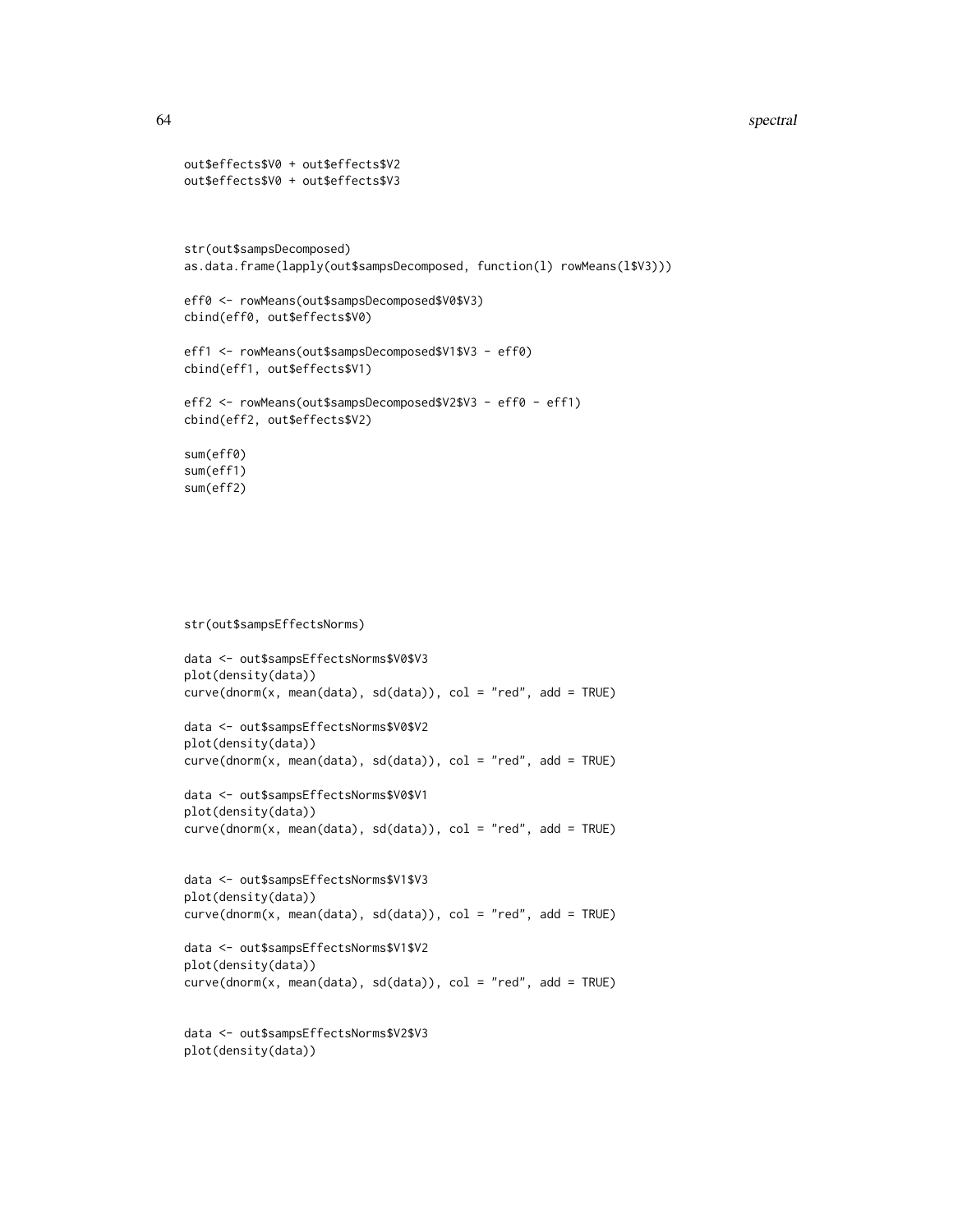```
out$effects$V0 + out$effects$V2
out$effects$V0 + out$effects$V3



str(out$sampsDecomposed)
as.data.frame(lapply(out$sampsDecomposed, function(l) rowMeans(l$V3)))

eff0 <- rowMeans(out$sampsDecomposed$V0$V3)
cbind(eff0, out$effects$V0)

eff1 <- rowMeans(out$sampsDecomposed$V1$V3 - eff0)
cbind(eff1, out$effects$V1)

eff2 <- rowMeans(out$sampsDecomposed$V2$V3 - eff0 - eff1)
cbind(eff2, out$effects$V2)

sum(eff0)
sum(eff1)
sum(eff2)







str(out$sampsEffectsNorms)

data <- out$sampsEffectsNorms$V0$V3
plot(density(data))
curve(dnorm(x, mean(data), sd(data)), col = "red", add = TRUE)

data <- out$sampsEffectsNorms$V0$V2
plot(density(data))
curve(dnorm(x, mean(data), sd(data)), col = "red", add = TRUE)

data <- out$sampsEffectsNorms$V0$V1
plot(density(data))
curve(dnorm(x, mean(data), sd(data)), col = "red", add = TRUE)


data <- out$sampsEffectsNorms$V1$V3
plot(density(data))
curve(dnorm(x, mean(data), sd(data)), col = "red", add = TRUE)

data <- out$sampsEffectsNorms$V1$V2
plot(density(data))
curve(dnorm(x, mean(data), sd(data)), col = "red", add = TRUE)


data <- out$sampsEffectsNorms$V2$V3
plot(density(data))
```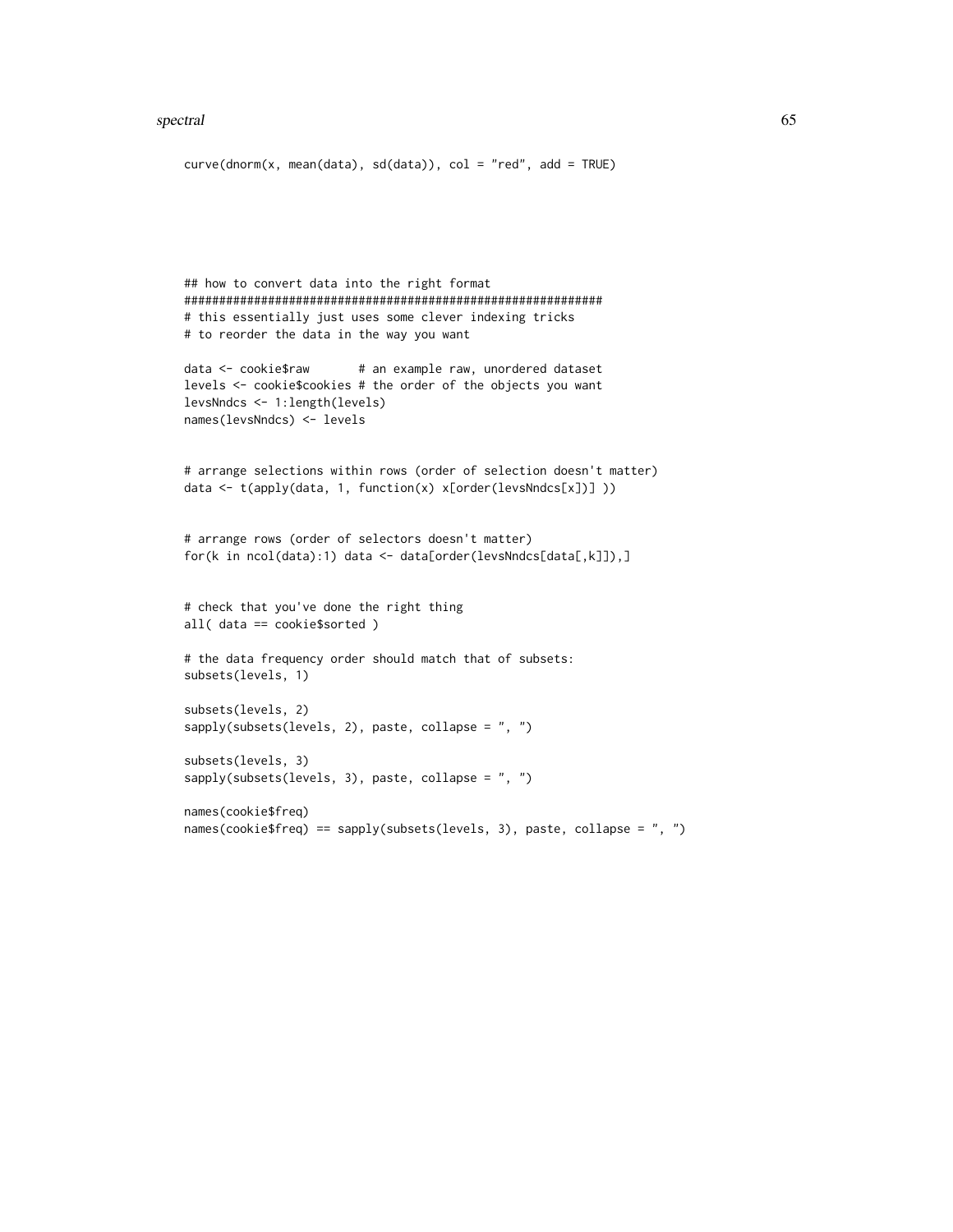```
curve(dnorm(x, mean(data), sd(data)), col = "red", add = TRUE)






## how to convert data into the right format
############################################################
# this essentially just uses some clever indexing tricks
# to reorder the data in the way you want

data <- cookie$raw       # an example raw, unordered dataset
levels <- cookie$cookies # the order of the objects you want
levsNndcs <- 1:length(levels)
names(levsNndcs) <- levels


# arrange selections within rows (order of selection doesn't matter)
data <- t(apply(data, 1, function(x) x[order(levsNndcs[x])] ))


# arrange rows (order of selectors doesn't matter)
for(k in ncol(data):1) data <- data[order(levsNndcs[data[,k]]),]


# check that you've done the right thing
all( data == cookie$sorted )

# the data frequency order should match that of subsets:
subsets(levels, 1)

subsets(levels, 2)
sapply(subsets(levels, 2), paste, collapse = ", ")

subsets(levels, 3)
sapply(subsets(levels, 3), paste, collapse = ", ")

names(cookie$freq)
names(cookie$freq) == sapply(subsets(levels, 3), paste, collapse = ", ")
```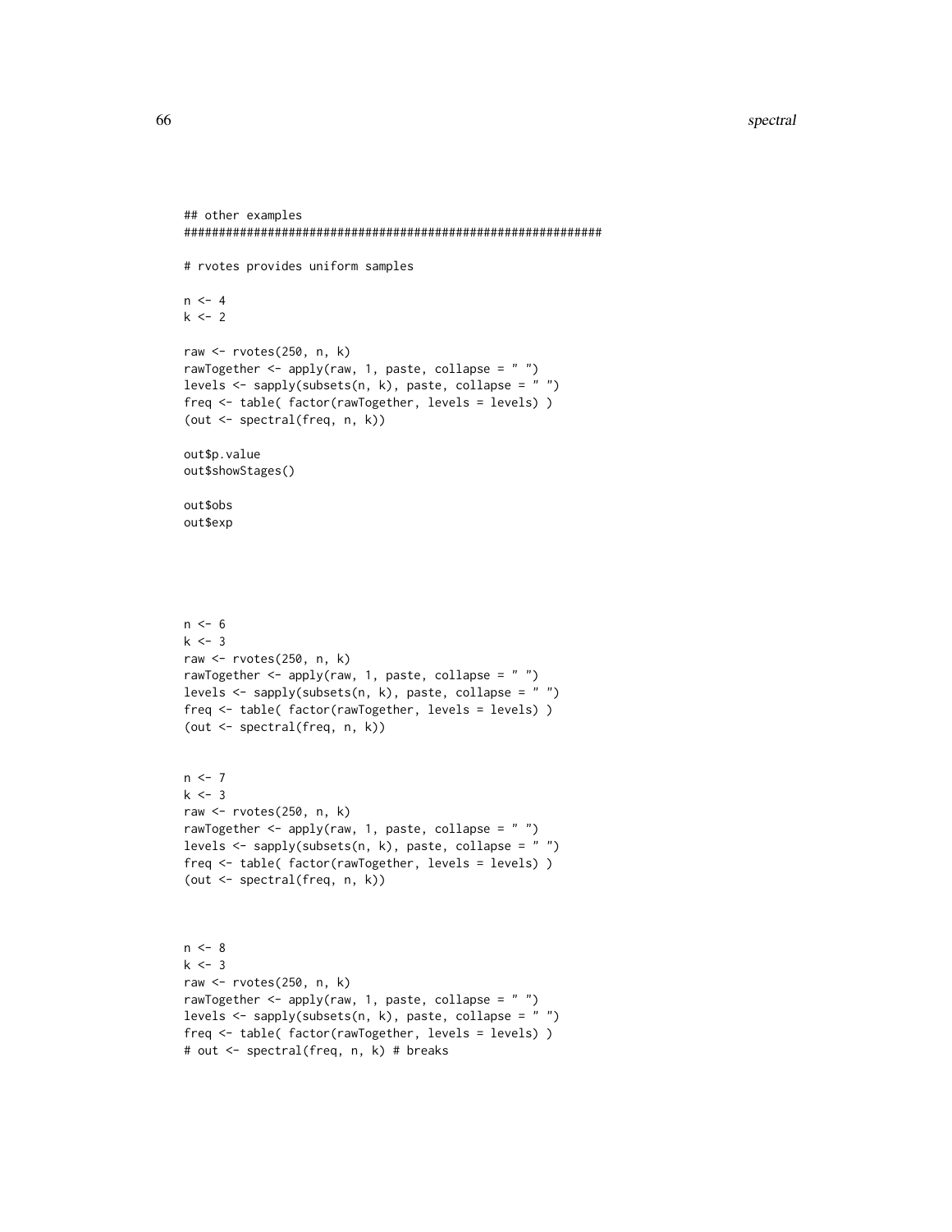```
## other examples
##########################################################

# rvotes provides uniform samples

n <- 4
k <- 2

raw <- rvotes(250, n, k)
rawTogether <- apply(raw, 1, paste, collapse = " ")
levels <- sapply(subsets(n, k), paste, collapse = " ")
freq <- table( factor(rawTogether, levels = levels) )
(out <- spectral(freq, n, k))

out$p.value
out$showStages()

out$obs
out$exp





n <- 6
k <- 3
raw <- rvotes(250, n, k)
rawTogether <- apply(raw, 1, paste, collapse = " ")
levels <- sapply(subsets(n, k), paste, collapse = " ")
freq <- table( factor(rawTogether, levels = levels) )
(out <- spectral(freq, n, k))


n <- 7
k <- 3
raw <- rvotes(250, n, k)
rawTogether <- apply(raw, 1, paste, collapse = " ")
levels <- sapply(subsets(n, k), paste, collapse = " ")
freq <- table( factor(rawTogether, levels = levels) )
(out <- spectral(freq, n, k))



n <- 8
k <- 3
raw <- rvotes(250, n, k)
rawTogether <- apply(raw, 1, paste, collapse = " ")
levels <- sapply(subsets(n, k), paste, collapse = " ")
freq <- table( factor(rawTogether, levels = levels) )
# out <- spectral(freq, n, k) # breaks
```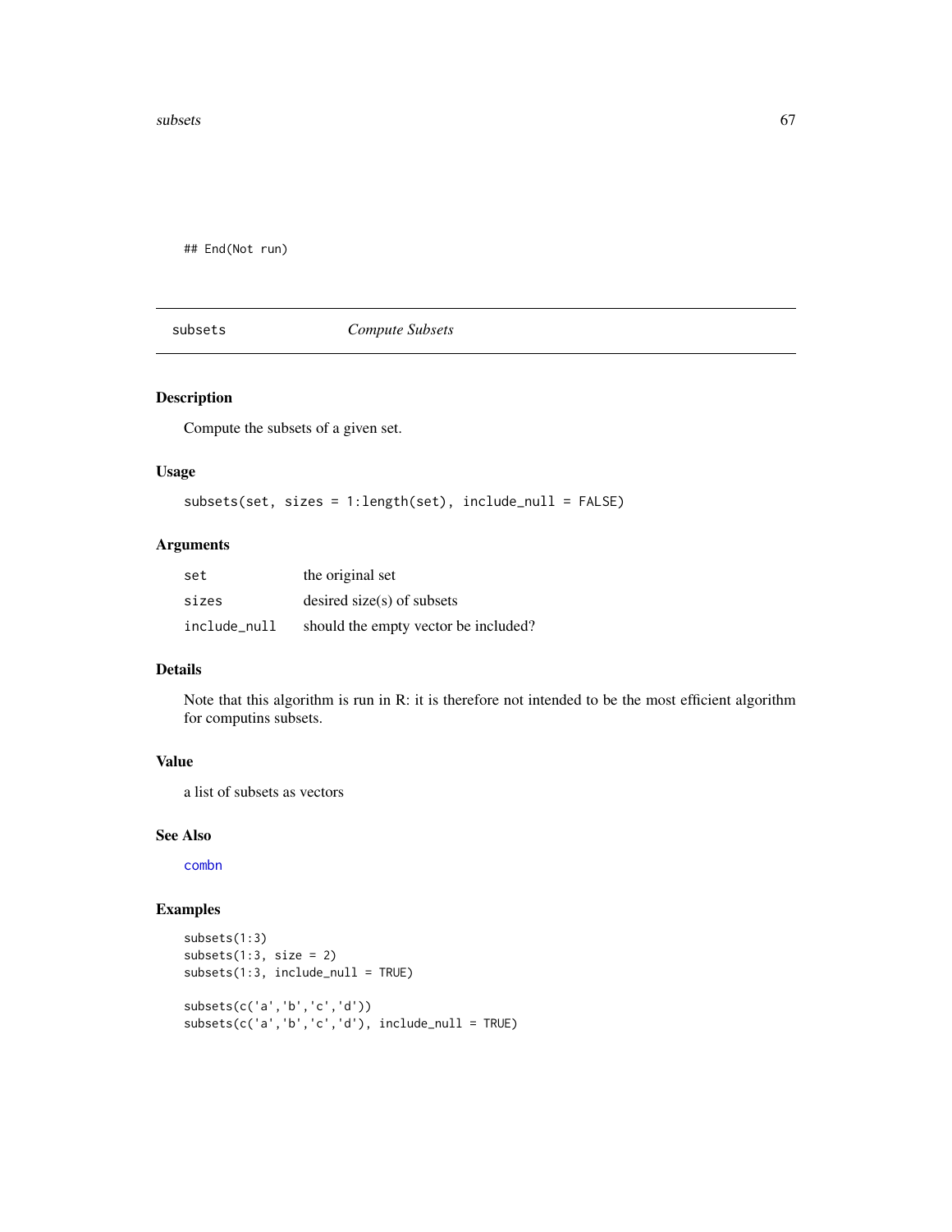```
## End(Not run)
```

---

subsets *Compute Subsets*

---

### Description

Compute the subsets of a given set.

### Usage

```
subsets(set, sizes = 1:length(set), include_null = FALSE)
```

### Arguments

| | |
|---|---|
| set | the original set |
| sizes | desired size(s) of subsets |
| include_null | should the empty vector be included? |

### Details

Note that this algorithm is run in R: it is therefore not intended to be the most efficient algorithm for computins subsets.

### Value

a list of subsets as vectors

### See Also

combn

### Examples

```
subsets(1:3)
subsets(1:3, size = 2)
subsets(1:3, include_null = TRUE)

subsets(c('a','b','c','d'))
subsets(c('a','b','c','d'), include_null = TRUE)
```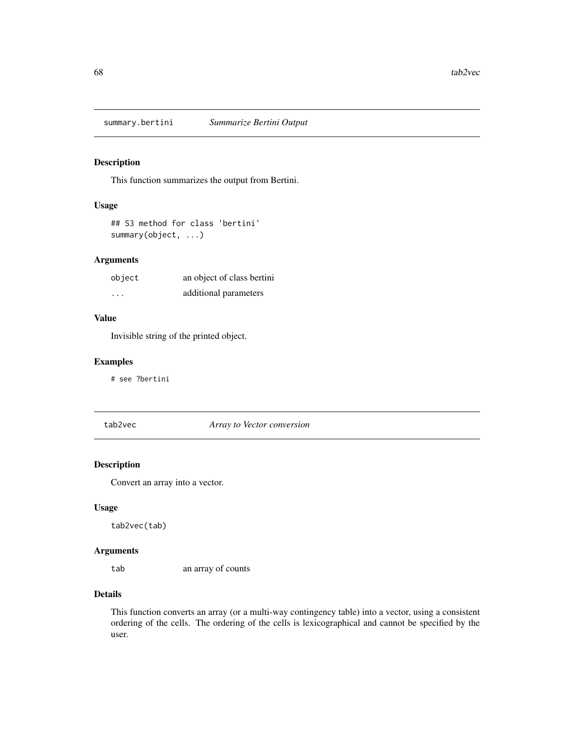## summary.bertini *Summarize Bertini Output*

### Description

This function summarizes the output from Bertini.

### Usage

```
## S3 method for class 'bertini'
summary(object, ...)
```

### Arguments

| | |
|---|---|
| object | an object of class bertini |
| ... | additional parameters |

### Value

Invisible string of the printed object.

### Examples

```
# see ?bertini
```

## tab2vec *Array to Vector conversion*

### Description

Convert an array into a vector.

### Usage

```
tab2vec(tab)
```

### Arguments

| | |
|---|---|
| tab | an array of counts |

### Details

This function converts an array (or a multi-way contingency table) into a vector, using a consistent ordering of the cells. The ordering of the cells is lexicographical and cannot be specified by the user.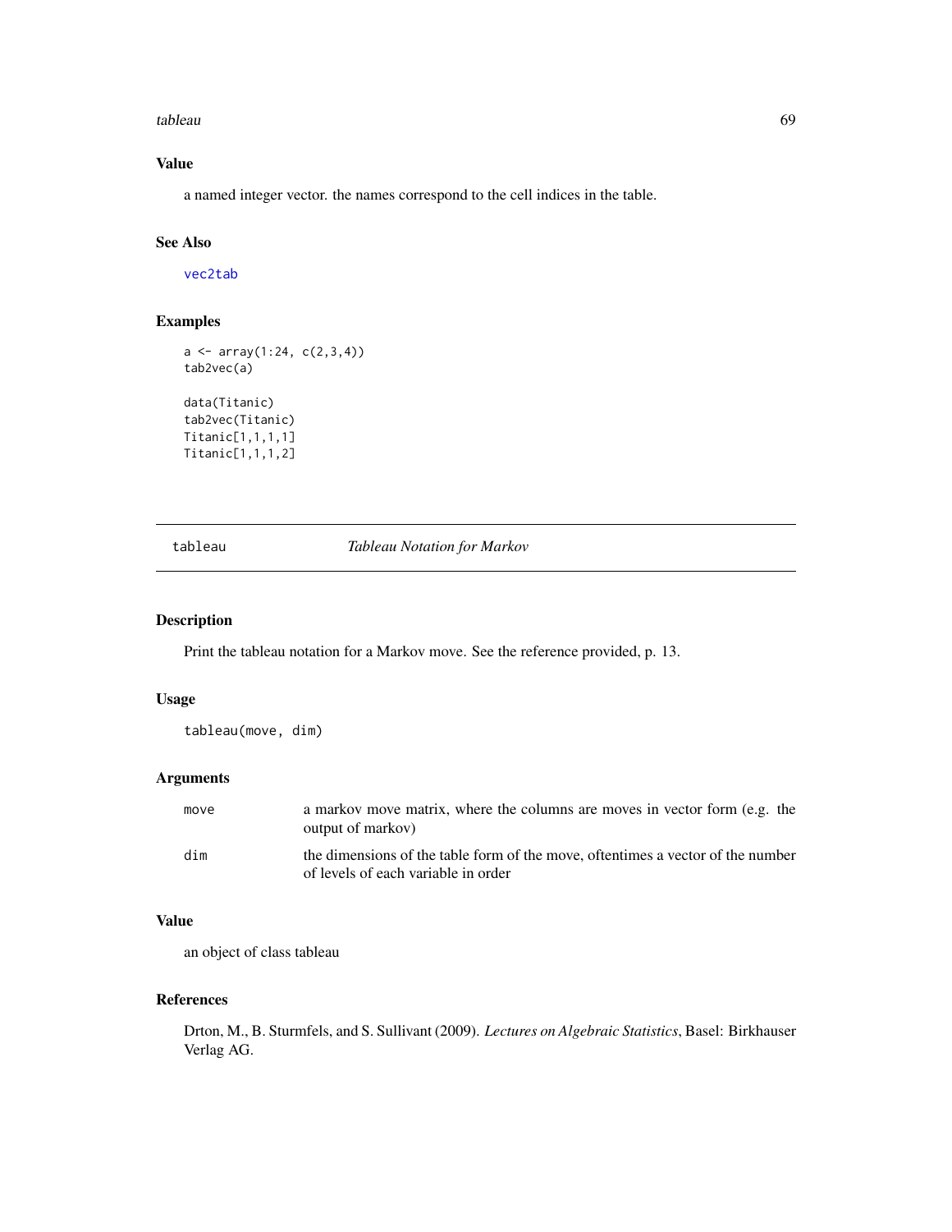### Value

a named integer vector. the names correspond to the cell indices in the table.

### See Also

vec2tab

### Examples

```
a <- array(1:24, c(2,3,4))
tab2vec(a)

data(Titanic)
tab2vec(Titanic)
Titanic[1,1,1,1]
Titanic[1,1,1,2]
```

---

## tableau — *Tableau Notation for Markov*

### Description

Print the tableau notation for a Markov move. See the reference provided, p. 13.

### Usage

```
tableau(move, dim)
```

### Arguments

| | |
|---|---|
| move | a markov move matrix, where the columns are moves in vector form (e.g. the output of markov) |
| dim | the dimensions of the table form of the move, oftentimes a vector of the number of levels of each variable in order |

### Value

an object of class tableau

### References

Drton, M., B. Sturmfels, and S. Sullivant (2009). *Lectures on Algebraic Statistics*, Basel: Birkhauser Verlag AG.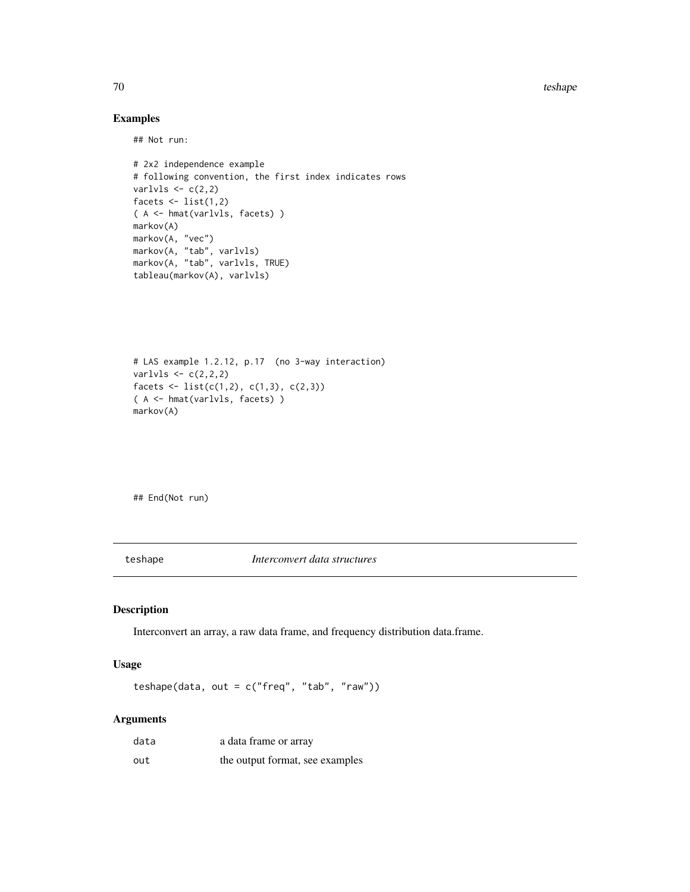## Examples

```
## Not run:

# 2x2 independence example
# following convention, the first index indicates rows
varlvls <- c(2,2)
facets <- list(1,2)
( A <- hmat(varlvls, facets) )
markov(A)
markov(A, "vec")
markov(A, "tab", varlvls)
markov(A, "tab", varlvls, TRUE)
tableau(markov(A), varlvls)




# LAS example 1.2.12, p.17  (no 3-way interaction)
varlvls <- c(2,2,2)
facets <- list(c(1,2), c(1,3), c(2,3))
( A <- hmat(varlvls, facets) )
markov(A)




## End(Not run)
```

---

teshape    *Interconvert data structures*

---

## Description

Interconvert an array, a raw data frame, and frequency distribution data.frame.

## Usage

```
teshape(data, out = c("freq", "tab", "raw"))
```

## Arguments

| | |
|---|---|
| data | a data frame or array |
| out | the output format, see examples |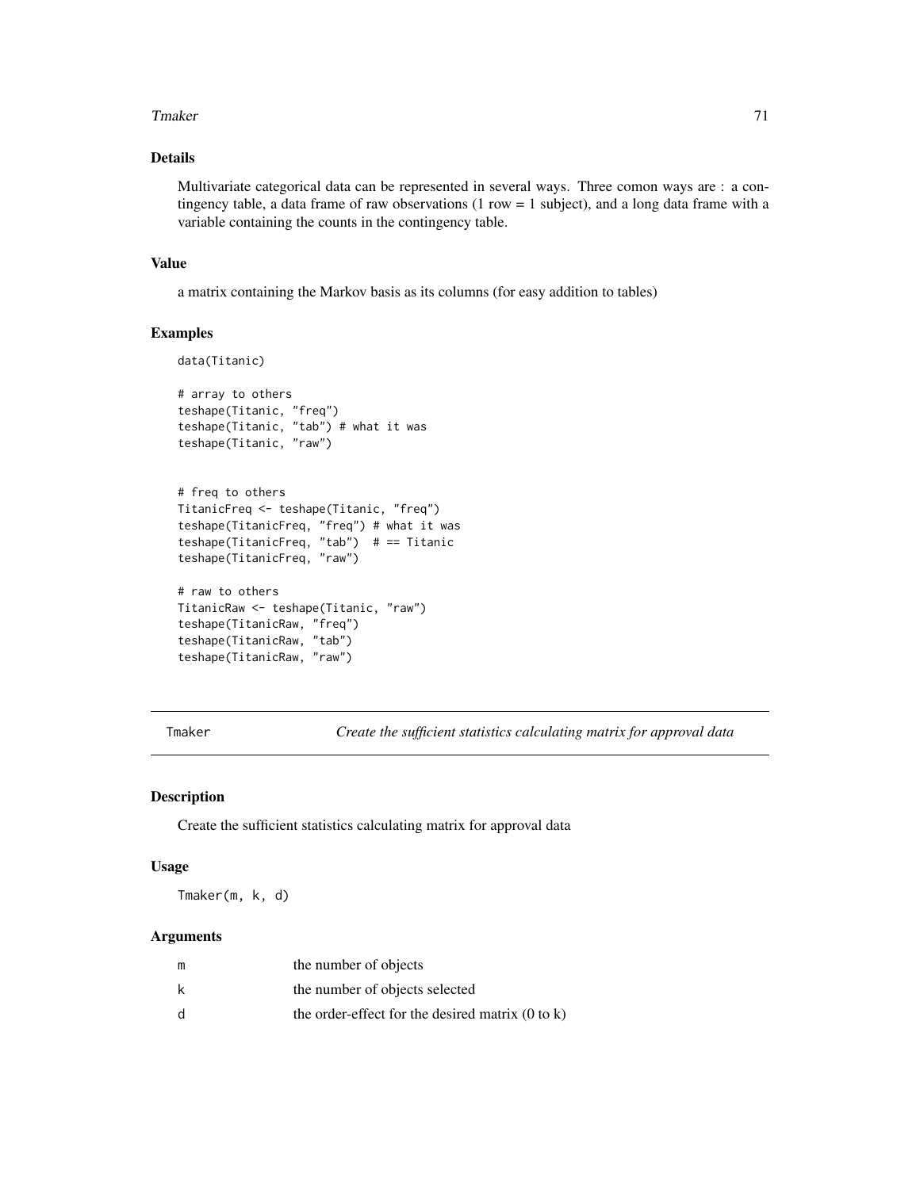## Details

Multivariate categorical data can be represented in several ways. Three comon ways are : a contingency table, a data frame of raw observations (1 row = 1 subject), and a long data frame with a variable containing the counts in the contingency table.

## Value

a matrix containing the Markov basis as its columns (for easy addition to tables)

## Examples

```
data(Titanic)

# array to others
teshape(Titanic, "freq")
teshape(Titanic, "tab") # what it was
teshape(Titanic, "raw")


# freq to others
TitanicFreq <- teshape(Titanic, "freq")
teshape(TitanicFreq, "freq") # what it was
teshape(TitanicFreq, "tab")  # == Titanic
teshape(TitanicFreq, "raw")

# raw to others
TitanicRaw <- teshape(Titanic, "raw")
teshape(TitanicRaw, "freq")
teshape(TitanicRaw, "tab")
teshape(TitanicRaw, "raw")
```

---

# Tmaker — *Create the sufficient statistics calculating matrix for approval data*

## Description

Create the sufficient statistics calculating matrix for approval data

## Usage

```
Tmaker(m, k, d)
```

## Arguments

| | |
|---|---|
| m | the number of objects |
| k | the number of objects selected |
| d | the order-effect for the desired matrix (0 to k) |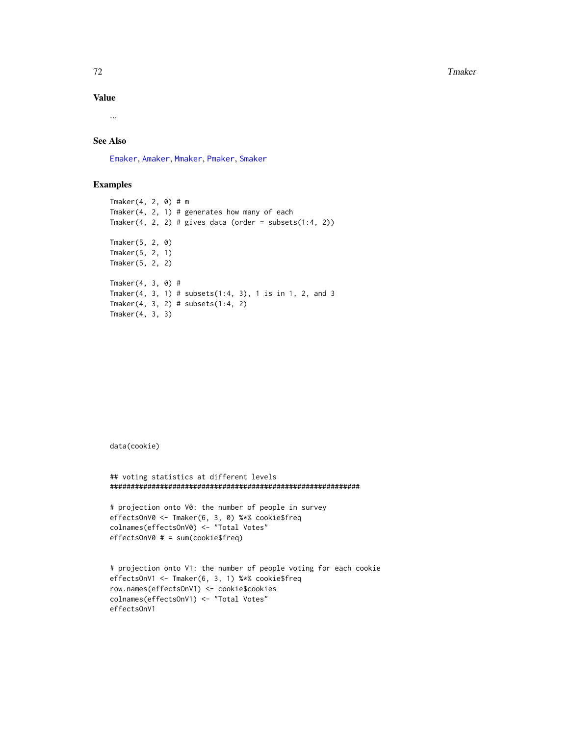## Value

...

## See Also

Emaker, Amaker, Mmaker, Pmaker, Smaker

## Examples

```
Tmaker(4, 2, 0) # m
Tmaker(4, 2, 1) # generates how many of each
Tmaker(4, 2, 2) # gives data (order = subsets(1:4, 2))

Tmaker(5, 2, 0)
Tmaker(5, 2, 1)
Tmaker(5, 2, 2)

Tmaker(4, 3, 0) #
Tmaker(4, 3, 1) # subsets(1:4, 3), 1 is in 1, 2, and 3
Tmaker(4, 3, 2) # subsets(1:4, 2)
Tmaker(4, 3, 3)











data(cookie)


## voting statistics at different levels
############################################################

# projection onto V0: the number of people in survey
effectsOnV0 <- Tmaker(6, 3, 0) %*% cookie$freq
colnames(effectsOnV0) <- "Total Votes"
effectsOnV0 # = sum(cookie$freq)


# projection onto V1: the number of people voting for each cookie
effectsOnV1 <- Tmaker(6, 3, 1) %*% cookie$freq
row.names(effectsOnV1) <- cookie$cookies
colnames(effectsOnV1) <- "Total Votes"
effectsOnV1
```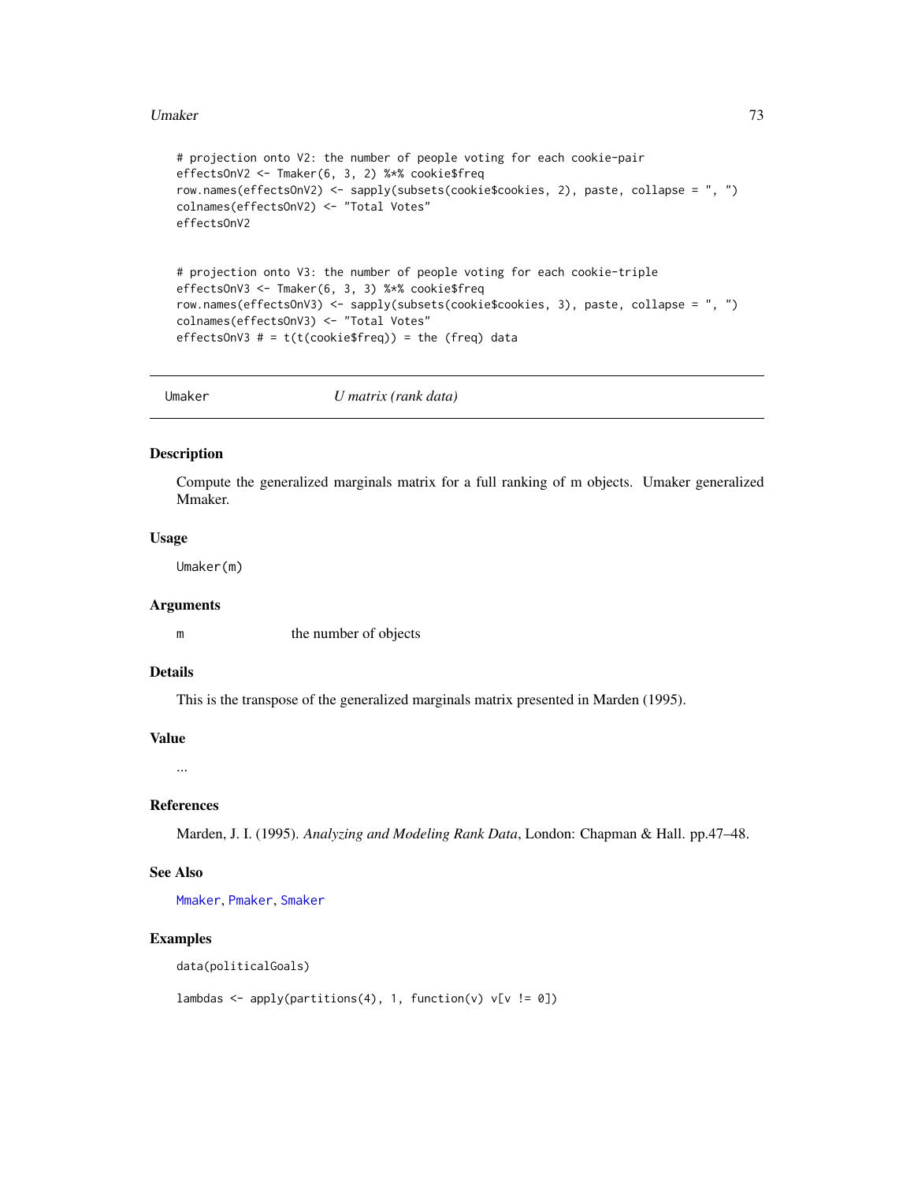```
# projection onto V2: the number of people voting for each cookie-pair
effectsOnV2 <- Tmaker(6, 3, 2) %*% cookie$freq
row.names(effectsOnV2) <- sapply(subsets(cookie$cookies, 2), paste, collapse = ", ")
colnames(effectsOnV2) <- "Total Votes"
effectsOnV2


# projection onto V3: the number of people voting for each cookie-triple
effectsOnV3 <- Tmaker(6, 3, 3) %*% cookie$freq
row.names(effectsOnV3) <- sapply(subsets(cookie$cookies, 3), paste, collapse = ", ")
colnames(effectsOnV3) <- "Total Votes"
effectsOnV3 # = t(t(cookie$freq)) = the (freq) data
```

---

## Umaker — *U matrix (rank data)*

### Description

Compute the generalized marginals matrix for a full ranking of m objects. Umaker generalized Mmaker.

### Usage

```
Umaker(m)
```

### Arguments

| | |
|---|---|
| m | the number of objects |

### Details

This is the transpose of the generalized marginals matrix presented in Marden (1995).

### Value

...

### References

Marden, J. I. (1995). *Analyzing and Modeling Rank Data*, London: Chapman & Hall. pp.47–48.

### See Also

Mmaker, Pmaker, Smaker

### Examples

```
data(politicalGoals)

lambdas <- apply(partitions(4), 1, function(v) v[v != 0])
```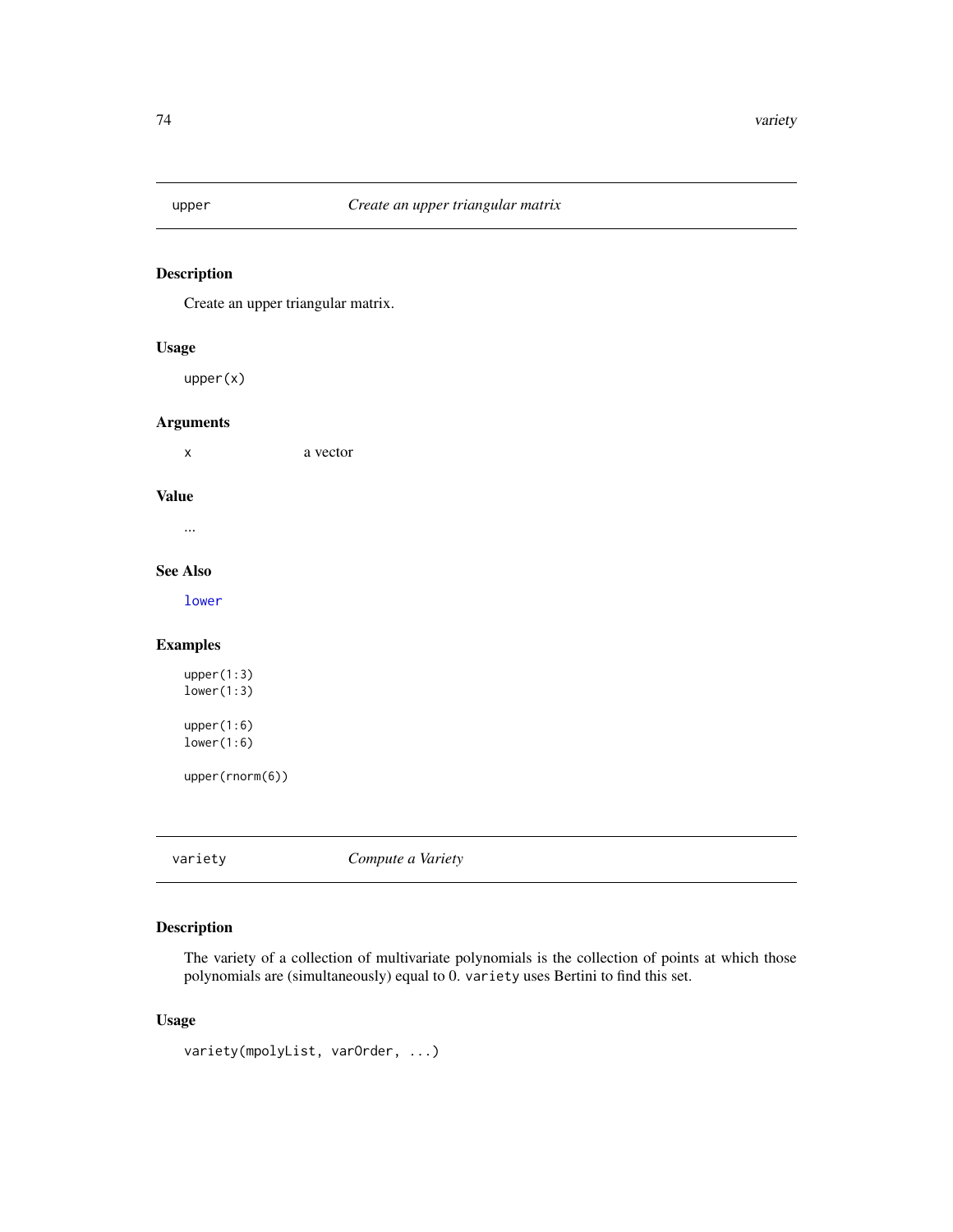## upper — *Create an upper triangular matrix*

### Description

Create an upper triangular matrix.

### Usage

```
upper(x)
```

### Arguments

| | |
|---|---|
| x | a vector |

### Value

...

### See Also

lower

### Examples

```
upper(1:3)
lower(1:3)

upper(1:6)
lower(1:6)

upper(rnorm(6))
```

## variety — *Compute a Variety*

### Description

The variety of a collection of multivariate polynomials is the collection of points at which those polynomials are (simultaneously) equal to 0. `variety` uses Bertini to find this set.

### Usage

```
variety(mpolyList, varOrder, ...)
```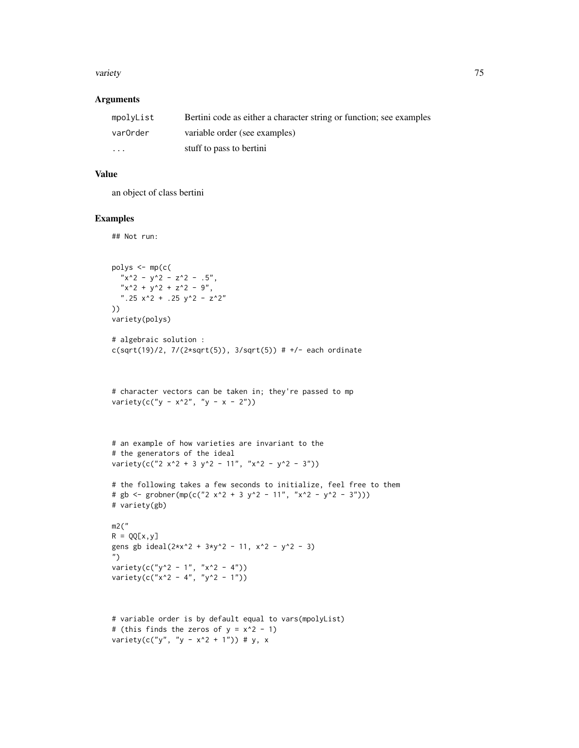## Arguments

| | |
|---|---|
| mpolyList | Bertini code as either a character string or function; see examples |
| varOrder | variable order (see examples) |
| ... | stuff to pass to bertini |

## Value

an object of class bertini

## Examples

```
## Not run:


polys <- mp(c(
  "x^2 - y^2 - z^2 - .5",
  "x^2 + y^2 + z^2 - 9",
  ".25 x^2 + .25 y^2 - z^2"
))
variety(polys)

# algebraic solution :
c(sqrt(19)/2, 7/(2*sqrt(5)), 3/sqrt(5)) # +/- each ordinate



# character vectors can be taken in; they're passed to mp
variety(c("y - x^2", "y - x - 2"))



# an example of how varieties are invariant to the
# the generators of the ideal
variety(c("2 x^2 + 3 y^2 - 11", "x^2 - y^2 - 3"))

# the following takes a few seconds to initialize, feel free to them
# gb <- grobner(mp(c("2 x^2 + 3 y^2 - 11", "x^2 - y^2 - 3")))
# variety(gb)

m2("
R = QQ[x,y]
gens gb ideal(2*x^2 + 3*y^2 - 11, x^2 - y^2 - 3)
")
variety(c("y^2 - 1", "x^2 - 4"))
variety(c("x^2 - 4", "y^2 - 1"))



# variable order is by default equal to vars(mpolyList)
# (this finds the zeros of y = x^2 - 1)
variety(c("y", "y - x^2 + 1")) # y, x
```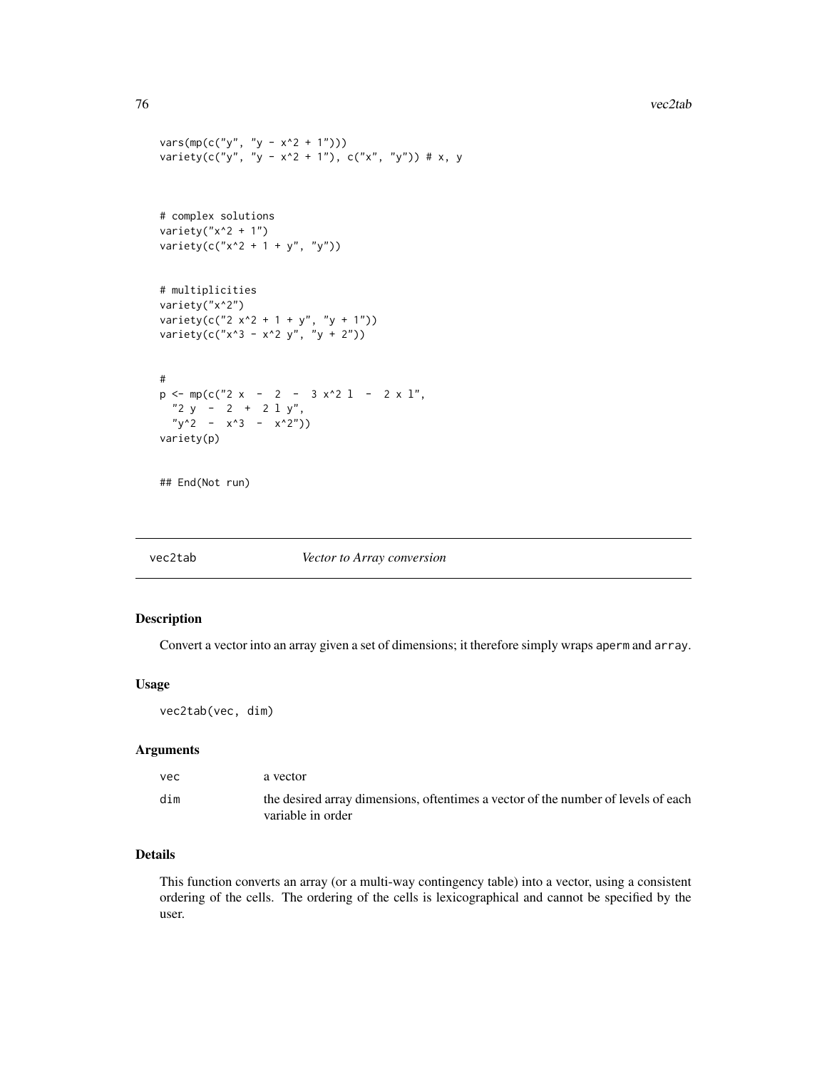```
vars(mp(c("y", "y - x^2 + 1")))
variety(c("y", "y - x^2 + 1"), c("x", "y")) # x, y


# complex solutions
variety("x^2 + 1")
variety(c("x^2 + 1 + y", "y"))


# multiplicities
variety("x^2")
variety(c("2 x^2 + 1 + y", "y + 1"))
variety(c("x^3 - x^2 y", "y + 2"))


#
p <- mp(c("2 x  -  2  -  3 x^2 l  -  2 x l",
  "2 y  -  2  +  2 l y",
  "y^2  -  x^3  -  x^2"))
variety(p)


## End(Not run)
```

---

## vec2tab *Vector to Array conversion*

### Description

Convert a vector into an array given a set of dimensions; it therefore simply wraps `aperm` and `array`.

### Usage

```
vec2tab(vec, dim)
```

### Arguments

| | |
|---|---|
| vec | a vector |
| dim | the desired array dimensions, oftentimes a vector of the number of levels of each variable in order |

### Details

This function converts an array (or a multi-way contingency table) into a vector, using a consistent ordering of the cells. The ordering of the cells is lexicographical and cannot be specified by the user.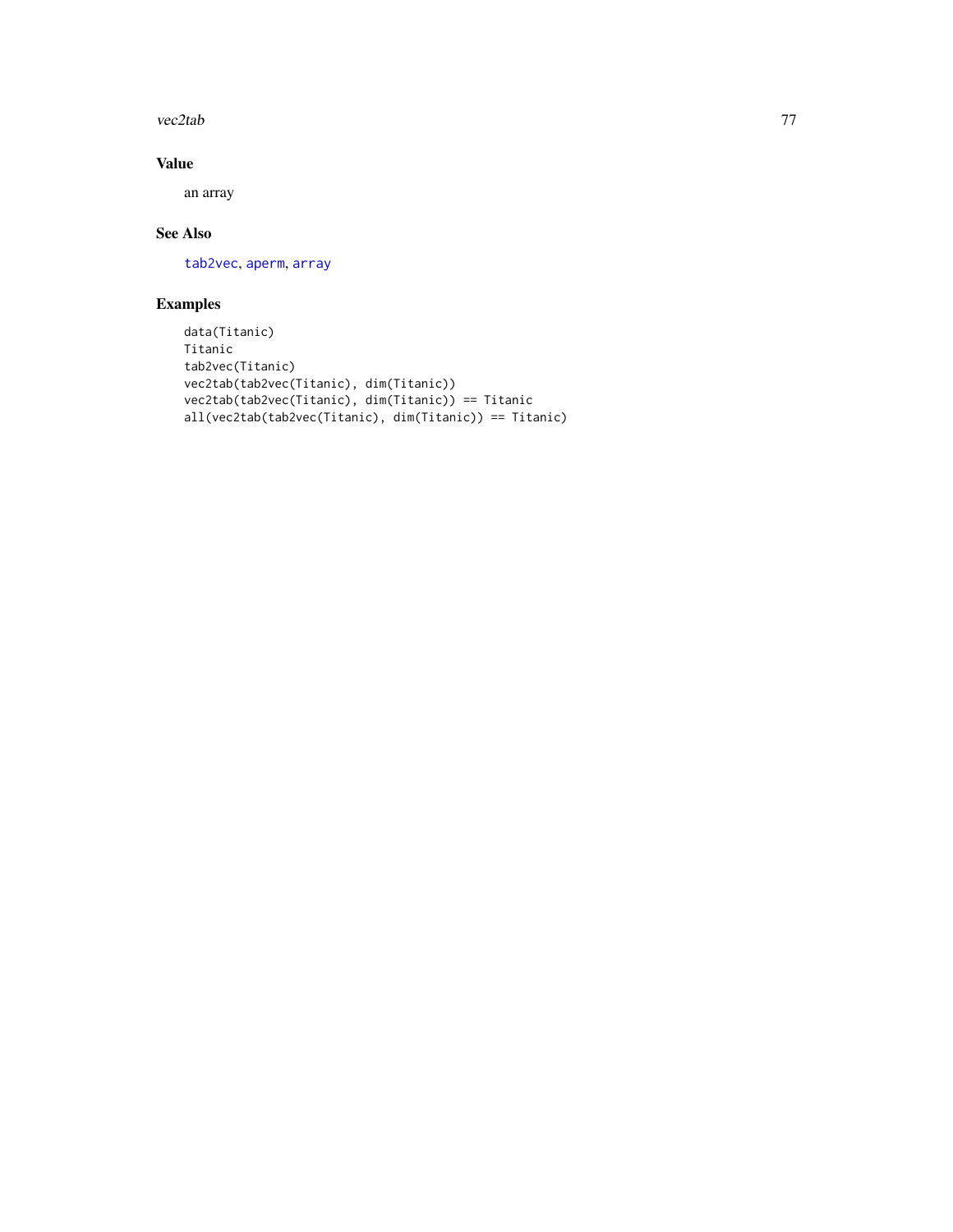## Value

an array

## See Also

tab2vec, aperm, array

## Examples

```
data(Titanic)
Titanic
tab2vec(Titanic)
vec2tab(tab2vec(Titanic), dim(Titanic))
vec2tab(tab2vec(Titanic), dim(Titanic)) == Titanic
all(vec2tab(tab2vec(Titanic), dim(Titanic)) == Titanic)
```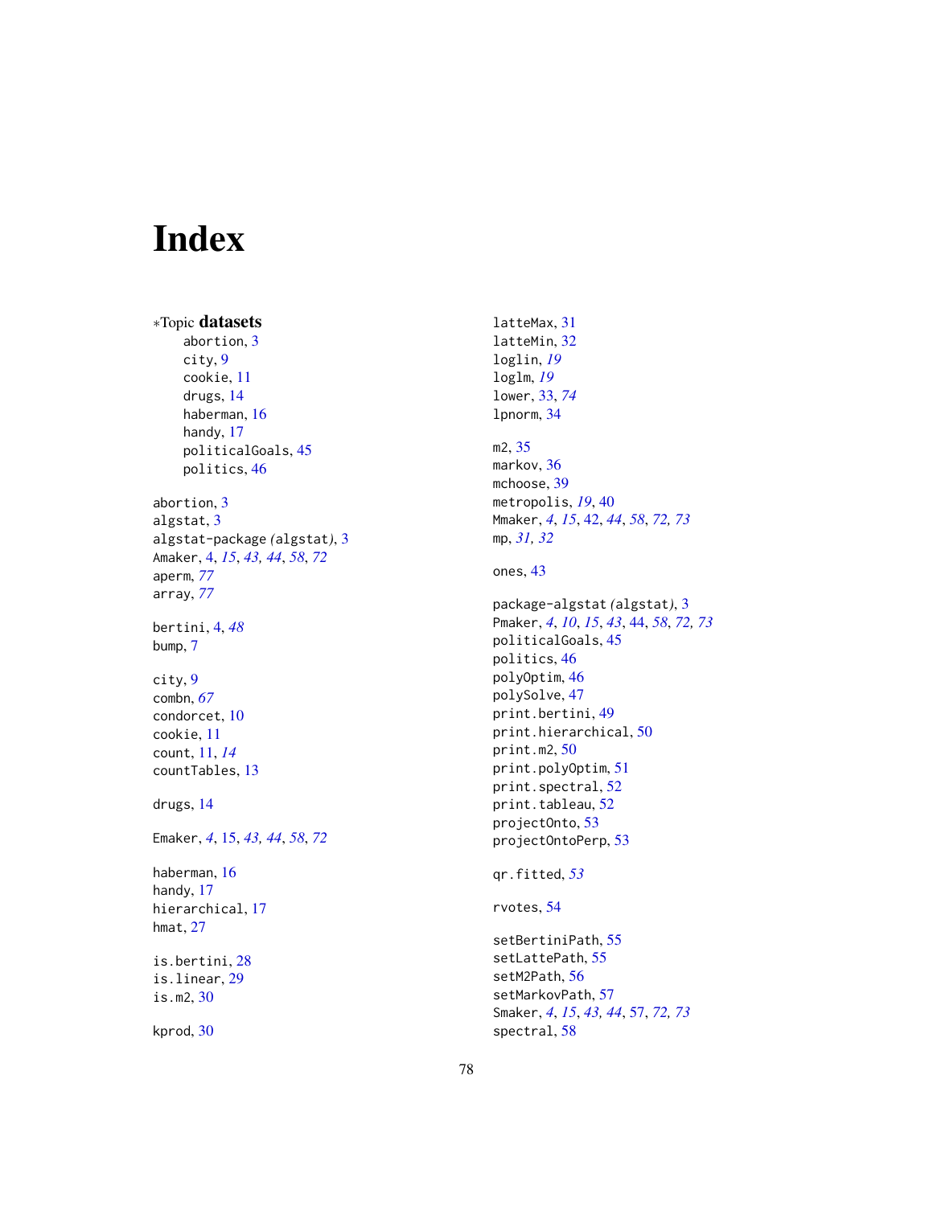# Index

∗Topic **datasets**
- abortion, 3
- city, 9
- cookie, 11
- drugs, 14
- haberman, 16
- handy, 17
- politicalGoals, 45
- politics, 46

abortion, 3
algstat, 3
algstat-package *(*algstat*)*, 3
Amaker, 4, *15*, *43, 44*, *58*, *72*
aperm, *77*
array, *77*

bertini, 4, *48*
bump, 7

city, 9
combn, *67*
condorcet, 10
cookie, 11
count, 11, *14*
countTables, 13

drugs, 14

Emaker, *4*, 15, *43, 44*, *58*, *72*

haberman, 16
handy, 17
hierarchical, 17
hmat, 27

is.bertini, 28
is.linear, 29
is.m2, 30

kprod, 30

latteMax, 31
latteMin, 32
loglin, *19*
loglm, *19*
lower, 33, *74*
lpnorm, 34

m2, 35
markov, 36
mchoose, 39
metropolis, *19*, 40
Mmaker, *4*, *15*, 42, *44*, *58*, *72, 73*
mp, *31, 32*

ones, 43

package-algstat *(*algstat*)*, 3
Pmaker, *4*, *10*, *15*, *43*, 44, *58*, *72, 73*
politicalGoals, 45
politics, 46
polyOptim, 46
polySolve, 47
print.bertini, 49
print.hierarchical, 50
print.m2, 50
print.polyOptim, 51
print.spectral, 52
print.tableau, 52
projectOnto, 53
projectOntoPerp, 53

qr.fitted, *53*

rvotes, 54

setBertiniPath, 55
setLattePath, 55
setM2Path, 56
setMarkovPath, 57
Smaker, *4*, *15*, *43, 44*, 57, *72, 73*
spectral, 58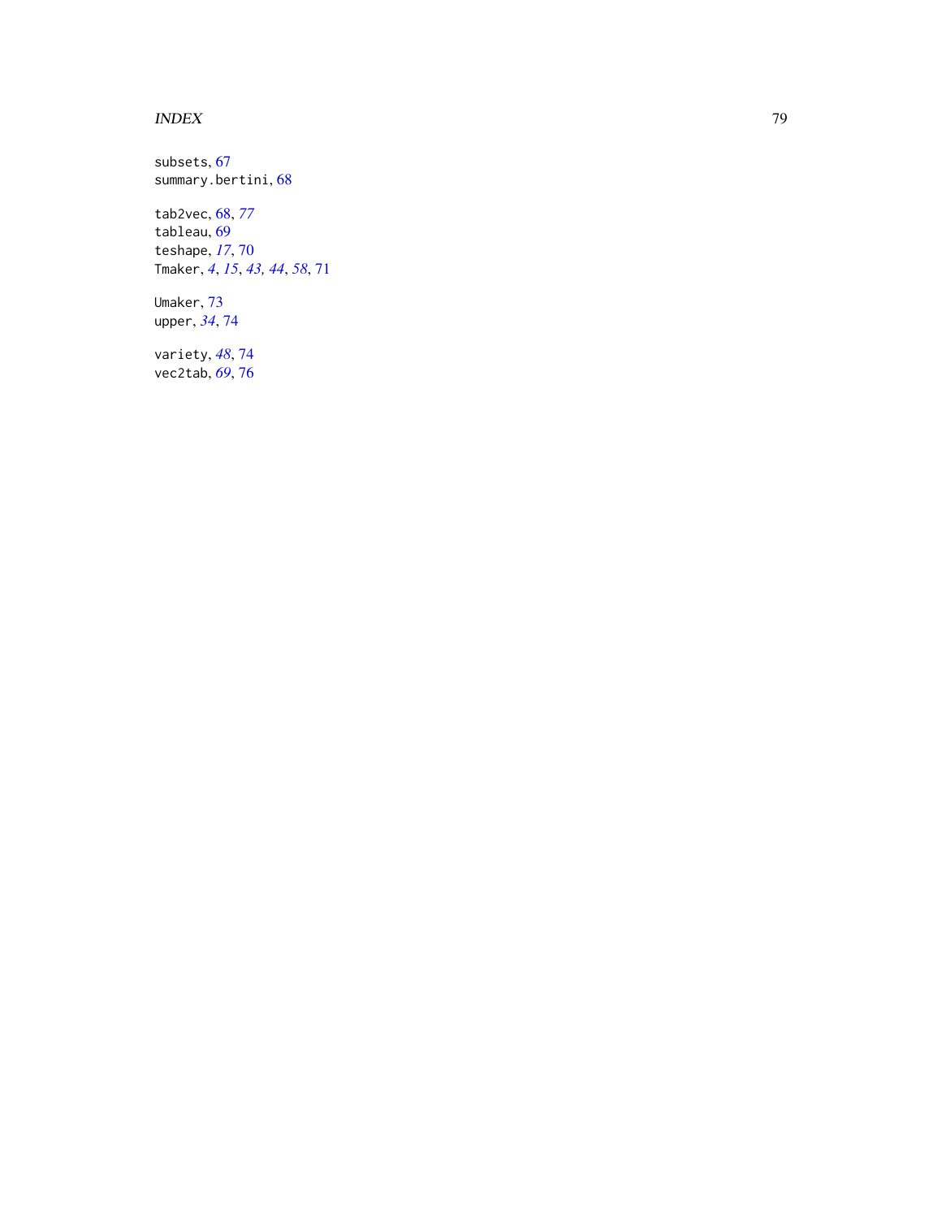subsets, 67
summary.bertini, 68

tab2vec, 68, *77*
tableau, 69
teshape, *17*, 70
Tmaker, *4*, *15*, *43, 44*, *58*, 71

Umaker, 73
upper, *34*, 74

variety, *48*, 74
vec2tab, *69*, 76